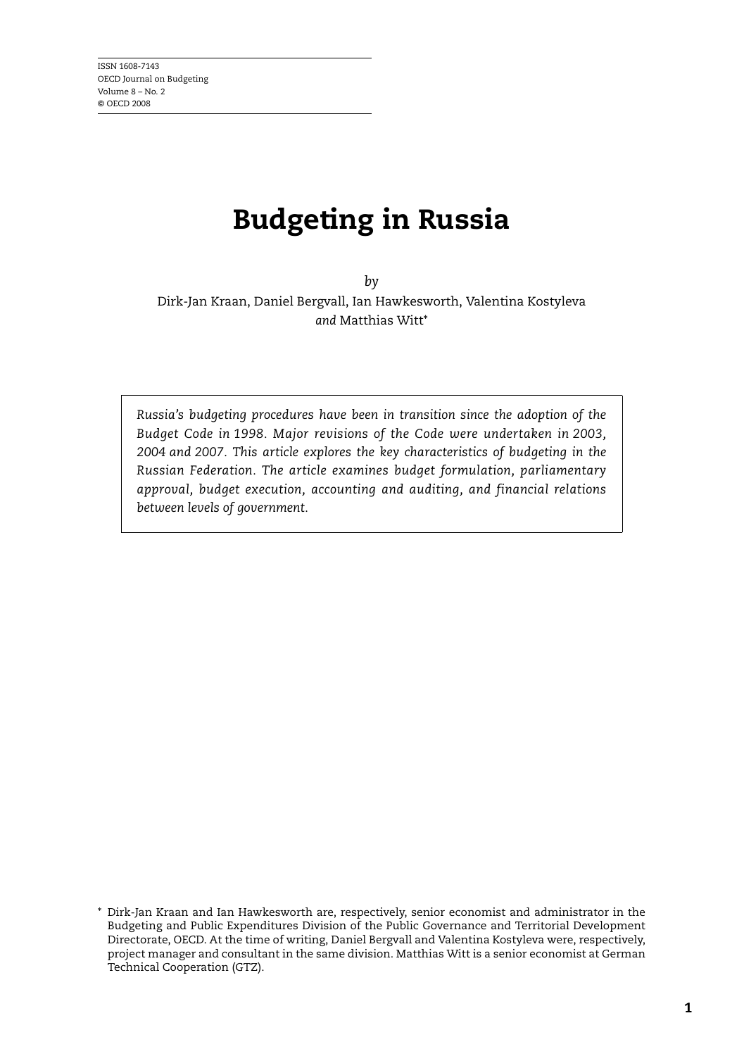ISSN 1608-7143
OECD Journal on Budgeting
Volume 8 – No. 2
© OECD 2008

# Budgeting in Russia

*by*

Dirk-Jan Kraan, Daniel Bergvall, Ian Hawkesworth, Valentina Kostyleva *and* Matthias Witt*

*Russia's budgeting procedures have been in transition since the adoption of the Budget Code in 1998. Major revisions of the Code were undertaken in 2003, 2004 and 2007. This article explores the key characteristics of budgeting in the Russian Federation. The article examines budget formulation, parliamentary approval, budget execution, accounting and auditing, and financial relations between levels of government.*

\* Dirk-Jan Kraan and Ian Hawkesworth are, respectively, senior economist and administrator in the Budgeting and Public Expenditures Division of the Public Governance and Territorial Development Directorate, OECD. At the time of writing, Daniel Bergvall and Valentina Kostyleva were, respectively, project manager and consultant in the same division. Matthias Witt is a senior economist at German Technical Cooperation (GTZ).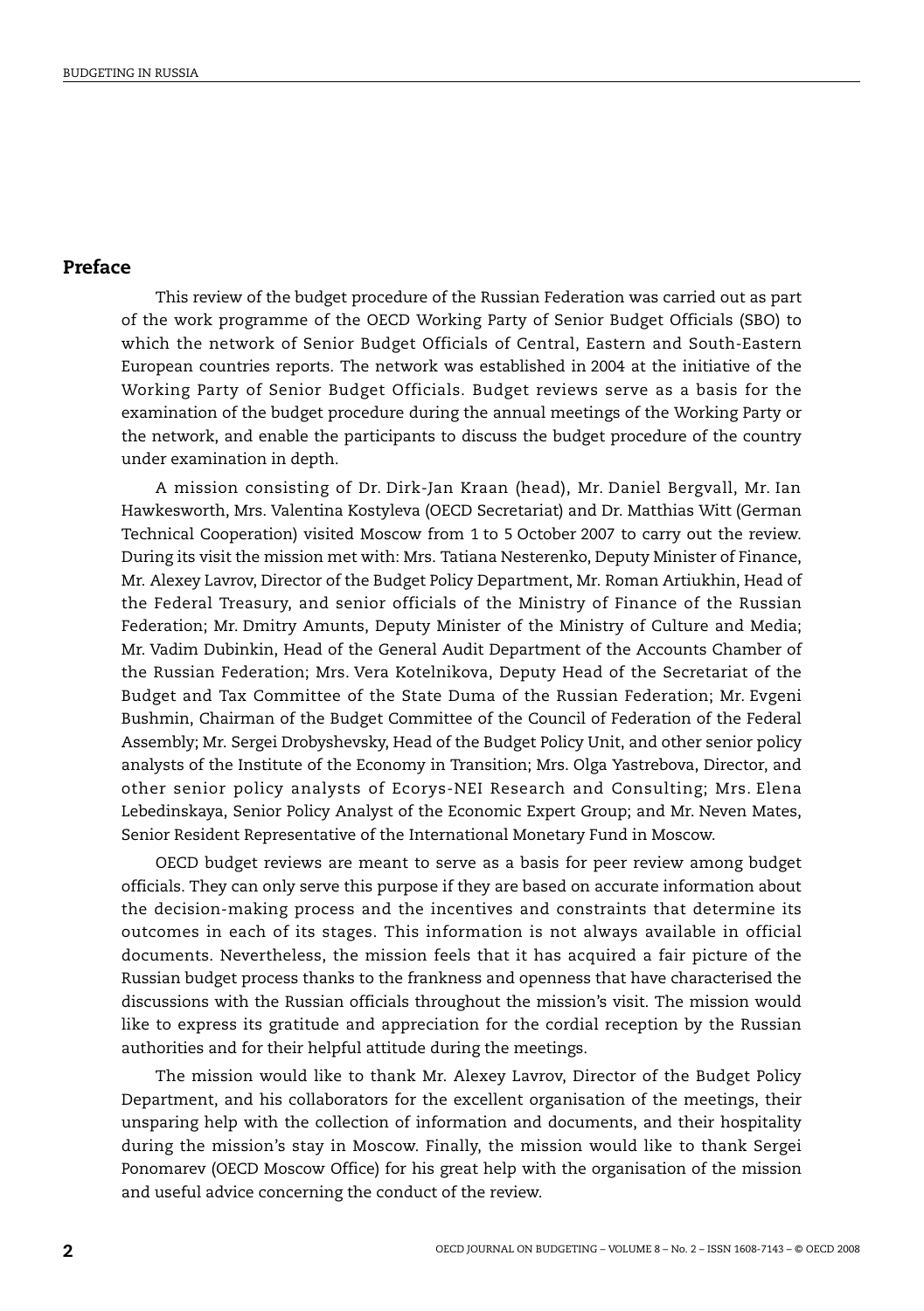## Preface

This review of the budget procedure of the Russian Federation was carried out as part of the work programme of the OECD Working Party of Senior Budget Officials (SBO) to which the network of Senior Budget Officials of Central, Eastern and South-Eastern European countries reports. The network was established in 2004 at the initiative of the Working Party of Senior Budget Officials. Budget reviews serve as a basis for the examination of the budget procedure during the annual meetings of the Working Party or the network, and enable the participants to discuss the budget procedure of the country under examination in depth.

A mission consisting of Dr. Dirk-Jan Kraan (head), Mr. Daniel Bergvall, Mr. Ian Hawkesworth, Mrs. Valentina Kostyleva (OECD Secretariat) and Dr. Matthias Witt (German Technical Cooperation) visited Moscow from 1 to 5 October 2007 to carry out the review. During its visit the mission met with: Mrs. Tatiana Nesterenko, Deputy Minister of Finance, Mr. Alexey Lavrov, Director of the Budget Policy Department, Mr. Roman Artiukhin, Head of the Federal Treasury, and senior officials of the Ministry of Finance of the Russian Federation; Mr. Dmitry Amunts, Deputy Minister of the Ministry of Culture and Media; Mr. Vadim Dubinkin, Head of the General Audit Department of the Accounts Chamber of the Russian Federation; Mrs. Vera Kotelnikova, Deputy Head of the Secretariat of the Budget and Tax Committee of the State Duma of the Russian Federation; Mr. Evgeni Bushmin, Chairman of the Budget Committee of the Council of Federation of the Federal Assembly; Mr. Sergei Drobyshevsky, Head of the Budget Policy Unit, and other senior policy analysts of the Institute of the Economy in Transition; Mrs. Olga Yastrebova, Director, and other senior policy analysts of Ecorys-NEI Research and Consulting; Mrs. Elena Lebedinskaya, Senior Policy Analyst of the Economic Expert Group; and Mr. Neven Mates, Senior Resident Representative of the International Monetary Fund in Moscow.

OECD budget reviews are meant to serve as a basis for peer review among budget officials. They can only serve this purpose if they are based on accurate information about the decision-making process and the incentives and constraints that determine its outcomes in each of its stages. This information is not always available in official documents. Nevertheless, the mission feels that it has acquired a fair picture of the Russian budget process thanks to the frankness and openness that have characterised the discussions with the Russian officials throughout the mission's visit. The mission would like to express its gratitude and appreciation for the cordial reception by the Russian authorities and for their helpful attitude during the meetings.

The mission would like to thank Mr. Alexey Lavrov, Director of the Budget Policy Department, and his collaborators for the excellent organisation of the meetings, their unsparing help with the collection of information and documents, and their hospitality during the mission's stay in Moscow. Finally, the mission would like to thank Sergei Ponomarev (OECD Moscow Office) for his great help with the organisation of the mission and useful advice concerning the conduct of the review.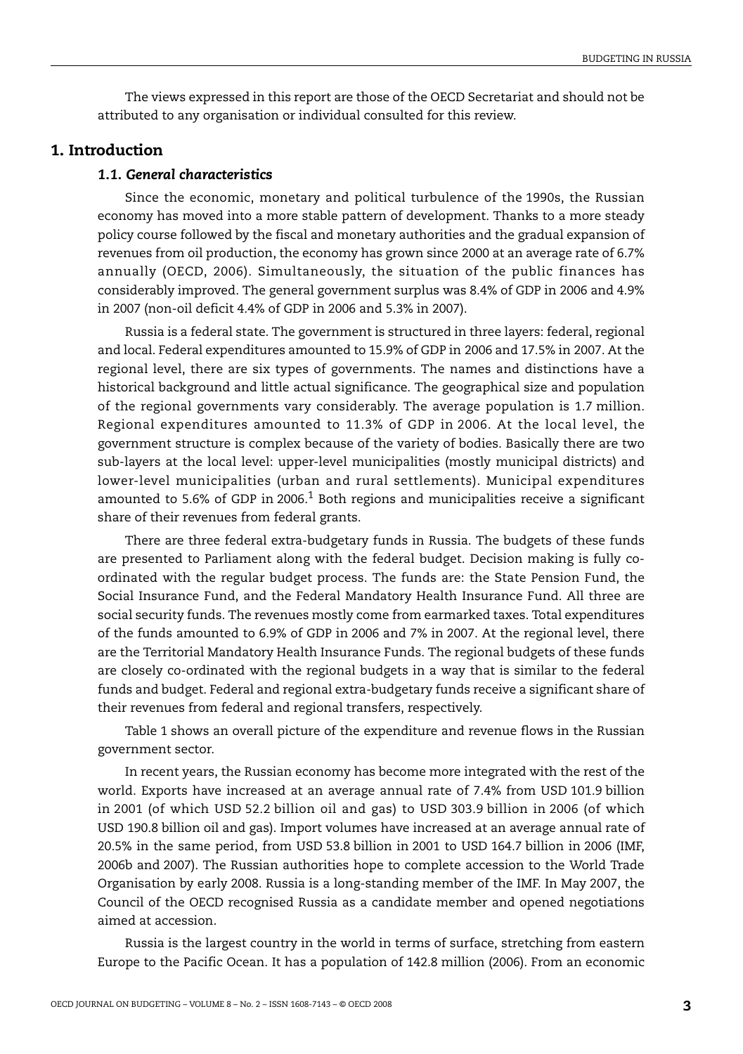The views expressed in this report are those of the OECD Secretariat and should not be attributed to any organisation or individual consulted for this review.

## 1. Introduction

### 1.1. *General characteristics*

Since the economic, monetary and political turbulence of the 1990s, the Russian economy has moved into a more stable pattern of development. Thanks to a more steady policy course followed by the fiscal and monetary authorities and the gradual expansion of revenues from oil production, the economy has grown since 2000 at an average rate of 6.7% annually (OECD, 2006). Simultaneously, the situation of the public finances has considerably improved. The general government surplus was 8.4% of GDP in 2006 and 4.9% in 2007 (non-oil deficit 4.4% of GDP in 2006 and 5.3% in 2007).

Russia is a federal state. The government is structured in three layers: federal, regional and local. Federal expenditures amounted to 15.9% of GDP in 2006 and 17.5% in 2007. At the regional level, there are six types of governments. The names and distinctions have a historical background and little actual significance. The geographical size and population of the regional governments vary considerably. The average population is 1.7 million. Regional expenditures amounted to 11.3% of GDP in 2006. At the local level, the government structure is complex because of the variety of bodies. Basically there are two sub-layers at the local level: upper-level municipalities (mostly municipal districts) and lower-level municipalities (urban and rural settlements). Municipal expenditures amounted to 5.6% of GDP in 2006.[1] Both regions and municipalities receive a significant share of their revenues from federal grants.

There are three federal extra-budgetary funds in Russia. The budgets of these funds are presented to Parliament along with the federal budget. Decision making is fully co-ordinated with the regular budget process. The funds are: the State Pension Fund, the Social Insurance Fund, and the Federal Mandatory Health Insurance Fund. All three are social security funds. The revenues mostly come from earmarked taxes. Total expenditures of the funds amounted to 6.9% of GDP in 2006 and 7% in 2007. At the regional level, there are the Territorial Mandatory Health Insurance Funds. The regional budgets of these funds are closely co-ordinated with the regional budgets in a way that is similar to the federal funds and budget. Federal and regional extra-budgetary funds receive a significant share of their revenues from federal and regional transfers, respectively.

Table 1 shows an overall picture of the expenditure and revenue flows in the Russian government sector.

In recent years, the Russian economy has become more integrated with the rest of the world. Exports have increased at an average annual rate of 7.4% from USD 101.9 billion in 2001 (of which USD 52.2 billion oil and gas) to USD 303.9 billion in 2006 (of which USD 190.8 billion oil and gas). Import volumes have increased at an average annual rate of 20.5% in the same period, from USD 53.8 billion in 2001 to USD 164.7 billion in 2006 (IMF, 2006b and 2007). The Russian authorities hope to complete accession to the World Trade Organisation by early 2008. Russia is a long-standing member of the IMF. In May 2007, the Council of the OECD recognised Russia as a candidate member and opened negotiations aimed at accession.

Russia is the largest country in the world in terms of surface, stretching from eastern Europe to the Pacific Ocean. It has a population of 142.8 million (2006). From an economic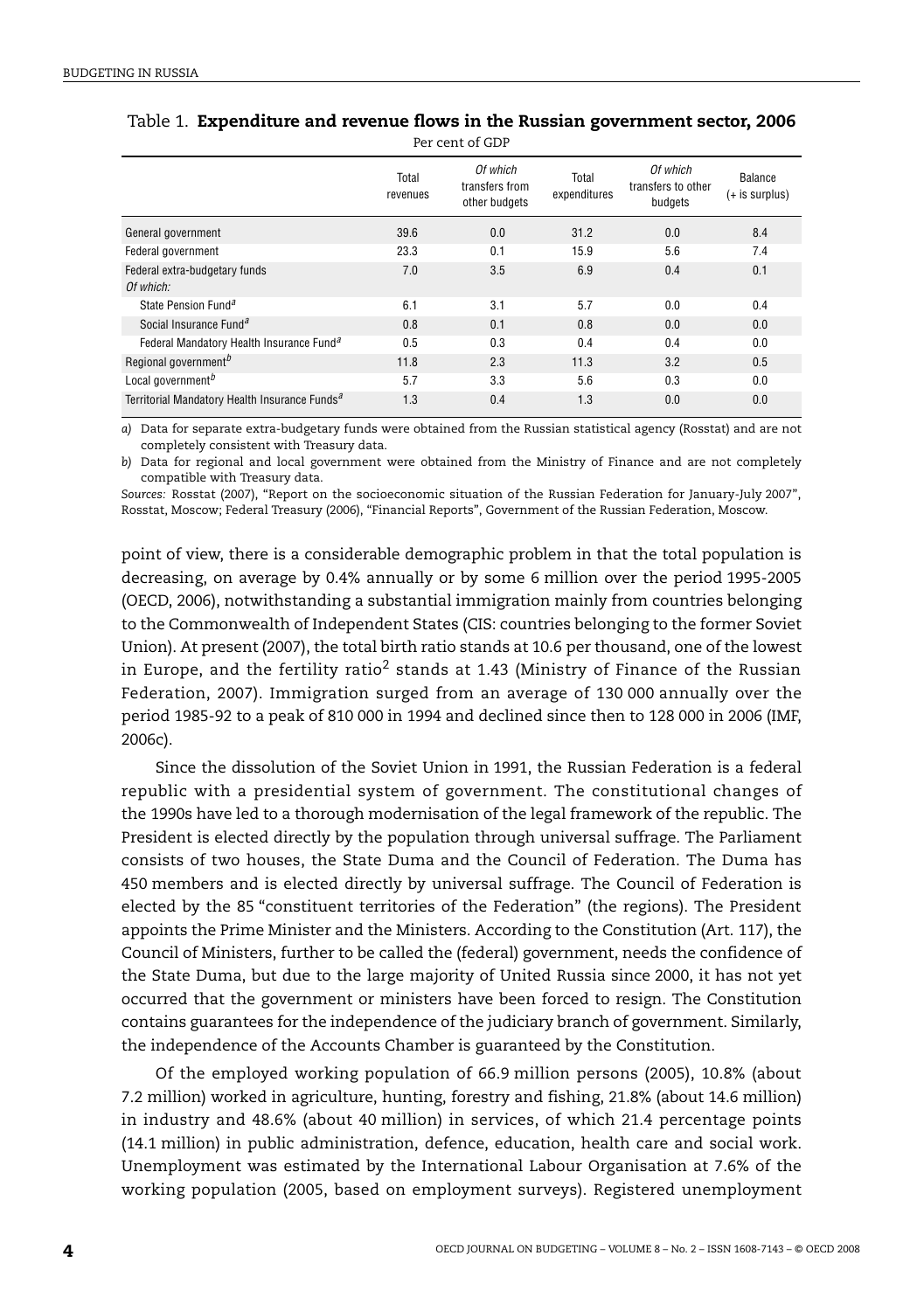Table 1. **Expenditure and revenue flows in the Russian government sector, 2006**

Per cent of GDP

| | Total revenues | *Of which* transfers from other budgets | Total expenditures | *Of which* transfers to other budgets | Balance (+ is surplus) |
|---|---|---|---|---|---|
| General government | 39.6 | 0.0 | 31.2 | 0.0 | 8.4 |
| Federal government | 23.3 | 0.1 | 15.9 | 5.6 | 7.4 |
| Federal extra-budgetary funds *Of which:* | 7.0 | 3.5 | 6.9 | 0.4 | 0.1 |
| State Pension Fund[a] | 6.1 | 3.1 | 5.7 | 0.0 | 0.4 |
| Social Insurance Fund[a] | 0.8 | 0.1 | 0.8 | 0.0 | 0.0 |
| Federal Mandatory Health Insurance Fund[a] | 0.5 | 0.3 | 0.4 | 0.4 | 0.0 |
| Regional government[b] | 11.8 | 2.3 | 11.3 | 3.2 | 0.5 |
| Local government[b] | 5.7 | 3.3 | 5.6 | 0.3 | 0.0 |
| Territorial Mandatory Health Insurance Funds[a] | 1.3 | 0.4 | 1.3 | 0.0 | 0.0 |

*a)* Data for separate extra-budgetary funds were obtained from the Russian statistical agency (Rosstat) and are not completely consistent with Treasury data.

*b)* Data for regional and local government were obtained from the Ministry of Finance and are not completely compatible with Treasury data.

*Sources:* Rosstat (2007), "Report on the socioeconomic situation of the Russian Federation for January-July 2007", Rosstat, Moscow; Federal Treasury (2006), "Financial Reports", Government of the Russian Federation, Moscow.

point of view, there is a considerable demographic problem in that the total population is decreasing, on average by 0.4% annually or by some 6 million over the period 1995-2005 (OECD, 2006), notwithstanding a substantial immigration mainly from countries belonging to the Commonwealth of Independent States (CIS: countries belonging to the former Soviet Union). At present (2007), the total birth ratio stands at 10.6 per thousand, one of the lowest in Europe, and the fertility ratio[2] stands at 1.43 (Ministry of Finance of the Russian Federation, 2007). Immigration surged from an average of 130 000 annually over the period 1985-92 to a peak of 810 000 in 1994 and declined since then to 128 000 in 2006 (IMF, 2006c).

Since the dissolution of the Soviet Union in 1991, the Russian Federation is a federal republic with a presidential system of government. The constitutional changes of the 1990s have led to a thorough modernisation of the legal framework of the republic. The President is elected directly by the population through universal suffrage. The Parliament consists of two houses, the State Duma and the Council of Federation. The Duma has 450 members and is elected directly by universal suffrage. The Council of Federation is elected by the 85 "constituent territories of the Federation" (the regions). The President appoints the Prime Minister and the Ministers. According to the Constitution (Art. 117), the Council of Ministers, further to be called the (federal) government, needs the confidence of the State Duma, but due to the large majority of United Russia since 2000, it has not yet occurred that the government or ministers have been forced to resign. The Constitution contains guarantees for the independence of the judiciary branch of government. Similarly, the independence of the Accounts Chamber is guaranteed by the Constitution.

Of the employed working population of 66.9 million persons (2005), 10.8% (about 7.2 million) worked in agriculture, hunting, forestry and fishing, 21.8% (about 14.6 million) in industry and 48.6% (about 40 million) in services, of which 21.4 percentage points (14.1 million) in public administration, defence, education, health care and social work. Unemployment was estimated by the International Labour Organisation at 7.6% of the working population (2005, based on employment surveys). Registered unemployment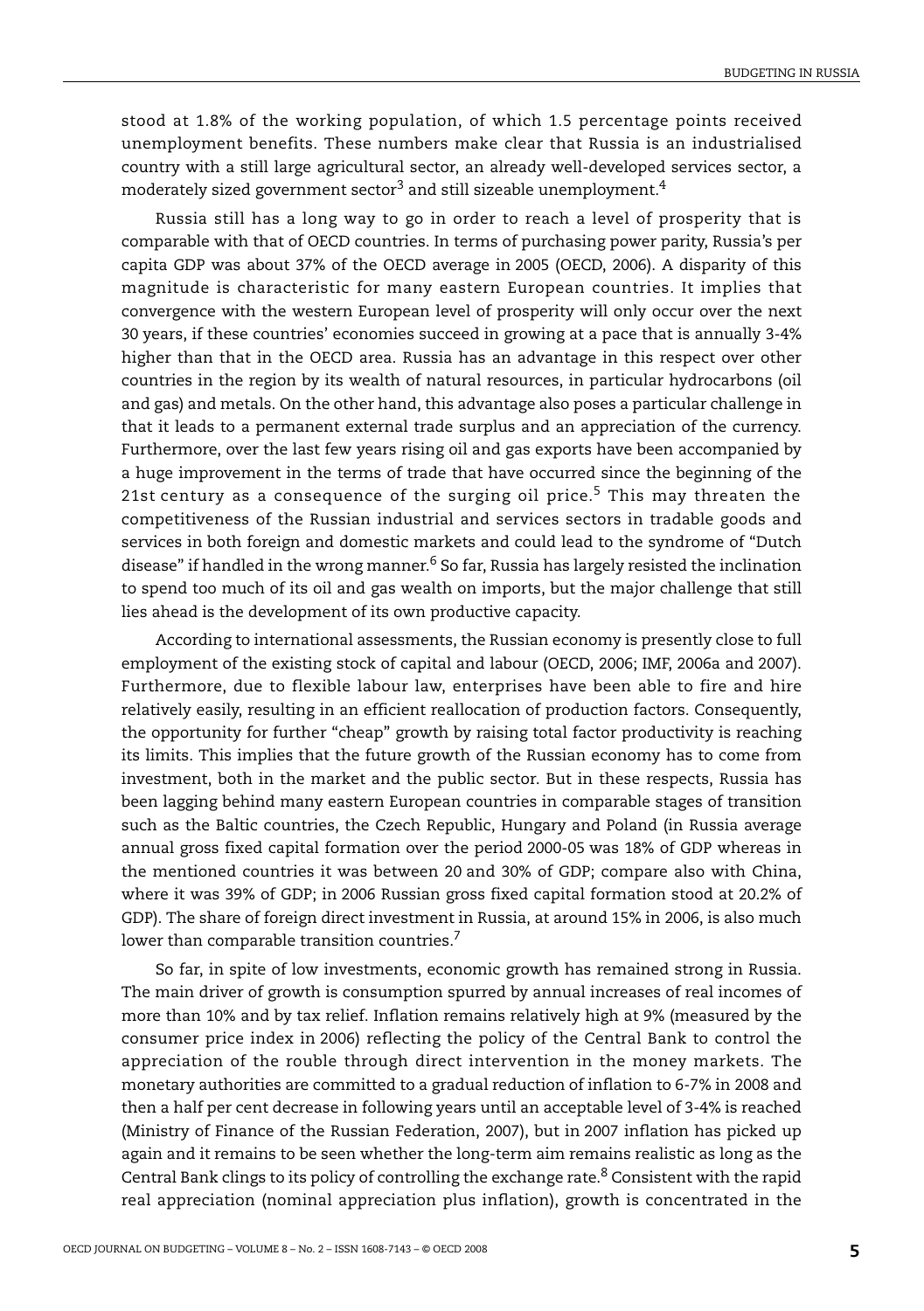stood at 1.8% of the working population, of which 1.5 percentage points received unemployment benefits. These numbers make clear that Russia is an industrialised country with a still large agricultural sector, an already well-developed services sector, a moderately sized government sector[3] and still sizeable unemployment.[4]

Russia still has a long way to go in order to reach a level of prosperity that is comparable with that of OECD countries. In terms of purchasing power parity, Russia's per capita GDP was about 37% of the OECD average in 2005 (OECD, 2006). A disparity of this magnitude is characteristic for many eastern European countries. It implies that convergence with the western European level of prosperity will only occur over the next 30 years, if these countries' economies succeed in growing at a pace that is annually 3-4% higher than that in the OECD area. Russia has an advantage in this respect over other countries in the region by its wealth of natural resources, in particular hydrocarbons (oil and gas) and metals. On the other hand, this advantage also poses a particular challenge in that it leads to a permanent external trade surplus and an appreciation of the currency. Furthermore, over the last few years rising oil and gas exports have been accompanied by a huge improvement in the terms of trade that have occurred since the beginning of the 21st century as a consequence of the surging oil price.[5] This may threaten the competitiveness of the Russian industrial and services sectors in tradable goods and services in both foreign and domestic markets and could lead to the syndrome of "Dutch disease" if handled in the wrong manner.[6] So far, Russia has largely resisted the inclination to spend too much of its oil and gas wealth on imports, but the major challenge that still lies ahead is the development of its own productive capacity.

According to international assessments, the Russian economy is presently close to full employment of the existing stock of capital and labour (OECD, 2006; IMF, 2006a and 2007). Furthermore, due to flexible labour law, enterprises have been able to fire and hire relatively easily, resulting in an efficient reallocation of production factors. Consequently, the opportunity for further "cheap" growth by raising total factor productivity is reaching its limits. This implies that the future growth of the Russian economy has to come from investment, both in the market and the public sector. But in these respects, Russia has been lagging behind many eastern European countries in comparable stages of transition such as the Baltic countries, the Czech Republic, Hungary and Poland (in Russia average annual gross fixed capital formation over the period 2000-05 was 18% of GDP whereas in the mentioned countries it was between 20 and 30% of GDP; compare also with China, where it was 39% of GDP; in 2006 Russian gross fixed capital formation stood at 20.2% of GDP). The share of foreign direct investment in Russia, at around 15% in 2006, is also much lower than comparable transition countries.[7]

So far, in spite of low investments, economic growth has remained strong in Russia. The main driver of growth is consumption spurred by annual increases of real incomes of more than 10% and by tax relief. Inflation remains relatively high at 9% (measured by the consumer price index in 2006) reflecting the policy of the Central Bank to control the appreciation of the rouble through direct intervention in the money markets. The monetary authorities are committed to a gradual reduction of inflation to 6-7% in 2008 and then a half per cent decrease in following years until an acceptable level of 3-4% is reached (Ministry of Finance of the Russian Federation, 2007), but in 2007 inflation has picked up again and it remains to be seen whether the long-term aim remains realistic as long as the Central Bank clings to its policy of controlling the exchange rate.[8] Consistent with the rapid real appreciation (nominal appreciation plus inflation), growth is concentrated in the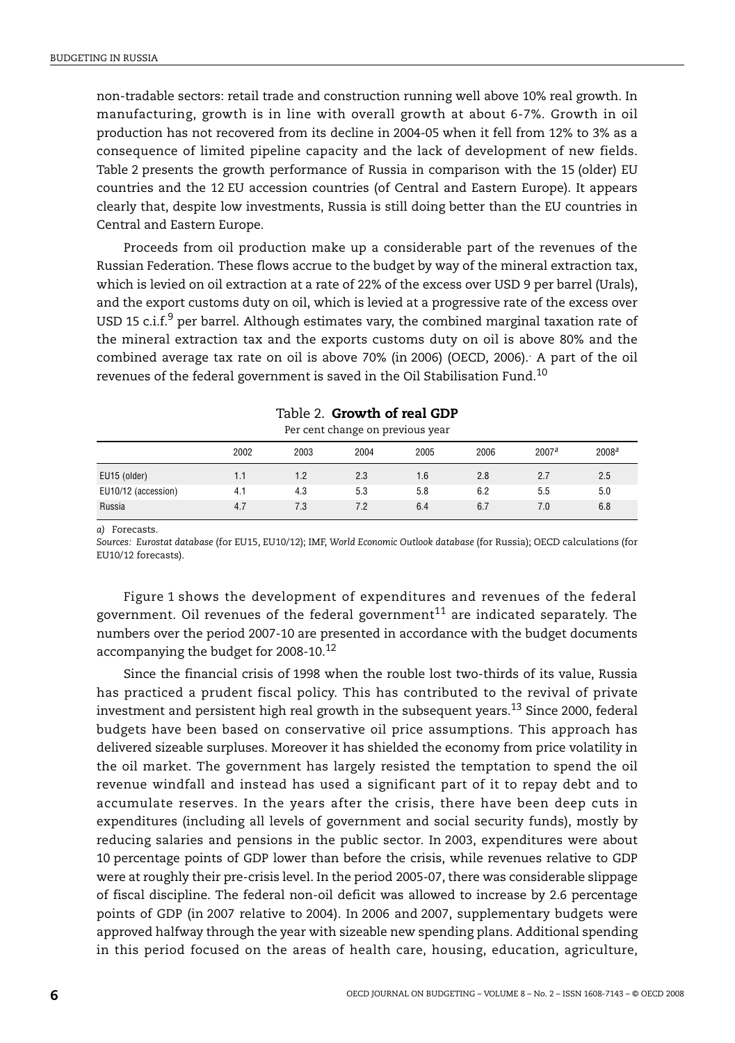non-tradable sectors: retail trade and construction running well above 10% real growth. In manufacturing, growth is in line with overall growth at about 6-7%. Growth in oil production has not recovered from its decline in 2004-05 when it fell from 12% to 3% as a consequence of limited pipeline capacity and the lack of development of new fields. Table 2 presents the growth performance of Russia in comparison with the 15 (older) EU countries and the 12 EU accession countries (of Central and Eastern Europe). It appears clearly that, despite low investments, Russia is still doing better than the EU countries in Central and Eastern Europe.

Proceeds from oil production make up a considerable part of the revenues of the Russian Federation. These flows accrue to the budget by way of the mineral extraction tax, which is levied on oil extraction at a rate of 22% of the excess over USD 9 per barrel (Urals), and the export customs duty on oil, which is levied at a progressive rate of the excess over USD 15 c.i.f.[9] per barrel. Although estimates vary, the combined marginal taxation rate of the mineral extraction tax and the exports customs duty on oil is above 80% and the combined average tax rate on oil is above 70% (in 2006) (OECD, 2006). A part of the oil revenues of the federal government is saved in the Oil Stabilisation Fund.[10]

Table 2. **Growth of real GDP**

Per cent change on previous year

| | 2002 | 2003 | 2004 | 2005 | 2006 | 2007[a] | 2008[a] |
|---|---|---|---|---|---|---|---|
| EU15 (older) | 1.1 | 1.2 | 2.3 | 1.6 | 2.8 | 2.7 | 2.5 |
| EU10/12 (accession) | 4.1 | 4.3 | 5.3 | 5.8 | 6.2 | 5.5 | 5.0 |
| Russia | 4.7 | 7.3 | 7.2 | 6.4 | 6.7 | 7.0 | 6.8 |

*a)* Forecasts.

*Sources: Eurostat database* (for EU15, EU10/12); IMF, *World Economic Outlook database* (for Russia); OECD calculations (for EU10/12 forecasts).

Figure 1 shows the development of expenditures and revenues of the federal government. Oil revenues of the federal government[11] are indicated separately. The numbers over the period 2007-10 are presented in accordance with the budget documents accompanying the budget for 2008-10.[12]

Since the financial crisis of 1998 when the rouble lost two-thirds of its value, Russia has practiced a prudent fiscal policy. This has contributed to the revival of private investment and persistent high real growth in the subsequent years.[13] Since 2000, federal budgets have been based on conservative oil price assumptions. This approach has delivered sizeable surpluses. Moreover it has shielded the economy from price volatility in the oil market. The government has largely resisted the temptation to spend the oil revenue windfall and instead has used a significant part of it to repay debt and to accumulate reserves. In the years after the crisis, there have been deep cuts in expenditures (including all levels of government and social security funds), mostly by reducing salaries and pensions in the public sector. In 2003, expenditures were about 10 percentage points of GDP lower than before the crisis, while revenues relative to GDP were at roughly their pre-crisis level. In the period 2005-07, there was considerable slippage of fiscal discipline. The federal non-oil deficit was allowed to increase by 2.6 percentage points of GDP (in 2007 relative to 2004). In 2006 and 2007, supplementary budgets were approved halfway through the year with sizeable new spending plans. Additional spending in this period focused on the areas of health care, housing, education, agriculture,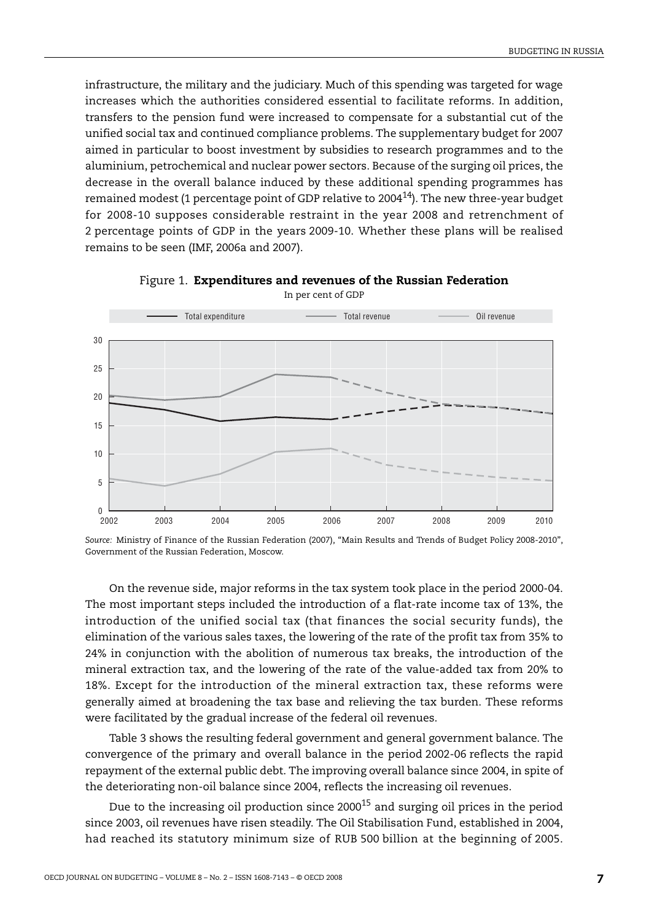infrastructure, the military and the judiciary. Much of this spending was targeted for wage increases which the authorities considered essential to facilitate reforms. In addition, transfers to the pension fund were increased to compensate for a substantial cut of the unified social tax and continued compliance problems. The supplementary budget for 2007 aimed in particular to boost investment by subsidies to research programmes and to the aluminium, petrochemical and nuclear power sectors. Because of the surging oil prices, the decrease in the overall balance induced by these additional spending programmes has remained modest (1 percentage point of GDP relative to 2004[14]). The new three-year budget for 2008-10 supposes considerable restraint in the year 2008 and retrenchment of 2 percentage points of GDP in the years 2009-10. Whether these plans will be realised remains to be seen (IMF, 2006a and 2007).

Figure 1. **Expenditures and revenues of the Russian Federation**

In per cent of GDP

*Source:* Ministry of Finance of the Russian Federation (2007), "Main Results and Trends of Budget Policy 2008-2010", Government of the Russian Federation, Moscow.

On the revenue side, major reforms in the tax system took place in the period 2000-04. The most important steps included the introduction of a flat-rate income tax of 13%, the introduction of the unified social tax (that finances the social security funds), the elimination of the various sales taxes, the lowering of the rate of the profit tax from 35% to 24% in conjunction with the abolition of numerous tax breaks, the introduction of the mineral extraction tax, and the lowering of the rate of the value-added tax from 20% to 18%. Except for the introduction of the mineral extraction tax, these reforms were generally aimed at broadening the tax base and relieving the tax burden. These reforms were facilitated by the gradual increase of the federal oil revenues.

Table 3 shows the resulting federal government and general government balance. The convergence of the primary and overall balance in the period 2002-06 reflects the rapid repayment of the external public debt. The improving overall balance since 2004, in spite of the deteriorating non-oil balance since 2004, reflects the increasing oil revenues.

Due to the increasing oil production since 2000[15] and surging oil prices in the period since 2003, oil revenues have risen steadily. The Oil Stabilisation Fund, established in 2004, had reached its statutory minimum size of RUB 500 billion at the beginning of 2005.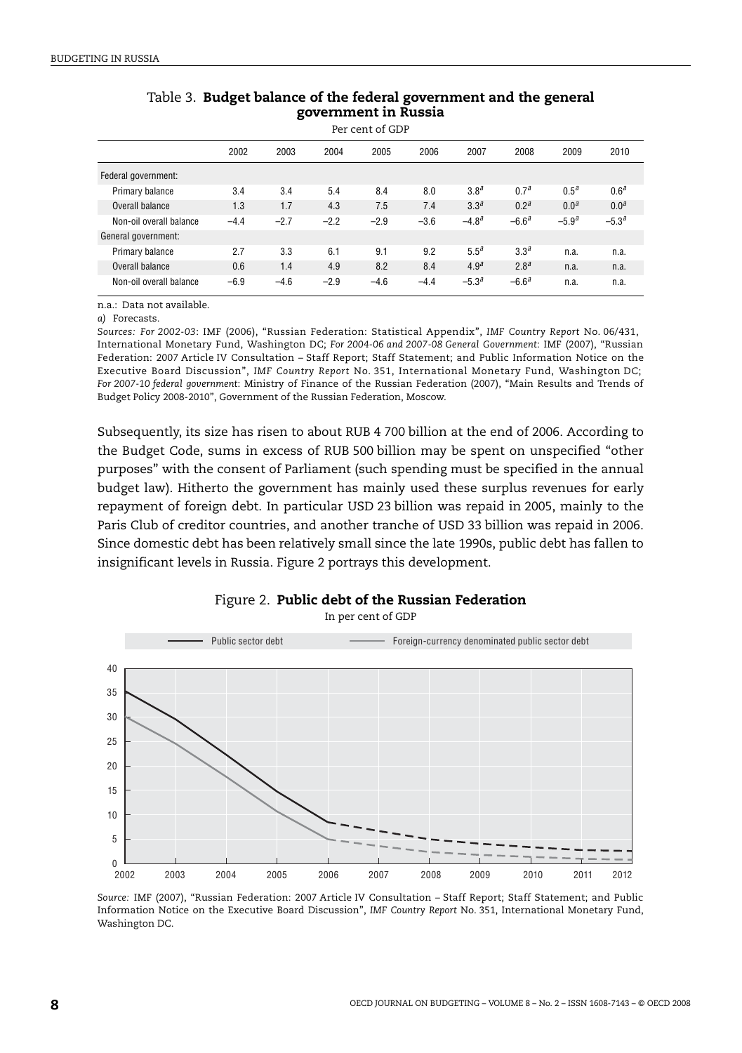Table 3. **Budget balance of the federal government and the general government in Russia**

Per cent of GDP

| | 2002 | 2003 | 2004 | 2005 | 2006 | 2007 | 2008 | 2009 | 2010 |
|---|---|---|---|---|---|---|---|---|---|
| Federal government: | | | | | | | | | |
| Primary balance | 3.4 | 3.4 | 5.4 | 8.4 | 8.0 | 3.8[a] | 0.7[a] | 0.5[a] | 0.6[a] |
| Overall balance | 1.3 | 1.7 | 4.3 | 7.5 | 7.4 | 3.3[a] | 0.2[a] | 0.0[a] | 0.0[a] |
| Non-oil overall balance | –4.4 | –2.7 | –2.2 | –2.9 | –3.6 | –4.8[a] | –6.6[a] | –5.9[a] | –5.3[a] |
| General government: | | | | | | | | | |
| Primary balance | 2.7 | 3.3 | 6.1 | 9.1 | 9.2 | 5.5[a] | 3.3[a] | n.a. | n.a. |
| Overall balance | 0.6 | 1.4 | 4.9 | 8.2 | 8.4 | 4.9[a] | 2.8[a] | n.a. | n.a. |
| Non-oil overall balance | –6.9 | –4.6 | –2.9 | –4.6 | –4.4 | –5.3[a] | –6.6[a] | n.a. | n.a. |

n.a.: Data not available.

*a)* Forecasts.

*Sources: For 2002-03*: IMF (2006), "Russian Federation: Statistical Appendix", *IMF Country Report* No. 06/431, International Monetary Fund, Washington DC; *For 2004-06 and 2007-08 General Government*: IMF (2007), "Russian Federation: 2007 Article IV Consultation – Staff Report; Staff Statement; and Public Information Notice on the Executive Board Discussion", *IMF Country Report* No. 351, International Monetary Fund, Washington DC; *For 2007-10 federal government*: Ministry of Finance of the Russian Federation (2007), "Main Results and Trends of Budget Policy 2008-2010", Government of the Russian Federation, Moscow.

Subsequently, its size has risen to about RUB 4 700 billion at the end of 2006. According to the Budget Code, sums in excess of RUB 500 billion may be spent on unspecified "other purposes" with the consent of Parliament (such spending must be specified in the annual budget law). Hitherto the government has mainly used these surplus revenues for early repayment of foreign debt. In particular USD 23 billion was repaid in 2005, mainly to the Paris Club of creditor countries, and another tranche of USD 33 billion was repaid in 2006. Since domestic debt has been relatively small since the late 1990s, public debt has fallen to insignificant levels in Russia. Figure 2 portrays this development.

Figure 2. **Public debt of the Russian Federation**

In per cent of GDP

*Source:* IMF (2007), "Russian Federation: 2007 Article IV Consultation – Staff Report; Staff Statement; and Public Information Notice on the Executive Board Discussion", *IMF Country Report* No. 351, International Monetary Fund, Washington DC.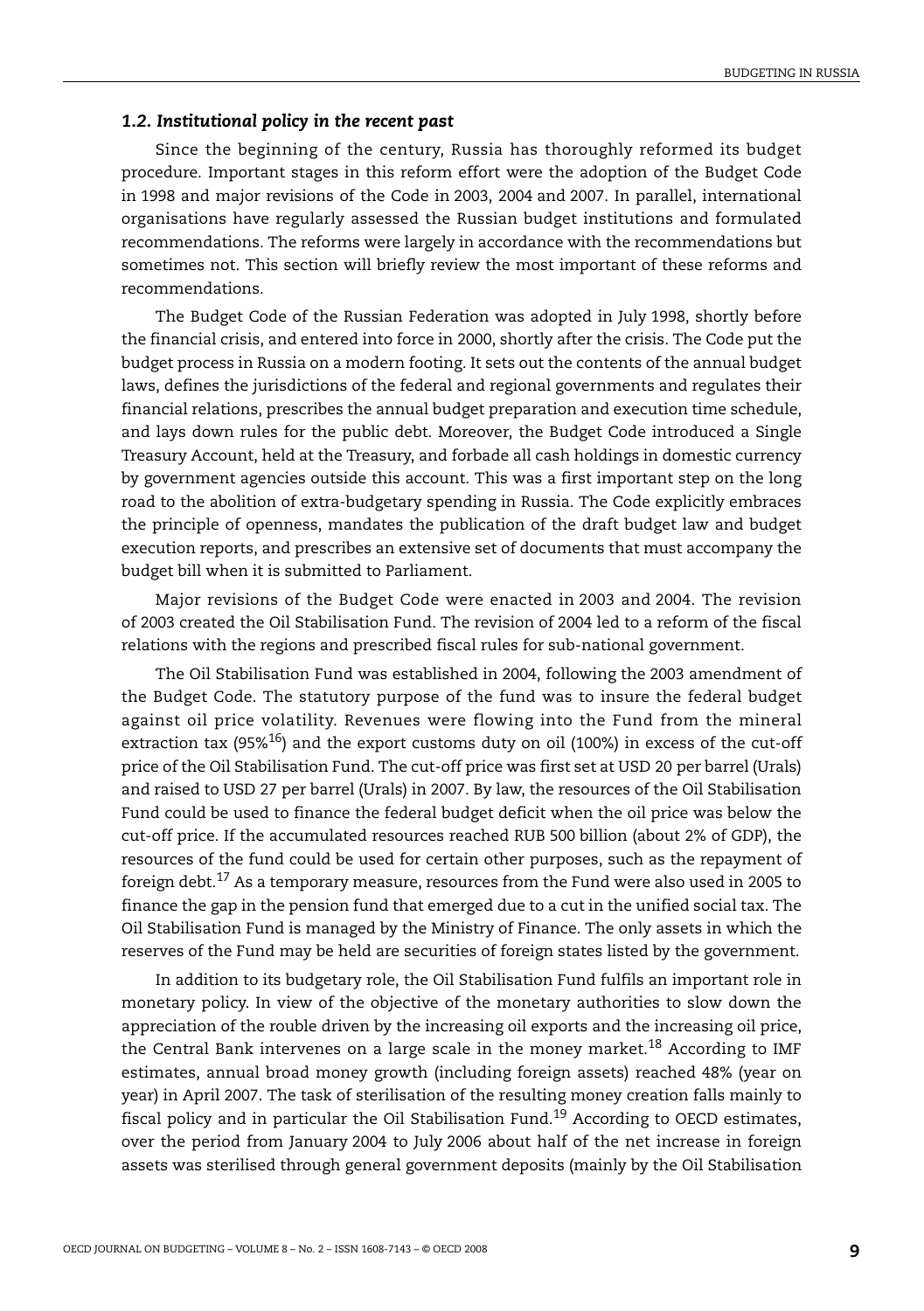### *1.2. Institutional policy in the recent past*

Since the beginning of the century, Russia has thoroughly reformed its budget procedure. Important stages in this reform effort were the adoption of the Budget Code in 1998 and major revisions of the Code in 2003, 2004 and 2007. In parallel, international organisations have regularly assessed the Russian budget institutions and formulated recommendations. The reforms were largely in accordance with the recommendations but sometimes not. This section will briefly review the most important of these reforms and recommendations.

The Budget Code of the Russian Federation was adopted in July 1998, shortly before the financial crisis, and entered into force in 2000, shortly after the crisis. The Code put the budget process in Russia on a modern footing. It sets out the contents of the annual budget laws, defines the jurisdictions of the federal and regional governments and regulates their financial relations, prescribes the annual budget preparation and execution time schedule, and lays down rules for the public debt. Moreover, the Budget Code introduced a Single Treasury Account, held at the Treasury, and forbade all cash holdings in domestic currency by government agencies outside this account. This was a first important step on the long road to the abolition of extra-budgetary spending in Russia. The Code explicitly embraces the principle of openness, mandates the publication of the draft budget law and budget execution reports, and prescribes an extensive set of documents that must accompany the budget bill when it is submitted to Parliament.

Major revisions of the Budget Code were enacted in 2003 and 2004. The revision of 2003 created the Oil Stabilisation Fund. The revision of 2004 led to a reform of the fiscal relations with the regions and prescribed fiscal rules for sub-national government.

The Oil Stabilisation Fund was established in 2004, following the 2003 amendment of the Budget Code. The statutory purpose of the fund was to insure the federal budget against oil price volatility. Revenues were flowing into the Fund from the mineral extraction tax (95%[16]) and the export customs duty on oil (100%) in excess of the cut-off price of the Oil Stabilisation Fund. The cut-off price was first set at USD 20 per barrel (Urals) and raised to USD 27 per barrel (Urals) in 2007. By law, the resources of the Oil Stabilisation Fund could be used to finance the federal budget deficit when the oil price was below the cut-off price. If the accumulated resources reached RUB 500 billion (about 2% of GDP), the resources of the fund could be used for certain other purposes, such as the repayment of foreign debt.[17] As a temporary measure, resources from the Fund were also used in 2005 to finance the gap in the pension fund that emerged due to a cut in the unified social tax. The Oil Stabilisation Fund is managed by the Ministry of Finance. The only assets in which the reserves of the Fund may be held are securities of foreign states listed by the government.

In addition to its budgetary role, the Oil Stabilisation Fund fulfils an important role in monetary policy. In view of the objective of the monetary authorities to slow down the appreciation of the rouble driven by the increasing oil exports and the increasing oil price, the Central Bank intervenes on a large scale in the money market.[18] According to IMF estimates, annual broad money growth (including foreign assets) reached 48% (year on year) in April 2007. The task of sterilisation of the resulting money creation falls mainly to fiscal policy and in particular the Oil Stabilisation Fund.[19] According to OECD estimates, over the period from January 2004 to July 2006 about half of the net increase in foreign assets was sterilised through general government deposits (mainly by the Oil Stabilisation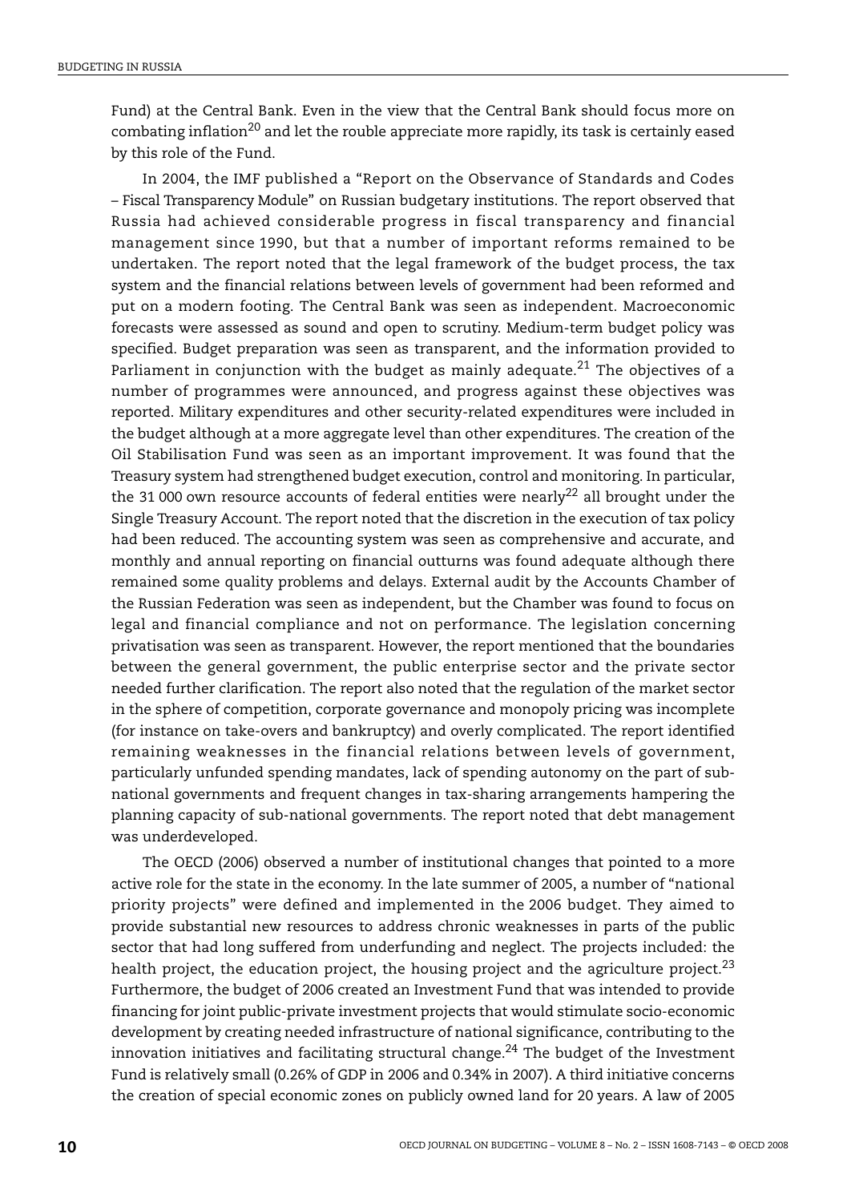Fund) at the Central Bank. Even in the view that the Central Bank should focus more on combating inflation[20] and let the rouble appreciate more rapidly, its task is certainly eased by this role of the Fund.

In 2004, the IMF published a "Report on the Observance of Standards and Codes – Fiscal Transparency Module" on Russian budgetary institutions. The report observed that Russia had achieved considerable progress in fiscal transparency and financial management since 1990, but that a number of important reforms remained to be undertaken. The report noted that the legal framework of the budget process, the tax system and the financial relations between levels of government had been reformed and put on a modern footing. The Central Bank was seen as independent. Macroeconomic forecasts were assessed as sound and open to scrutiny. Medium-term budget policy was specified. Budget preparation was seen as transparent, and the information provided to Parliament in conjunction with the budget as mainly adequate.[21] The objectives of a number of programmes were announced, and progress against these objectives was reported. Military expenditures and other security-related expenditures were included in the budget although at a more aggregate level than other expenditures. The creation of the Oil Stabilisation Fund was seen as an important improvement. It was found that the Treasury system had strengthened budget execution, control and monitoring. In particular, the 31 000 own resource accounts of federal entities were nearly[22] all brought under the Single Treasury Account. The report noted that the discretion in the execution of tax policy had been reduced. The accounting system was seen as comprehensive and accurate, and monthly and annual reporting on financial outturns was found adequate although there remained some quality problems and delays. External audit by the Accounts Chamber of the Russian Federation was seen as independent, but the Chamber was found to focus on legal and financial compliance and not on performance. The legislation concerning privatisation was seen as transparent. However, the report mentioned that the boundaries between the general government, the public enterprise sector and the private sector needed further clarification. The report also noted that the regulation of the market sector in the sphere of competition, corporate governance and monopoly pricing was incomplete (for instance on take-overs and bankruptcy) and overly complicated. The report identified remaining weaknesses in the financial relations between levels of government, particularly unfunded spending mandates, lack of spending autonomy on the part of sub-national governments and frequent changes in tax-sharing arrangements hampering the planning capacity of sub-national governments. The report noted that debt management was underdeveloped.

The OECD (2006) observed a number of institutional changes that pointed to a more active role for the state in the economy. In the late summer of 2005, a number of "national priority projects" were defined and implemented in the 2006 budget. They aimed to provide substantial new resources to address chronic weaknesses in parts of the public sector that had long suffered from underfunding and neglect. The projects included: the health project, the education project, the housing project and the agriculture project.[23] Furthermore, the budget of 2006 created an Investment Fund that was intended to provide financing for joint public-private investment projects that would stimulate socio-economic development by creating needed infrastructure of national significance, contributing to the innovation initiatives and facilitating structural change.[24] The budget of the Investment Fund is relatively small (0.26% of GDP in 2006 and 0.34% in 2007). A third initiative concerns the creation of special economic zones on publicly owned land for 20 years. A law of 2005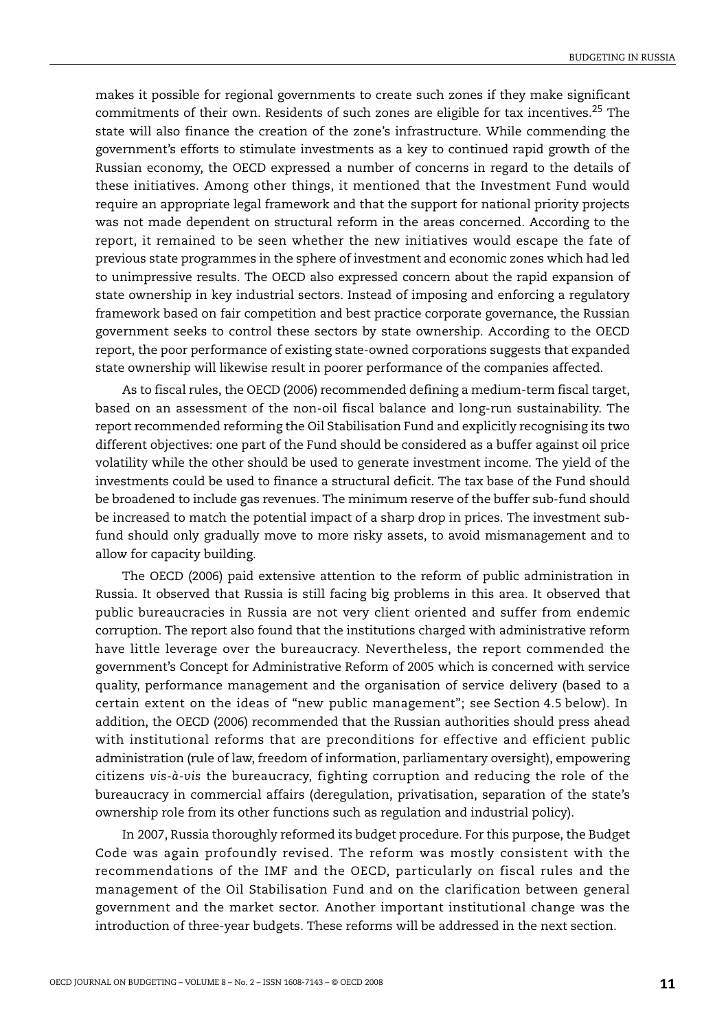makes it possible for regional governments to create such zones if they make significant commitments of their own. Residents of such zones are eligible for tax incentives.[25] The state will also finance the creation of the zone's infrastructure. While commending the government's efforts to stimulate investments as a key to continued rapid growth of the Russian economy, the OECD expressed a number of concerns in regard to the details of these initiatives. Among other things, it mentioned that the Investment Fund would require an appropriate legal framework and that the support for national priority projects was not made dependent on structural reform in the areas concerned. According to the report, it remained to be seen whether the new initiatives would escape the fate of previous state programmes in the sphere of investment and economic zones which had led to unimpressive results. The OECD also expressed concern about the rapid expansion of state ownership in key industrial sectors. Instead of imposing and enforcing a regulatory framework based on fair competition and best practice corporate governance, the Russian government seeks to control these sectors by state ownership. According to the OECD report, the poor performance of existing state-owned corporations suggests that expanded state ownership will likewise result in poorer performance of the companies affected.

As to fiscal rules, the OECD (2006) recommended defining a medium-term fiscal target, based on an assessment of the non-oil fiscal balance and long-run sustainability. The report recommended reforming the Oil Stabilisation Fund and explicitly recognising its two different objectives: one part of the Fund should be considered as a buffer against oil price volatility while the other should be used to generate investment income. The yield of the investments could be used to finance a structural deficit. The tax base of the Fund should be broadened to include gas revenues. The minimum reserve of the buffer sub-fund should be increased to match the potential impact of a sharp drop in prices. The investment sub-fund should only gradually move to more risky assets, to avoid mismanagement and to allow for capacity building.

The OECD (2006) paid extensive attention to the reform of public administration in Russia. It observed that Russia is still facing big problems in this area. It observed that public bureaucracies in Russia are not very client oriented and suffer from endemic corruption. The report also found that the institutions charged with administrative reform have little leverage over the bureaucracy. Nevertheless, the report commended the government's Concept for Administrative Reform of 2005 which is concerned with service quality, performance management and the organisation of service delivery (based to a certain extent on the ideas of "new public management"; see Section 4.5 below). In addition, the OECD (2006) recommended that the Russian authorities should press ahead with institutional reforms that are preconditions for effective and efficient public administration (rule of law, freedom of information, parliamentary oversight), empowering citizens *vis-à-vis* the bureaucracy, fighting corruption and reducing the role of the bureaucracy in commercial affairs (deregulation, privatisation, separation of the state's ownership role from its other functions such as regulation and industrial policy).

In 2007, Russia thoroughly reformed its budget procedure. For this purpose, the Budget Code was again profoundly revised. The reform was mostly consistent with the recommendations of the IMF and the OECD, particularly on fiscal rules and the management of the Oil Stabilisation Fund and on the clarification between general government and the market sector. Another important institutional change was the introduction of three-year budgets. These reforms will be addressed in the next section.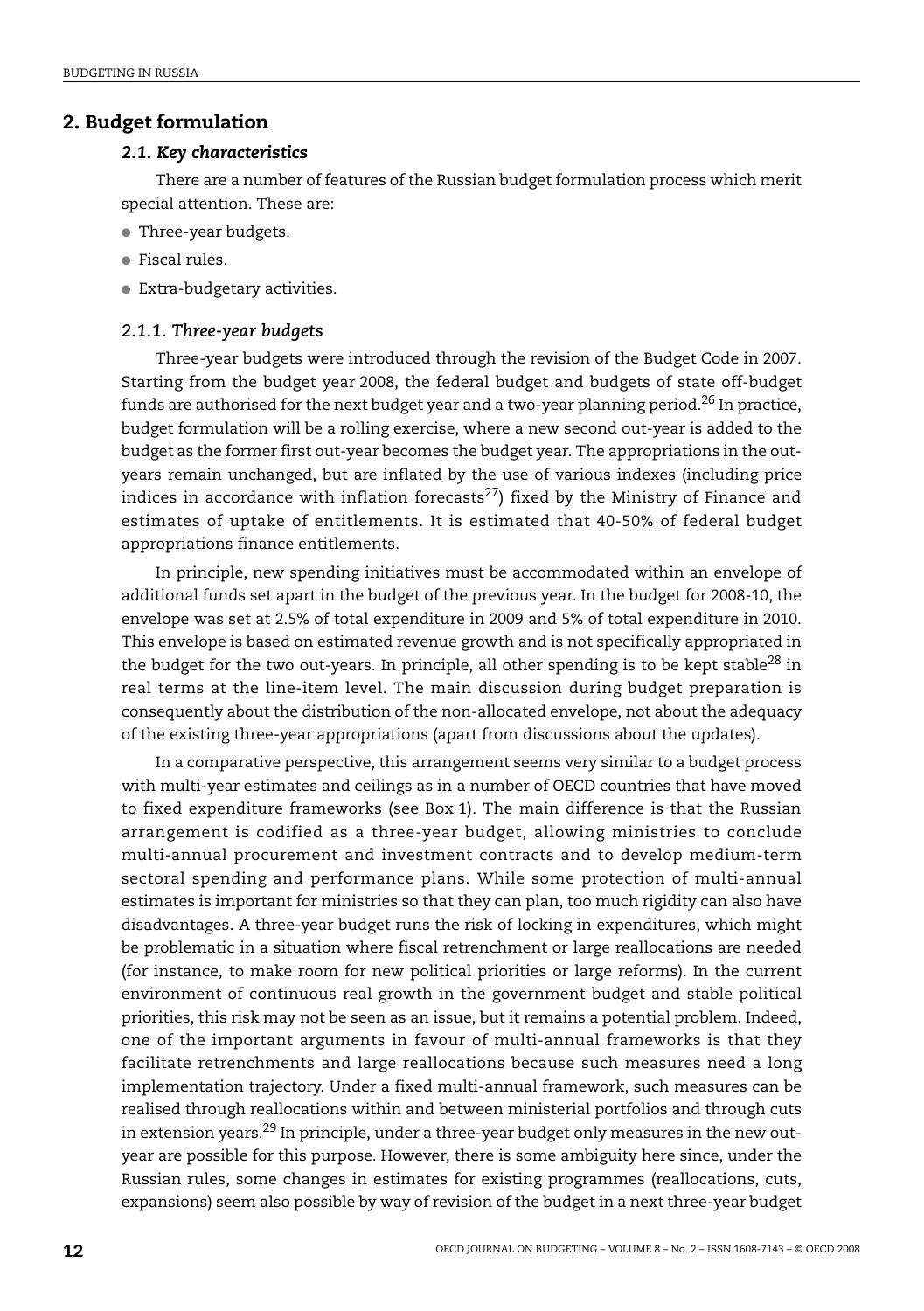## 2. Budget formulation

### 2.1. Key characteristics

There are a number of features of the Russian budget formulation process which merit special attention. These are:

- Three-year budgets.
- Fiscal rules.
- Extra-budgetary activities.

#### 2.1.1. Three-year budgets

Three-year budgets were introduced through the revision of the Budget Code in 2007. Starting from the budget year 2008, the federal budget and budgets of state off-budget funds are authorised for the next budget year and a two-year planning period.[26] In practice, budget formulation will be a rolling exercise, where a new second out-year is added to the budget as the former first out-year becomes the budget year. The appropriations in the out-years remain unchanged, but are inflated by the use of various indexes (including price indices in accordance with inflation forecasts[27]) fixed by the Ministry of Finance and estimates of uptake of entitlements. It is estimated that 40-50% of federal budget appropriations finance entitlements.

In principle, new spending initiatives must be accommodated within an envelope of additional funds set apart in the budget of the previous year. In the budget for 2008-10, the envelope was set at 2.5% of total expenditure in 2009 and 5% of total expenditure in 2010. This envelope is based on estimated revenue growth and is not specifically appropriated in the budget for the two out-years. In principle, all other spending is to be kept stable[28] in real terms at the line-item level. The main discussion during budget preparation is consequently about the distribution of the non-allocated envelope, not about the adequacy of the existing three-year appropriations (apart from discussions about the updates).

In a comparative perspective, this arrangement seems very similar to a budget process with multi-year estimates and ceilings as in a number of OECD countries that have moved to fixed expenditure frameworks (see Box 1). The main difference is that the Russian arrangement is codified as a three-year budget, allowing ministries to conclude multi-annual procurement and investment contracts and to develop medium-term sectoral spending and performance plans. While some protection of multi-annual estimates is important for ministries so that they can plan, too much rigidity can also have disadvantages. A three-year budget runs the risk of locking in expenditures, which might be problematic in a situation where fiscal retrenchment or large reallocations are needed (for instance, to make room for new political priorities or large reforms). In the current environment of continuous real growth in the government budget and stable political priorities, this risk may not be seen as an issue, but it remains a potential problem. Indeed, one of the important arguments in favour of multi-annual frameworks is that they facilitate retrenchments and large reallocations because such measures need a long implementation trajectory. Under a fixed multi-annual framework, such measures can be realised through reallocations within and between ministerial portfolios and through cuts in extension years.[29] In principle, under a three-year budget only measures in the new out-year are possible for this purpose. However, there is some ambiguity here since, under the Russian rules, some changes in estimates for existing programmes (reallocations, cuts, expansions) seem also possible by way of revision of the budget in a next three-year budget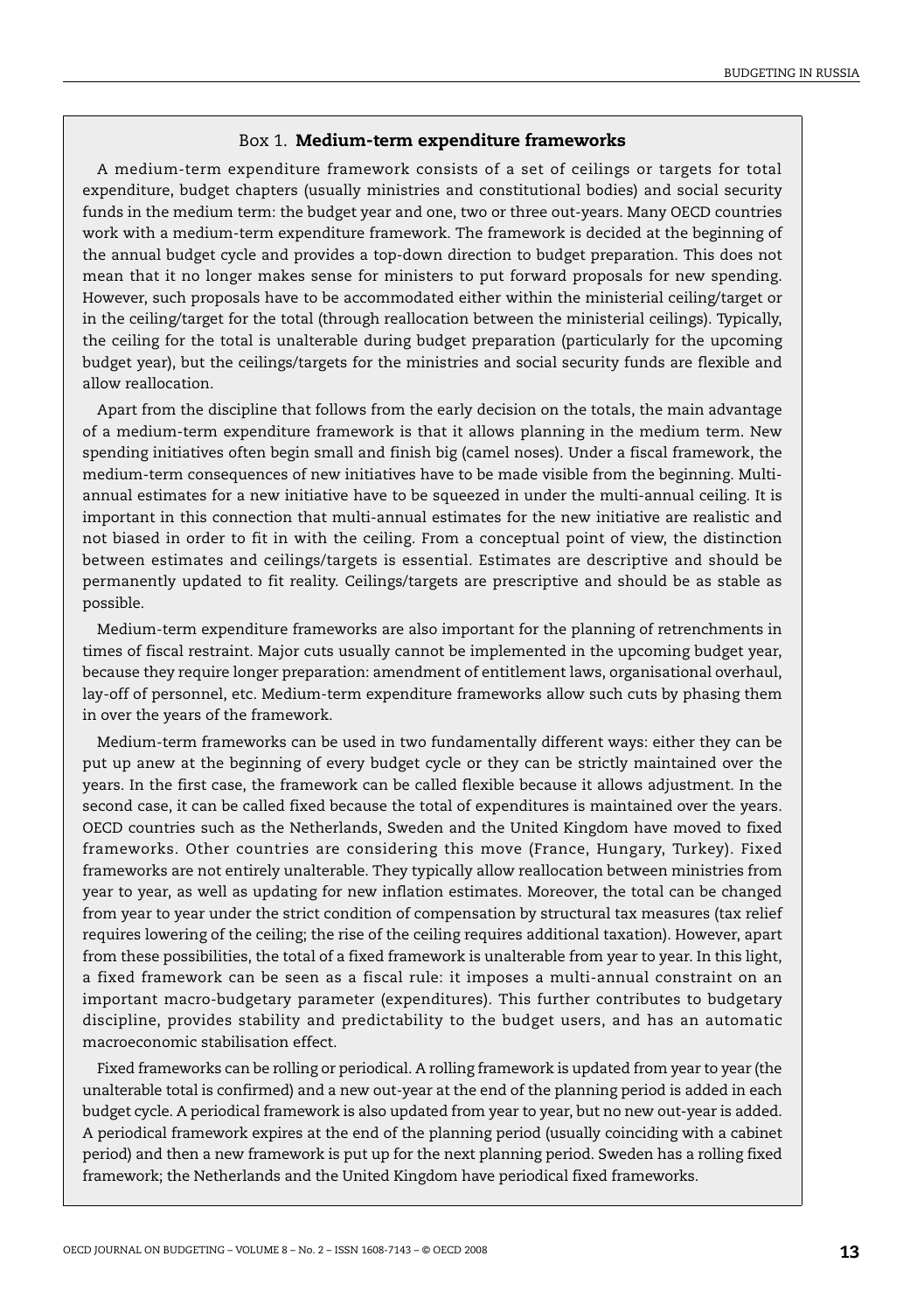### Box 1. **Medium-term expenditure frameworks**

A medium-term expenditure framework consists of a set of ceilings or targets for total expenditure, budget chapters (usually ministries and constitutional bodies) and social security funds in the medium term: the budget year and one, two or three out-years. Many OECD countries work with a medium-term expenditure framework. The framework is decided at the beginning of the annual budget cycle and provides a top-down direction to budget preparation. This does not mean that it no longer makes sense for ministers to put forward proposals for new spending. However, such proposals have to be accommodated either within the ministerial ceiling/target or in the ceiling/target for the total (through reallocation between the ministerial ceilings). Typically, the ceiling for the total is unalterable during budget preparation (particularly for the upcoming budget year), but the ceilings/targets for the ministries and social security funds are flexible and allow reallocation.

Apart from the discipline that follows from the early decision on the totals, the main advantage of a medium-term expenditure framework is that it allows planning in the medium term. New spending initiatives often begin small and finish big (camel noses). Under a fiscal framework, the medium-term consequences of new initiatives have to be made visible from the beginning. Multi-annual estimates for a new initiative have to be squeezed in under the multi-annual ceiling. It is important in this connection that multi-annual estimates for the new initiative are realistic and not biased in order to fit in with the ceiling. From a conceptual point of view, the distinction between estimates and ceilings/targets is essential. Estimates are descriptive and should be permanently updated to fit reality. Ceilings/targets are prescriptive and should be as stable as possible.

Medium-term expenditure frameworks are also important for the planning of retrenchments in times of fiscal restraint. Major cuts usually cannot be implemented in the upcoming budget year, because they require longer preparation: amendment of entitlement laws, organisational overhaul, lay-off of personnel, etc. Medium-term expenditure frameworks allow such cuts by phasing them in over the years of the framework.

Medium-term frameworks can be used in two fundamentally different ways: either they can be put up anew at the beginning of every budget cycle or they can be strictly maintained over the years. In the first case, the framework can be called flexible because it allows adjustment. In the second case, it can be called fixed because the total of expenditures is maintained over the years. OECD countries such as the Netherlands, Sweden and the United Kingdom have moved to fixed frameworks. Other countries are considering this move (France, Hungary, Turkey). Fixed frameworks are not entirely unalterable. They typically allow reallocation between ministries from year to year, as well as updating for new inflation estimates. Moreover, the total can be changed from year to year under the strict condition of compensation by structural tax measures (tax relief requires lowering of the ceiling; the rise of the ceiling requires additional taxation). However, apart from these possibilities, the total of a fixed framework is unalterable from year to year. In this light, a fixed framework can be seen as a fiscal rule: it imposes a multi-annual constraint on an important macro-budgetary parameter (expenditures). This further contributes to budgetary discipline, provides stability and predictability to the budget users, and has an automatic macroeconomic stabilisation effect.

Fixed frameworks can be rolling or periodical. A rolling framework is updated from year to year (the unalterable total is confirmed) and a new out-year at the end of the planning period is added in each budget cycle. A periodical framework is also updated from year to year, but no new out-year is added. A periodical framework expires at the end of the planning period (usually coinciding with a cabinet period) and then a new framework is put up for the next planning period. Sweden has a rolling fixed framework; the Netherlands and the United Kingdom have periodical fixed frameworks.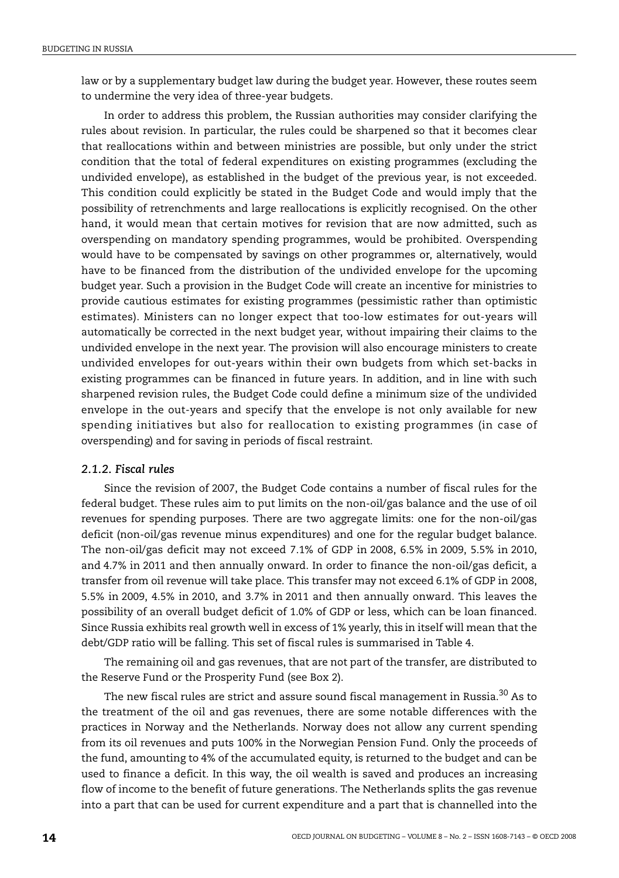law or by a supplementary budget law during the budget year. However, these routes seem to undermine the very idea of three-year budgets.

In order to address this problem, the Russian authorities may consider clarifying the rules about revision. In particular, the rules could be sharpened so that it becomes clear that reallocations within and between ministries are possible, but only under the strict condition that the total of federal expenditures on existing programmes (excluding the undivided envelope), as established in the budget of the previous year, is not exceeded. This condition could explicitly be stated in the Budget Code and would imply that the possibility of retrenchments and large reallocations is explicitly recognised. On the other hand, it would mean that certain motives for revision that are now admitted, such as overspending on mandatory spending programmes, would be prohibited. Overspending would have to be compensated by savings on other programmes or, alternatively, would have to be financed from the distribution of the undivided envelope for the upcoming budget year. Such a provision in the Budget Code will create an incentive for ministries to provide cautious estimates for existing programmes (pessimistic rather than optimistic estimates). Ministers can no longer expect that too-low estimates for out-years will automatically be corrected in the next budget year, without impairing their claims to the undivided envelope in the next year. The provision will also encourage ministers to create undivided envelopes for out-years within their own budgets from which set-backs in existing programmes can be financed in future years. In addition, and in line with such sharpened revision rules, the Budget Code could define a minimum size of the undivided envelope in the out-years and specify that the envelope is not only available for new spending initiatives but also for reallocation to existing programmes (in case of overspending) and for saving in periods of fiscal restraint.

### *2.1.2. Fiscal rules*

Since the revision of 2007, the Budget Code contains a number of fiscal rules for the federal budget. These rules aim to put limits on the non-oil/gas balance and the use of oil revenues for spending purposes. There are two aggregate limits: one for the non-oil/gas deficit (non-oil/gas revenue minus expenditures) and one for the regular budget balance. The non-oil/gas deficit may not exceed 7.1% of GDP in 2008, 6.5% in 2009, 5.5% in 2010, and 4.7% in 2011 and then annually onward. In order to finance the non-oil/gas deficit, a transfer from oil revenue will take place. This transfer may not exceed 6.1% of GDP in 2008, 5.5% in 2009, 4.5% in 2010, and 3.7% in 2011 and then annually onward. This leaves the possibility of an overall budget deficit of 1.0% of GDP or less, which can be loan financed. Since Russia exhibits real growth well in excess of 1% yearly, this in itself will mean that the debt/GDP ratio will be falling. This set of fiscal rules is summarised in Table 4.

The remaining oil and gas revenues, that are not part of the transfer, are distributed to the Reserve Fund or the Prosperity Fund (see Box 2).

The new fiscal rules are strict and assure sound fiscal management in Russia.[30] As to the treatment of the oil and gas revenues, there are some notable differences with the practices in Norway and the Netherlands. Norway does not allow any current spending from its oil revenues and puts 100% in the Norwegian Pension Fund. Only the proceeds of the fund, amounting to 4% of the accumulated equity, is returned to the budget and can be used to finance a deficit. In this way, the oil wealth is saved and produces an increasing flow of income to the benefit of future generations. The Netherlands splits the gas revenue into a part that can be used for current expenditure and a part that is channelled into the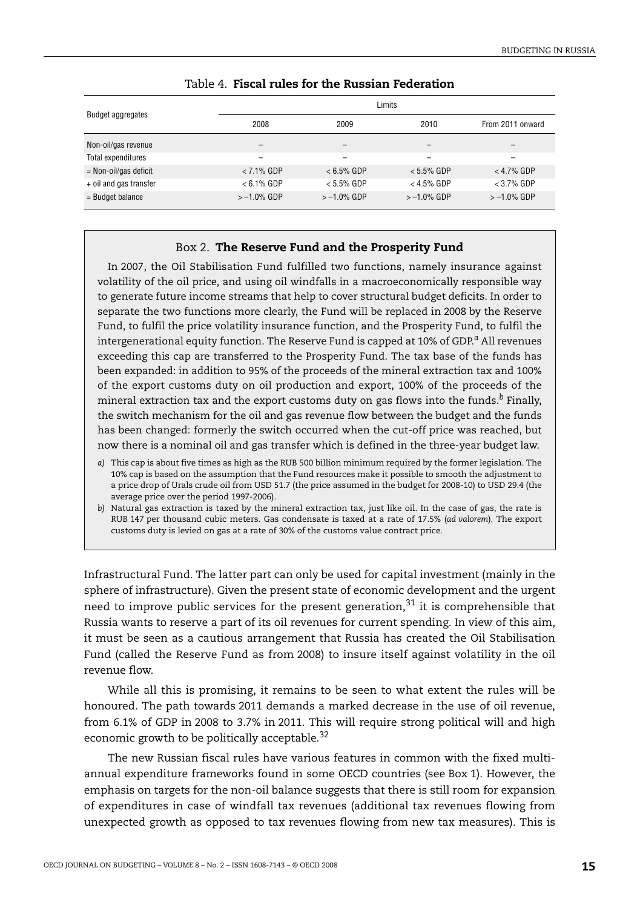Table 4. **Fiscal rules for the Russian Federation**

| Budget aggregates | Limits | | | |
|---|---|---|---|---|
| | 2008 | 2009 | 2010 | From 2011 onward |
| Non-oil/gas revenue | – | – | – | – |
| Total expenditures | – | – | – | – |
| = Non-oil/gas deficit | < 7.1% GDP | < 6.5% GDP | < 5.5% GDP | < 4.7% GDP |
| + oil and gas transfer | < 6.1% GDP | < 5.5% GDP | < 4.5% GDP | < 3.7% GDP |
| = Budget balance | > –1.0% GDP | > –1.0% GDP | > –1.0% GDP | > –1.0% GDP |

> Box 2. **The Reserve Fund and the Prosperity Fund**
>
> In 2007, the Oil Stabilisation Fund fulfilled two functions, namely insurance against volatility of the oil price, and using oil windfalls in a macroeconomically responsible way to generate future income streams that help to cover structural budget deficits. In order to separate the two functions more clearly, the Fund will be replaced in 2008 by the Reserve Fund, to fulfil the price volatility insurance function, and the Prosperity Fund, to fulfil the intergenerational equity function. The Reserve Fund is capped at 10% of GDP.[a] All revenues exceeding this cap are transferred to the Prosperity Fund. The tax base of the funds has been expanded: in addition to 95% of the proceeds of the mineral extraction tax and 100% of the export customs duty on oil production and export, 100% of the proceeds of the mineral extraction tax and the export customs duty on gas flows into the funds.[b] Finally, the switch mechanism for the oil and gas revenue flow between the budget and the funds has been changed: formerly the switch occurred when the cut-off price was reached, but now there is a nominal oil and gas transfer which is defined in the three-year budget law.
>
> *a)* This cap is about five times as high as the RUB 500 billion minimum required by the former legislation. The 10% cap is based on the assumption that the Fund resources make it possible to smooth the adjustment to a price drop of Urals crude oil from USD 51.7 (the price assumed in the budget for 2008-10) to USD 29.4 (the average price over the period 1997-2006).
>
> *b)* Natural gas extraction is taxed by the mineral extraction tax, just like oil. In the case of gas, the rate is RUB 147 per thousand cubic meters. Gas condensate is taxed at a rate of 17.5% (*ad valorem*). The export customs duty is levied on gas at a rate of 30% of the customs value contract price.

Infrastructural Fund. The latter part can only be used for capital investment (mainly in the sphere of infrastructure). Given the present state of economic development and the urgent need to improve public services for the present generation,[31] it is comprehensible that Russia wants to reserve a part of its oil revenues for current spending. In view of this aim, it must be seen as a cautious arrangement that Russia has created the Oil Stabilisation Fund (called the Reserve Fund as from 2008) to insure itself against volatility in the oil revenue flow.

While all this is promising, it remains to be seen to what extent the rules will be honoured. The path towards 2011 demands a marked decrease in the use of oil revenue, from 6.1% of GDP in 2008 to 3.7% in 2011. This will require strong political will and high economic growth to be politically acceptable.[32]

The new Russian fiscal rules have various features in common with the fixed multi-annual expenditure frameworks found in some OECD countries (see Box 1). However, the emphasis on targets for the non-oil balance suggests that there is still room for expansion of expenditures in case of windfall tax revenues (additional tax revenues flowing from unexpected growth as opposed to tax revenues flowing from new tax measures). This is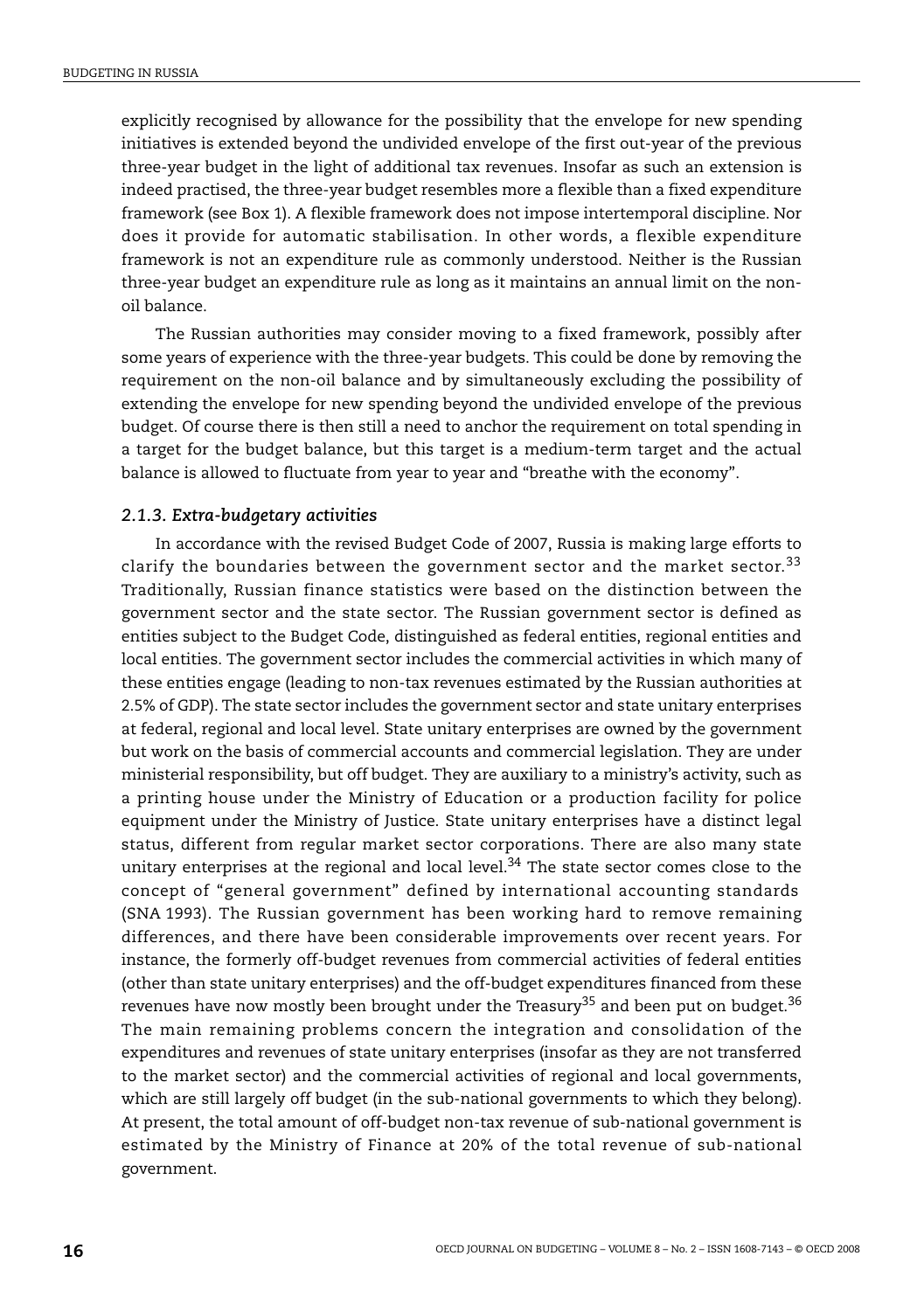explicitly recognised by allowance for the possibility that the envelope for new spending initiatives is extended beyond the undivided envelope of the first out-year of the previous three-year budget in the light of additional tax revenues. Insofar as such an extension is indeed practised, the three-year budget resembles more a flexible than a fixed expenditure framework (see Box 1). A flexible framework does not impose intertemporal discipline. Nor does it provide for automatic stabilisation. In other words, a flexible expenditure framework is not an expenditure rule as commonly understood. Neither is the Russian three-year budget an expenditure rule as long as it maintains an annual limit on the non-oil balance.

The Russian authorities may consider moving to a fixed framework, possibly after some years of experience with the three-year budgets. This could be done by removing the requirement on the non-oil balance and by simultaneously excluding the possibility of extending the envelope for new spending beyond the undivided envelope of the previous budget. Of course there is then still a need to anchor the requirement on total spending in a target for the budget balance, but this target is a medium-term target and the actual balance is allowed to fluctuate from year to year and "breathe with the economy".

### *2.1.3. Extra-budgetary activities*

In accordance with the revised Budget Code of 2007, Russia is making large efforts to clarify the boundaries between the government sector and the market sector.[33] Traditionally, Russian finance statistics were based on the distinction between the government sector and the state sector. The Russian government sector is defined as entities subject to the Budget Code, distinguished as federal entities, regional entities and local entities. The government sector includes the commercial activities in which many of these entities engage (leading to non-tax revenues estimated by the Russian authorities at 2.5% of GDP). The state sector includes the government sector and state unitary enterprises at federal, regional and local level. State unitary enterprises are owned by the government but work on the basis of commercial accounts and commercial legislation. They are under ministerial responsibility, but off budget. They are auxiliary to a ministry's activity, such as a printing house under the Ministry of Education or a production facility for police equipment under the Ministry of Justice. State unitary enterprises have a distinct legal status, different from regular market sector corporations. There are also many state unitary enterprises at the regional and local level.[34] The state sector comes close to the concept of "general government" defined by international accounting standards (SNA 1993). The Russian government has been working hard to remove remaining differences, and there have been considerable improvements over recent years. For instance, the formerly off-budget revenues from commercial activities of federal entities (other than state unitary enterprises) and the off-budget expenditures financed from these revenues have now mostly been brought under the Treasury[35] and been put on budget.[36] The main remaining problems concern the integration and consolidation of the expenditures and revenues of state unitary enterprises (insofar as they are not transferred to the market sector) and the commercial activities of regional and local governments, which are still largely off budget (in the sub-national governments to which they belong). At present, the total amount of off-budget non-tax revenue of sub-national government is estimated by the Ministry of Finance at 20% of the total revenue of sub-national government.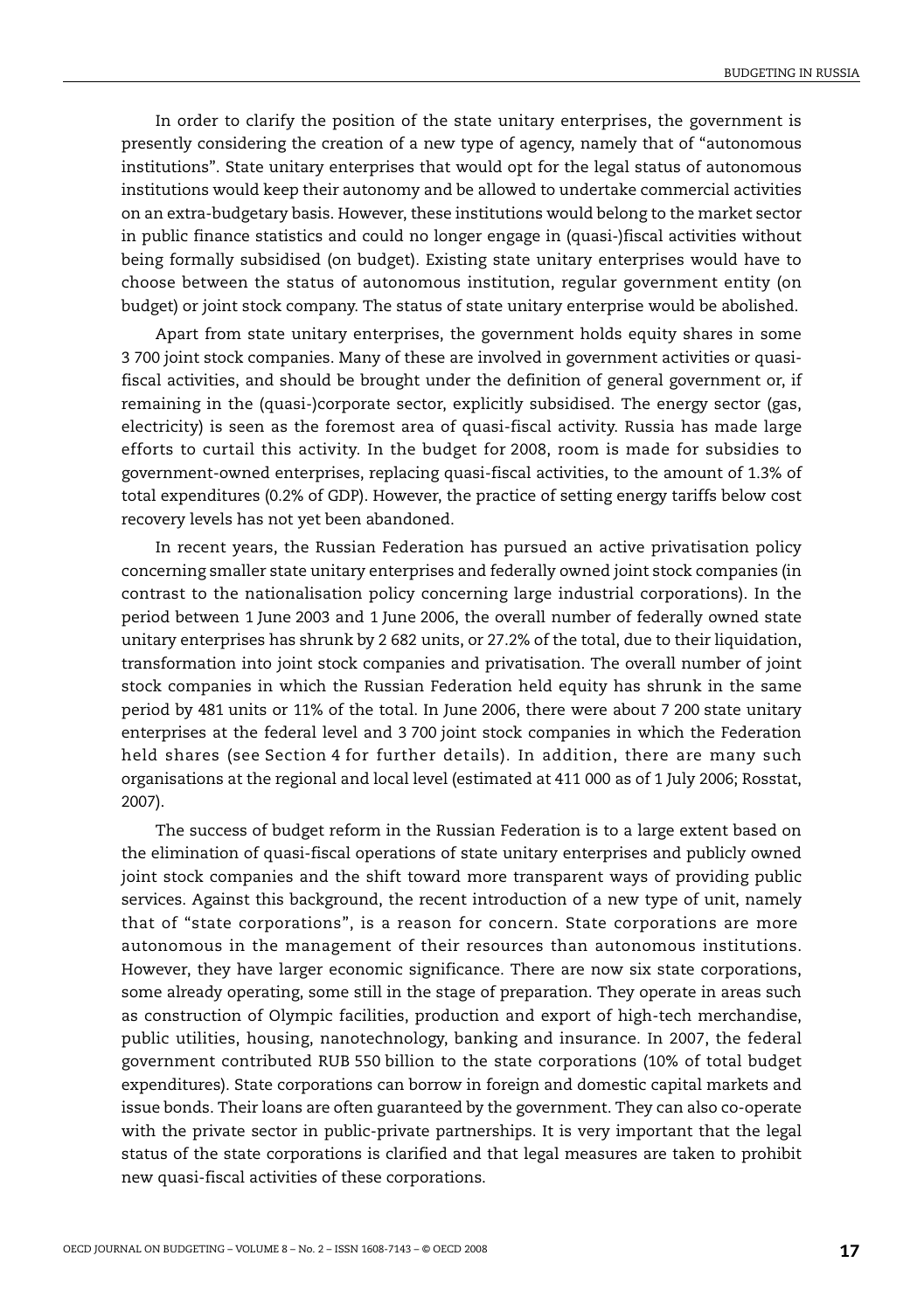In order to clarify the position of the state unitary enterprises, the government is presently considering the creation of a new type of agency, namely that of "autonomous institutions". State unitary enterprises that would opt for the legal status of autonomous institutions would keep their autonomy and be allowed to undertake commercial activities on an extra-budgetary basis. However, these institutions would belong to the market sector in public finance statistics and could no longer engage in (quasi-)fiscal activities without being formally subsidised (on budget). Existing state unitary enterprises would have to choose between the status of autonomous institution, regular government entity (on budget) or joint stock company. The status of state unitary enterprise would be abolished.

Apart from state unitary enterprises, the government holds equity shares in some 3 700 joint stock companies. Many of these are involved in government activities or quasi-fiscal activities, and should be brought under the definition of general government or, if remaining in the (quasi-)corporate sector, explicitly subsidised. The energy sector (gas, electricity) is seen as the foremost area of quasi-fiscal activity. Russia has made large efforts to curtail this activity. In the budget for 2008, room is made for subsidies to government-owned enterprises, replacing quasi-fiscal activities, to the amount of 1.3% of total expenditures (0.2% of GDP). However, the practice of setting energy tariffs below cost recovery levels has not yet been abandoned.

In recent years, the Russian Federation has pursued an active privatisation policy concerning smaller state unitary enterprises and federally owned joint stock companies (in contrast to the nationalisation policy concerning large industrial corporations). In the period between 1 June 2003 and 1 June 2006, the overall number of federally owned state unitary enterprises has shrunk by 2 682 units, or 27.2% of the total, due to their liquidation, transformation into joint stock companies and privatisation. The overall number of joint stock companies in which the Russian Federation held equity has shrunk in the same period by 481 units or 11% of the total. In June 2006, there were about 7 200 state unitary enterprises at the federal level and 3 700 joint stock companies in which the Federation held shares (see Section 4 for further details). In addition, there are many such organisations at the regional and local level (estimated at 411 000 as of 1 July 2006; Rosstat, 2007).

The success of budget reform in the Russian Federation is to a large extent based on the elimination of quasi-fiscal operations of state unitary enterprises and publicly owned joint stock companies and the shift toward more transparent ways of providing public services. Against this background, the recent introduction of a new type of unit, namely that of "state corporations", is a reason for concern. State corporations are more autonomous in the management of their resources than autonomous institutions. However, they have larger economic significance. There are now six state corporations, some already operating, some still in the stage of preparation. They operate in areas such as construction of Olympic facilities, production and export of high-tech merchandise, public utilities, housing, nanotechnology, banking and insurance. In 2007, the federal government contributed RUB 550 billion to the state corporations (10% of total budget expenditures). State corporations can borrow in foreign and domestic capital markets and issue bonds. Their loans are often guaranteed by the government. They can also co-operate with the private sector in public-private partnerships. It is very important that the legal status of the state corporations is clarified and that legal measures are taken to prohibit new quasi-fiscal activities of these corporations.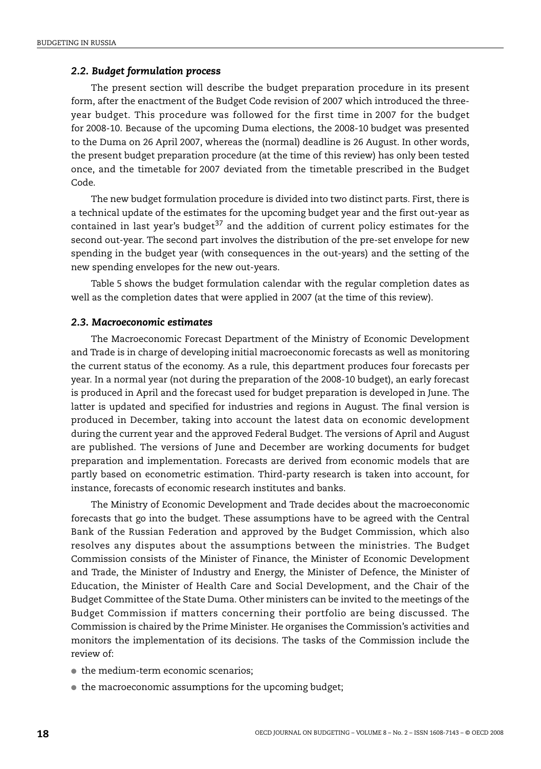### *2.2. Budget formulation process*

The present section will describe the budget preparation procedure in its present form, after the enactment of the Budget Code revision of 2007 which introduced the three-year budget. This procedure was followed for the first time in 2007 for the budget for 2008-10. Because of the upcoming Duma elections, the 2008-10 budget was presented to the Duma on 26 April 2007, whereas the (normal) deadline is 26 August. In other words, the present budget preparation procedure (at the time of this review) has only been tested once, and the timetable for 2007 deviated from the timetable prescribed in the Budget Code.

The new budget formulation procedure is divided into two distinct parts. First, there is a technical update of the estimates for the upcoming budget year and the first out-year as contained in last year's budget[37] and the addition of current policy estimates for the second out-year. The second part involves the distribution of the pre-set envelope for new spending in the budget year (with consequences in the out-years) and the setting of the new spending envelopes for the new out-years.

Table 5 shows the budget formulation calendar with the regular completion dates as well as the completion dates that were applied in 2007 (at the time of this review).

### *2.3. Macroeconomic estimates*

The Macroeconomic Forecast Department of the Ministry of Economic Development and Trade is in charge of developing initial macroeconomic forecasts as well as monitoring the current status of the economy. As a rule, this department produces four forecasts per year. In a normal year (not during the preparation of the 2008-10 budget), an early forecast is produced in April and the forecast used for budget preparation is developed in June. The latter is updated and specified for industries and regions in August. The final version is produced in December, taking into account the latest data on economic development during the current year and the approved Federal Budget. The versions of April and August are published. The versions of June and December are working documents for budget preparation and implementation. Forecasts are derived from economic models that are partly based on econometric estimation. Third-party research is taken into account, for instance, forecasts of economic research institutes and banks.

The Ministry of Economic Development and Trade decides about the macroeconomic forecasts that go into the budget. These assumptions have to be agreed with the Central Bank of the Russian Federation and approved by the Budget Commission, which also resolves any disputes about the assumptions between the ministries. The Budget Commission consists of the Minister of Finance, the Minister of Economic Development and Trade, the Minister of Industry and Energy, the Minister of Defence, the Minister of Education, the Minister of Health Care and Social Development, and the Chair of the Budget Committee of the State Duma. Other ministers can be invited to the meetings of the Budget Commission if matters concerning their portfolio are being discussed. The Commission is chaired by the Prime Minister. He organises the Commission's activities and monitors the implementation of its decisions. The tasks of the Commission include the review of:

- the medium-term economic scenarios;
- the macroeconomic assumptions for the upcoming budget;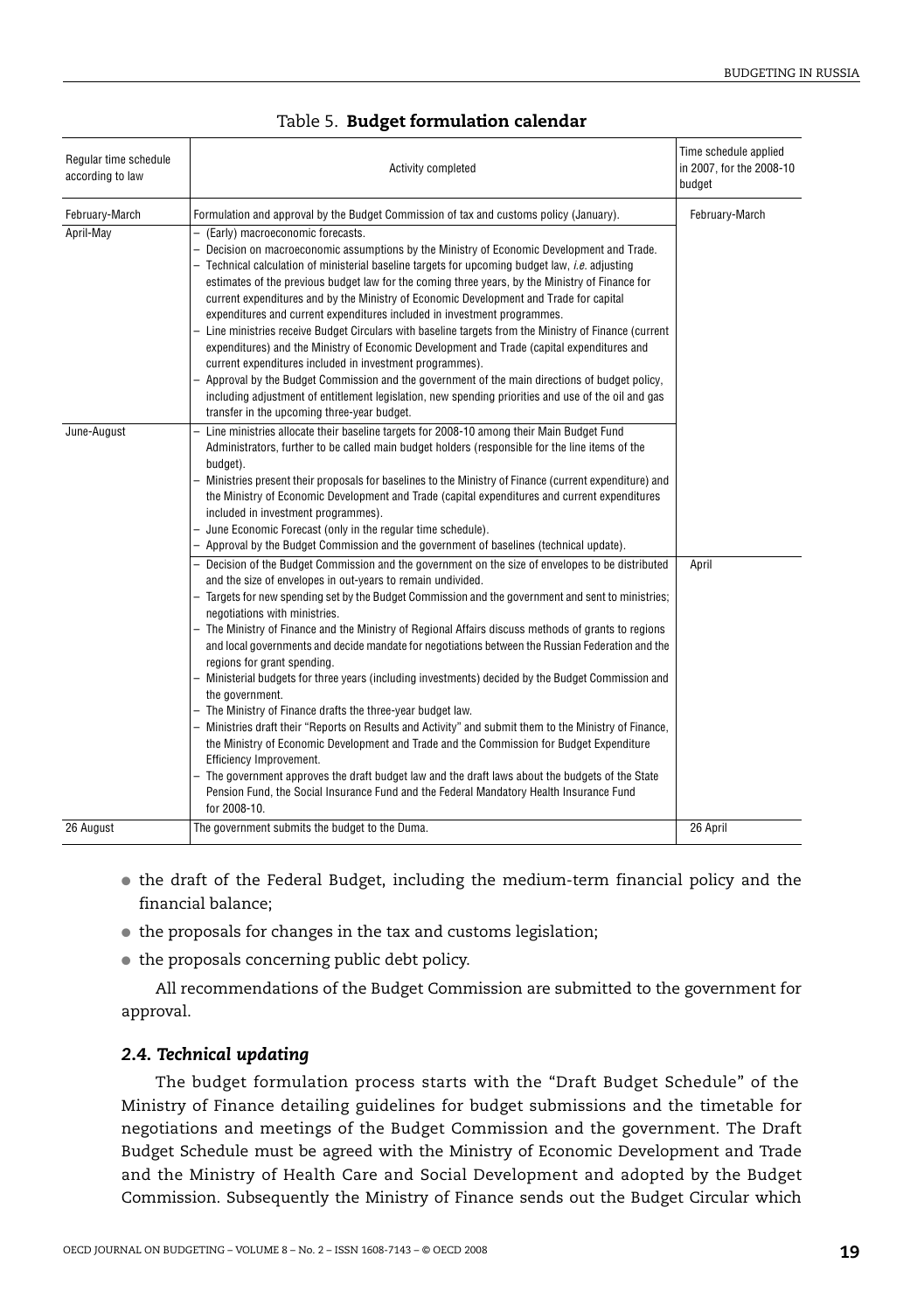Table 5. **Budget formulation calendar**

| Regular time schedule according to law | Activity completed | Time schedule applied in 2007, for the 2008-10 budget |
|---|---|---|
| February-March | Formulation and approval by the Budget Commission of tax and customs policy (January). | February-March |
| April-May | – (Early) macroeconomic forecasts.<br>– Decision on macroeconomic assumptions by the Ministry of Economic Development and Trade.<br>– Technical calculation of ministerial baseline targets for upcoming budget law, *i.e.* adjusting estimates of the previous budget law for the coming three years, by the Ministry of Finance for current expenditures and by the Ministry of Economic Development and Trade for capital expenditures and current expenditures included in investment programmes.<br>– Line ministries receive Budget Circulars with baseline targets from the Ministry of Finance (current expenditures) and the Ministry of Economic Development and Trade (capital expenditures and current expenditures included in investment programmes).<br>– Approval by the Budget Commission and the government of the main directions of budget policy, including adjustment of entitlement legislation, new spending priorities and use of the oil and gas transfer in the upcoming three-year budget. | |
| June-August | – Line ministries allocate their baseline targets for 2008-10 among their Main Budget Fund Administrators, further to be called main budget holders (responsible for the line items of the budget).<br>– Ministries present their proposals for baselines to the Ministry of Finance (current expenditure) and the Ministry of Economic Development and Trade (capital expenditures and current expenditures included in investment programmes).<br>– June Economic Forecast (only in the regular time schedule).<br>– Approval by the Budget Commission and the government of baselines (technical update). | |
| | – Decision of the Budget Commission and the government on the size of envelopes to be distributed and the size of envelopes in out-years to remain undivided.<br>– Targets for new spending set by the Budget Commission and the government and sent to ministries; negotiations with ministries.<br>– The Ministry of Finance and the Ministry of Regional Affairs discuss methods of grants to regions and local governments and decide mandate for negotiations between the Russian Federation and the regions for grant spending.<br>– Ministerial budgets for three years (including investments) decided by the Budget Commission and the government.<br>– The Ministry of Finance drafts the three-year budget law.<br>– Ministries draft their "Reports on Results and Activity" and submit them to the Ministry of Finance, the Ministry of Economic Development and Trade and the Commission for Budget Expenditure Efficiency Improvement.<br>– The government approves the draft budget law and the draft laws about the budgets of the State Pension Fund, the Social Insurance Fund and the Federal Mandatory Health Insurance Fund for 2008-10. | April |
| 26 August | The government submits the budget to the Duma. | 26 April |

- the draft of the Federal Budget, including the medium-term financial policy and the financial balance;
- the proposals for changes in the tax and customs legislation;
- the proposals concerning public debt policy.

All recommendations of the Budget Commission are submitted to the government for approval.

### *2.4. Technical updating*

The budget formulation process starts with the "Draft Budget Schedule" of the Ministry of Finance detailing guidelines for budget submissions and the timetable for negotiations and meetings of the Budget Commission and the government. The Draft Budget Schedule must be agreed with the Ministry of Economic Development and Trade and the Ministry of Health Care and Social Development and adopted by the Budget Commission. Subsequently the Ministry of Finance sends out the Budget Circular which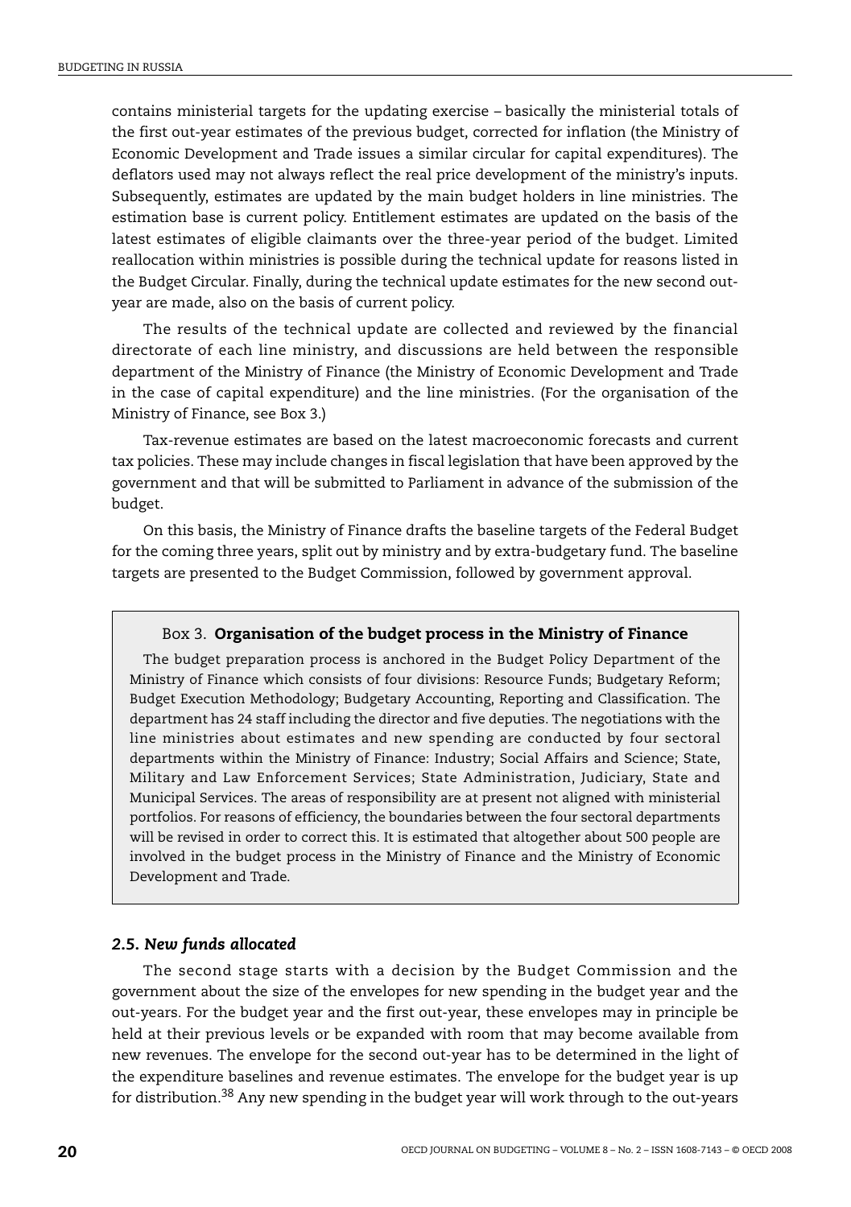contains ministerial targets for the updating exercise – basically the ministerial totals of the first out-year estimates of the previous budget, corrected for inflation (the Ministry of Economic Development and Trade issues a similar circular for capital expenditures). The deflators used may not always reflect the real price development of the ministry's inputs. Subsequently, estimates are updated by the main budget holders in line ministries. The estimation base is current policy. Entitlement estimates are updated on the basis of the latest estimates of eligible claimants over the three-year period of the budget. Limited reallocation within ministries is possible during the technical update for reasons listed in the Budget Circular. Finally, during the technical update estimates for the new second out-year are made, also on the basis of current policy.

The results of the technical update are collected and reviewed by the financial directorate of each line ministry, and discussions are held between the responsible department of the Ministry of Finance (the Ministry of Economic Development and Trade in the case of capital expenditure) and the line ministries. (For the organisation of the Ministry of Finance, see Box 3.)

Tax-revenue estimates are based on the latest macroeconomic forecasts and current tax policies. These may include changes in fiscal legislation that have been approved by the government and that will be submitted to Parliament in advance of the submission of the budget.

On this basis, the Ministry of Finance drafts the baseline targets of the Federal Budget for the coming three years, split out by ministry and by extra-budgetary fund. The baseline targets are presented to the Budget Commission, followed by government approval.

> Box 3. **Organisation of the budget process in the Ministry of Finance**
>
> The budget preparation process is anchored in the Budget Policy Department of the Ministry of Finance which consists of four divisions: Resource Funds; Budgetary Reform; Budget Execution Methodology; Budgetary Accounting, Reporting and Classification. The department has 24 staff including the director and five deputies. The negotiations with the line ministries about estimates and new spending are conducted by four sectoral departments within the Ministry of Finance: Industry; Social Affairs and Science; State, Military and Law Enforcement Services; State Administration, Judiciary, State and Municipal Services. The areas of responsibility are at present not aligned with ministerial portfolios. For reasons of efficiency, the boundaries between the four sectoral departments will be revised in order to correct this. It is estimated that altogether about 500 people are involved in the budget process in the Ministry of Finance and the Ministry of Economic Development and Trade.

### *2.5. New funds allocated*

The second stage starts with a decision by the Budget Commission and the government about the size of the envelopes for new spending in the budget year and the out-years. For the budget year and the first out-year, these envelopes may in principle be held at their previous levels or be expanded with room that may become available from new revenues. The envelope for the second out-year has to be determined in the light of the expenditure baselines and revenue estimates. The envelope for the budget year is up for distribution.[38] Any new spending in the budget year will work through to the out-years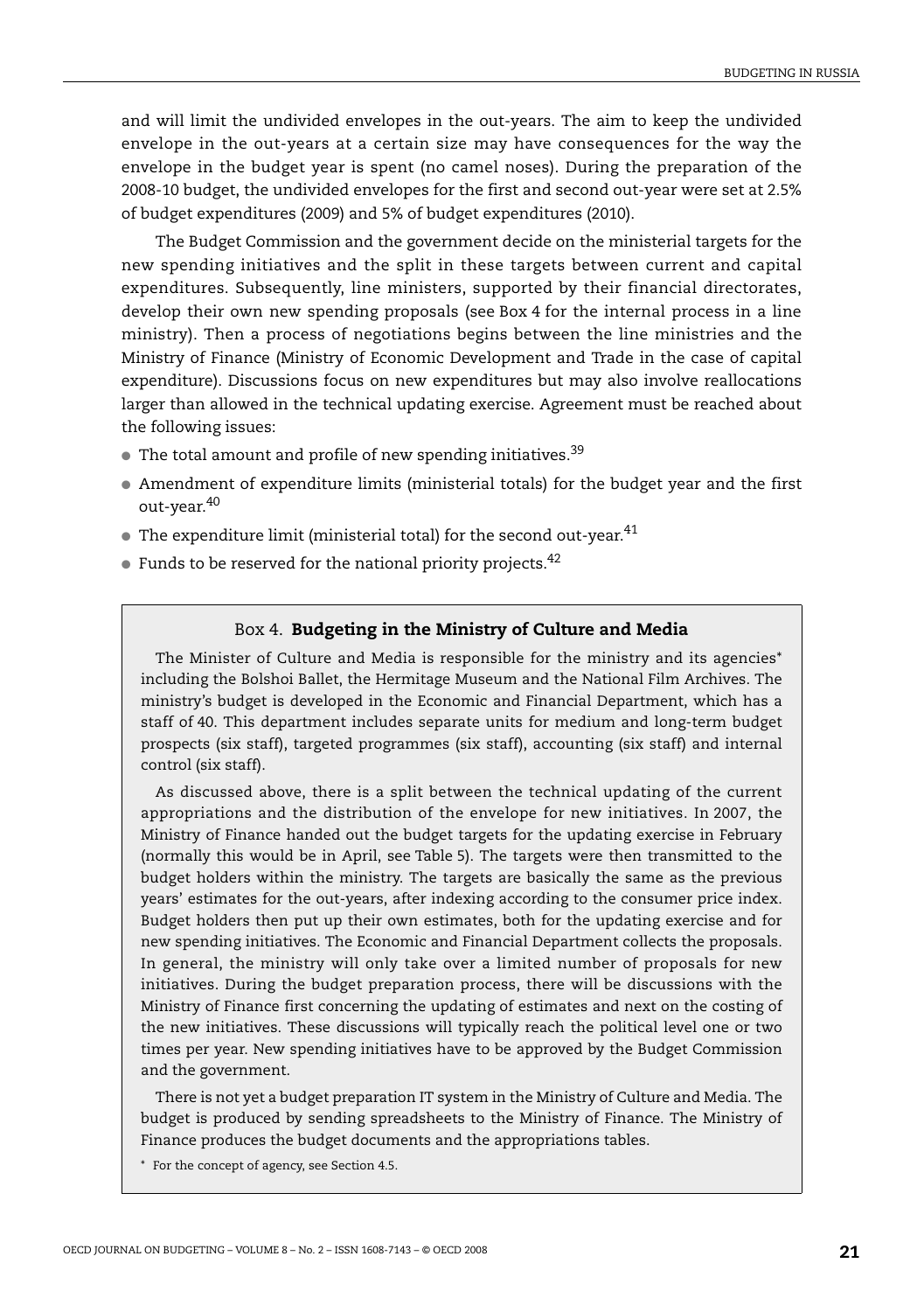and will limit the undivided envelopes in the out-years. The aim to keep the undivided envelope in the out-years at a certain size may have consequences for the way the envelope in the budget year is spent (no camel noses). During the preparation of the 2008-10 budget, the undivided envelopes for the first and second out-year were set at 2.5% of budget expenditures (2009) and 5% of budget expenditures (2010).

The Budget Commission and the government decide on the ministerial targets for the new spending initiatives and the split in these targets between current and capital expenditures. Subsequently, line ministers, supported by their financial directorates, develop their own new spending proposals (see Box 4 for the internal process in a line ministry). Then a process of negotiations begins between the line ministries and the Ministry of Finance (Ministry of Economic Development and Trade in the case of capital expenditure). Discussions focus on new expenditures but may also involve reallocations larger than allowed in the technical updating exercise. Agreement must be reached about the following issues:

- The total amount and profile of new spending initiatives.[39]
- Amendment of expenditure limits (ministerial totals) for the budget year and the first out-year.[40]
- The expenditure limit (ministerial total) for the second out-year.[41]
- Funds to be reserved for the national priority projects.[42]

> **Box 4. Budgeting in the Ministry of Culture and Media**
>
> The Minister of Culture and Media is responsible for the ministry and its agencies* including the Bolshoi Ballet, the Hermitage Museum and the National Film Archives. The ministry's budget is developed in the Economic and Financial Department, which has a staff of 40. This department includes separate units for medium and long-term budget prospects (six staff), targeted programmes (six staff), accounting (six staff) and internal control (six staff).
>
> As discussed above, there is a split between the technical updating of the current appropriations and the distribution of the envelope for new initiatives. In 2007, the Ministry of Finance handed out the budget targets for the updating exercise in February (normally this would be in April, see Table 5). The targets were then transmitted to the budget holders within the ministry. The targets are basically the same as the previous years' estimates for the out-years, after indexing according to the consumer price index. Budget holders then put up their own estimates, both for the updating exercise and for new spending initiatives. The Economic and Financial Department collects the proposals. In general, the ministry will only take over a limited number of proposals for new initiatives. During the budget preparation process, there will be discussions with the Ministry of Finance first concerning the updating of estimates and next on the costing of the new initiatives. These discussions will typically reach the political level one or two times per year. New spending initiatives have to be approved by the Budget Commission and the government.
>
> There is not yet a budget preparation IT system in the Ministry of Culture and Media. The budget is produced by sending spreadsheets to the Ministry of Finance. The Ministry of Finance produces the budget documents and the appropriations tables.
>
> \* For the concept of agency, see Section 4.5.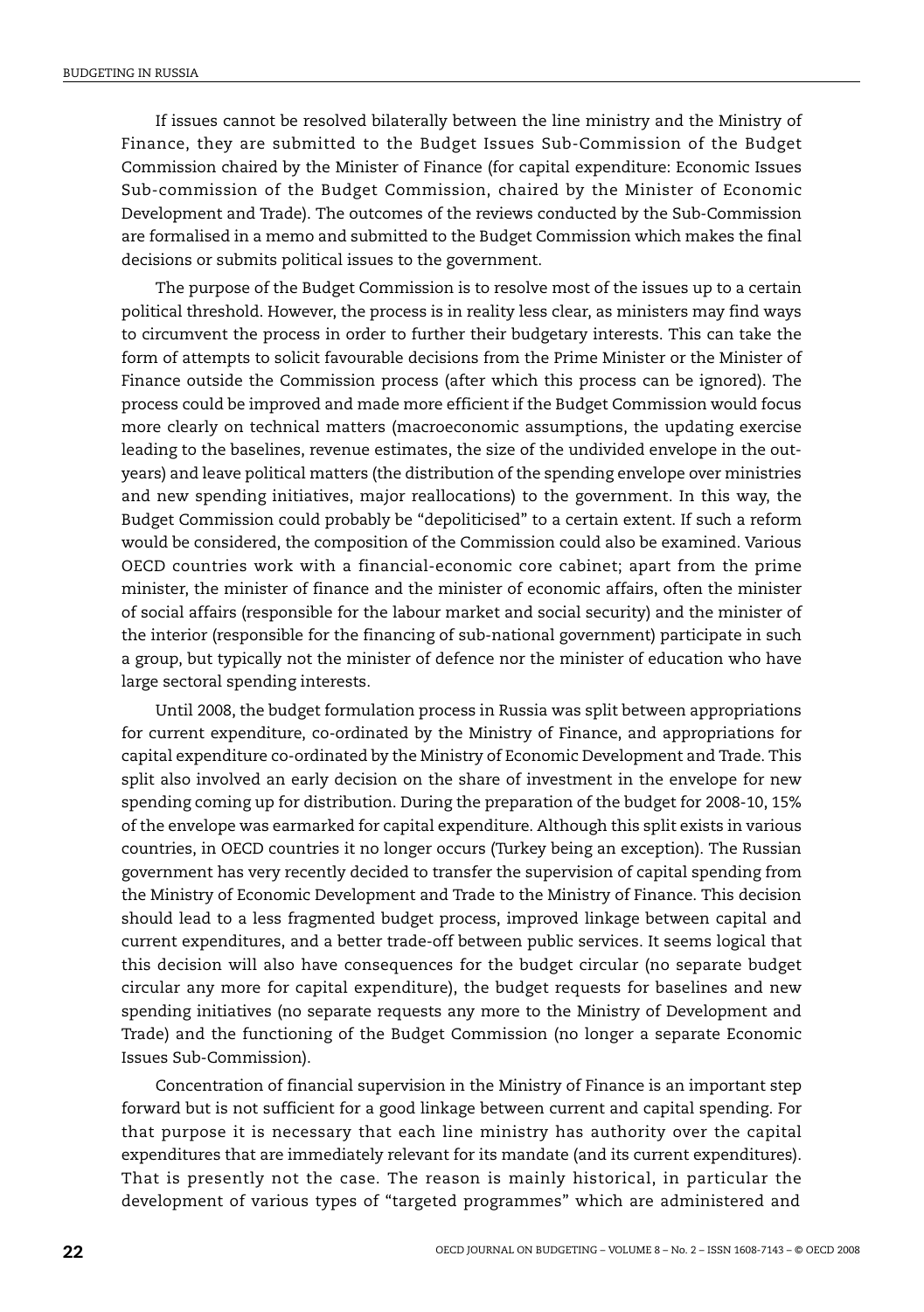If issues cannot be resolved bilaterally between the line ministry and the Ministry of Finance, they are submitted to the Budget Issues Sub-Commission of the Budget Commission chaired by the Minister of Finance (for capital expenditure: Economic Issues Sub-commission of the Budget Commission, chaired by the Minister of Economic Development and Trade). The outcomes of the reviews conducted by the Sub-Commission are formalised in a memo and submitted to the Budget Commission which makes the final decisions or submits political issues to the government.

The purpose of the Budget Commission is to resolve most of the issues up to a certain political threshold. However, the process is in reality less clear, as ministers may find ways to circumvent the process in order to further their budgetary interests. This can take the form of attempts to solicit favourable decisions from the Prime Minister or the Minister of Finance outside the Commission process (after which this process can be ignored). The process could be improved and made more efficient if the Budget Commission would focus more clearly on technical matters (macroeconomic assumptions, the updating exercise leading to the baselines, revenue estimates, the size of the undivided envelope in the out-years) and leave political matters (the distribution of the spending envelope over ministries and new spending initiatives, major reallocations) to the government. In this way, the Budget Commission could probably be "depoliticised" to a certain extent. If such a reform would be considered, the composition of the Commission could also be examined. Various OECD countries work with a financial-economic core cabinet; apart from the prime minister, the minister of finance and the minister of economic affairs, often the minister of social affairs (responsible for the labour market and social security) and the minister of the interior (responsible for the financing of sub-national government) participate in such a group, but typically not the minister of defence nor the minister of education who have large sectoral spending interests.

Until 2008, the budget formulation process in Russia was split between appropriations for current expenditure, co-ordinated by the Ministry of Finance, and appropriations for capital expenditure co-ordinated by the Ministry of Economic Development and Trade. This split also involved an early decision on the share of investment in the envelope for new spending coming up for distribution. During the preparation of the budget for 2008-10, 15% of the envelope was earmarked for capital expenditure. Although this split exists in various countries, in OECD countries it no longer occurs (Turkey being an exception). The Russian government has very recently decided to transfer the supervision of capital spending from the Ministry of Economic Development and Trade to the Ministry of Finance. This decision should lead to a less fragmented budget process, improved linkage between capital and current expenditures, and a better trade-off between public services. It seems logical that this decision will also have consequences for the budget circular (no separate budget circular any more for capital expenditure), the budget requests for baselines and new spending initiatives (no separate requests any more to the Ministry of Development and Trade) and the functioning of the Budget Commission (no longer a separate Economic Issues Sub-Commission).

Concentration of financial supervision in the Ministry of Finance is an important step forward but is not sufficient for a good linkage between current and capital spending. For that purpose it is necessary that each line ministry has authority over the capital expenditures that are immediately relevant for its mandate (and its current expenditures). That is presently not the case. The reason is mainly historical, in particular the development of various types of "targeted programmes" which are administered and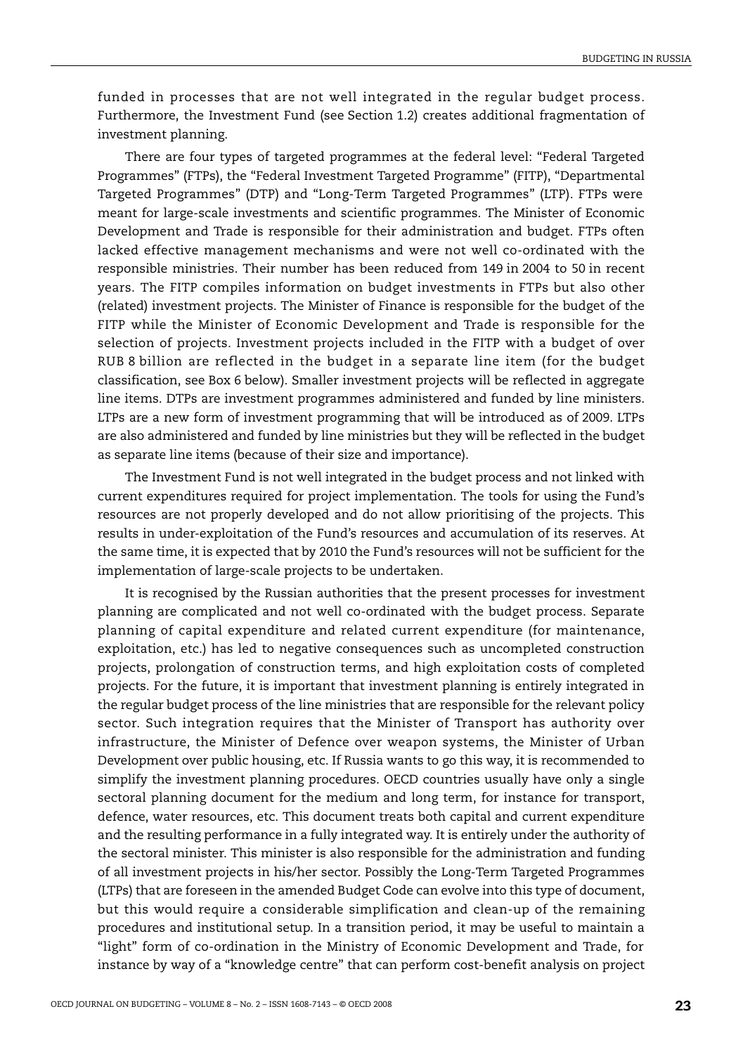funded in processes that are not well integrated in the regular budget process. Furthermore, the Investment Fund (see Section 1.2) creates additional fragmentation of investment planning.

There are four types of targeted programmes at the federal level: "Federal Targeted Programmes" (FTPs), the "Federal Investment Targeted Programme" (FITP), "Departmental Targeted Programmes" (DTP) and "Long-Term Targeted Programmes" (LTP). FTPs were meant for large-scale investments and scientific programmes. The Minister of Economic Development and Trade is responsible for their administration and budget. FTPs often lacked effective management mechanisms and were not well co-ordinated with the responsible ministries. Their number has been reduced from 149 in 2004 to 50 in recent years. The FITP compiles information on budget investments in FTPs but also other (related) investment projects. The Minister of Finance is responsible for the budget of the FITP while the Minister of Economic Development and Trade is responsible for the selection of projects. Investment projects included in the FITP with a budget of over RUB 8 billion are reflected in the budget in a separate line item (for the budget classification, see Box 6 below). Smaller investment projects will be reflected in aggregate line items. DTPs are investment programmes administered and funded by line ministers. LTPs are a new form of investment programming that will be introduced as of 2009. LTPs are also administered and funded by line ministries but they will be reflected in the budget as separate line items (because of their size and importance).

The Investment Fund is not well integrated in the budget process and not linked with current expenditures required for project implementation. The tools for using the Fund's resources are not properly developed and do not allow prioritising of the projects. This results in under-exploitation of the Fund's resources and accumulation of its reserves. At the same time, it is expected that by 2010 the Fund's resources will not be sufficient for the implementation of large-scale projects to be undertaken.

It is recognised by the Russian authorities that the present processes for investment planning are complicated and not well co-ordinated with the budget process. Separate planning of capital expenditure and related current expenditure (for maintenance, exploitation, etc.) has led to negative consequences such as uncompleted construction projects, prolongation of construction terms, and high exploitation costs of completed projects. For the future, it is important that investment planning is entirely integrated in the regular budget process of the line ministries that are responsible for the relevant policy sector. Such integration requires that the Minister of Transport has authority over infrastructure, the Minister of Defence over weapon systems, the Minister of Urban Development over public housing, etc. If Russia wants to go this way, it is recommended to simplify the investment planning procedures. OECD countries usually have only a single sectoral planning document for the medium and long term, for instance for transport, defence, water resources, etc. This document treats both capital and current expenditure and the resulting performance in a fully integrated way. It is entirely under the authority of the sectoral minister. This minister is also responsible for the administration and funding of all investment projects in his/her sector. Possibly the Long-Term Targeted Programmes (LTPs) that are foreseen in the amended Budget Code can evolve into this type of document, but this would require a considerable simplification and clean-up of the remaining procedures and institutional setup. In a transition period, it may be useful to maintain a "light" form of co-ordination in the Ministry of Economic Development and Trade, for instance by way of a "knowledge centre" that can perform cost-benefit analysis on project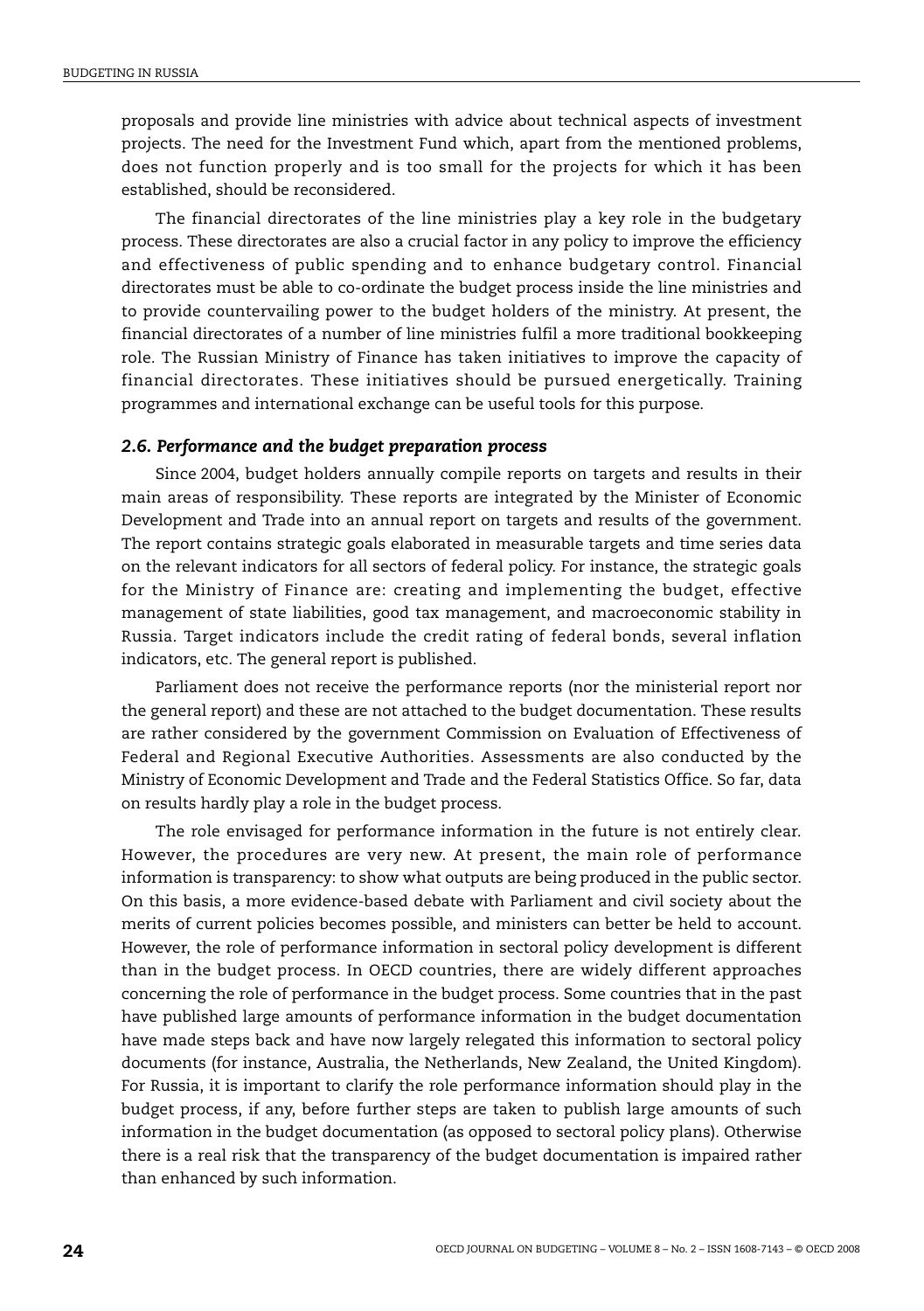proposals and provide line ministries with advice about technical aspects of investment projects. The need for the Investment Fund which, apart from the mentioned problems, does not function properly and is too small for the projects for which it has been established, should be reconsidered.

The financial directorates of the line ministries play a key role in the budgetary process. These directorates are also a crucial factor in any policy to improve the efficiency and effectiveness of public spending and to enhance budgetary control. Financial directorates must be able to co-ordinate the budget process inside the line ministries and to provide countervailing power to the budget holders of the ministry. At present, the financial directorates of a number of line ministries fulfil a more traditional bookkeeping role. The Russian Ministry of Finance has taken initiatives to improve the capacity of financial directorates. These initiatives should be pursued energetically. Training programmes and international exchange can be useful tools for this purpose.

### *2.6. Performance and the budget preparation process*

Since 2004, budget holders annually compile reports on targets and results in their main areas of responsibility. These reports are integrated by the Minister of Economic Development and Trade into an annual report on targets and results of the government. The report contains strategic goals elaborated in measurable targets and time series data on the relevant indicators for all sectors of federal policy. For instance, the strategic goals for the Ministry of Finance are: creating and implementing the budget, effective management of state liabilities, good tax management, and macroeconomic stability in Russia. Target indicators include the credit rating of federal bonds, several inflation indicators, etc. The general report is published.

Parliament does not receive the performance reports (nor the ministerial report nor the general report) and these are not attached to the budget documentation. These results are rather considered by the government Commission on Evaluation of Effectiveness of Federal and Regional Executive Authorities. Assessments are also conducted by the Ministry of Economic Development and Trade and the Federal Statistics Office. So far, data on results hardly play a role in the budget process.

The role envisaged for performance information in the future is not entirely clear. However, the procedures are very new. At present, the main role of performance information is transparency: to show what outputs are being produced in the public sector. On this basis, a more evidence-based debate with Parliament and civil society about the merits of current policies becomes possible, and ministers can better be held to account. However, the role of performance information in sectoral policy development is different than in the budget process. In OECD countries, there are widely different approaches concerning the role of performance in the budget process. Some countries that in the past have published large amounts of performance information in the budget documentation have made steps back and have now largely relegated this information to sectoral policy documents (for instance, Australia, the Netherlands, New Zealand, the United Kingdom). For Russia, it is important to clarify the role performance information should play in the budget process, if any, before further steps are taken to publish large amounts of such information in the budget documentation (as opposed to sectoral policy plans). Otherwise there is a real risk that the transparency of the budget documentation is impaired rather than enhanced by such information.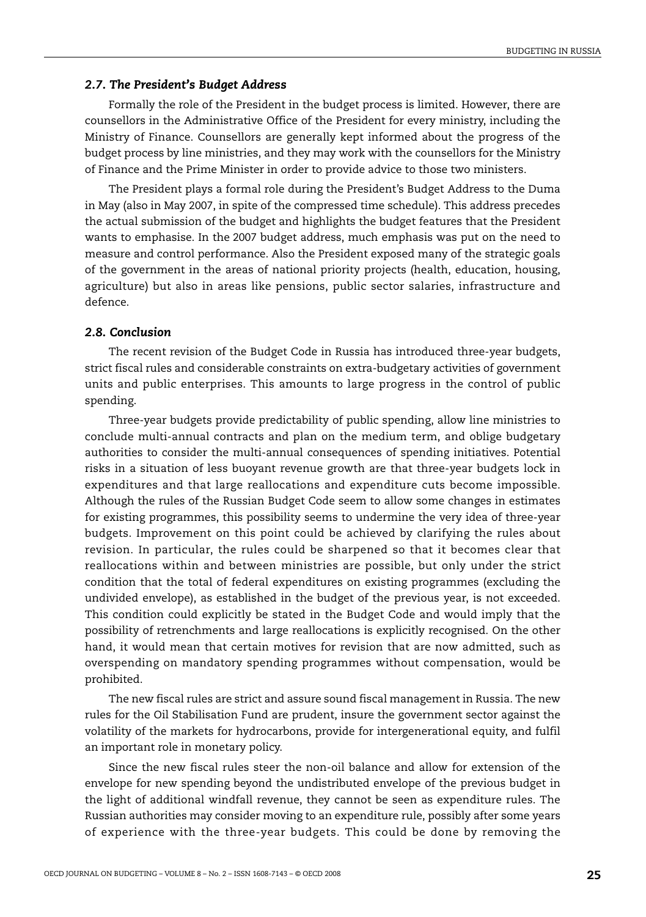### *2.7. The President's Budget Address*

Formally the role of the President in the budget process is limited. However, there are counsellors in the Administrative Office of the President for every ministry, including the Ministry of Finance. Counsellors are generally kept informed about the progress of the budget process by line ministries, and they may work with the counsellors for the Ministry of Finance and the Prime Minister in order to provide advice to those two ministers.

The President plays a formal role during the President's Budget Address to the Duma in May (also in May 2007, in spite of the compressed time schedule). This address precedes the actual submission of the budget and highlights the budget features that the President wants to emphasise. In the 2007 budget address, much emphasis was put on the need to measure and control performance. Also the President exposed many of the strategic goals of the government in the areas of national priority projects (health, education, housing, agriculture) but also in areas like pensions, public sector salaries, infrastructure and defence.

### *2.8. Conclusion*

The recent revision of the Budget Code in Russia has introduced three-year budgets, strict fiscal rules and considerable constraints on extra-budgetary activities of government units and public enterprises. This amounts to large progress in the control of public spending.

Three-year budgets provide predictability of public spending, allow line ministries to conclude multi-annual contracts and plan on the medium term, and oblige budgetary authorities to consider the multi-annual consequences of spending initiatives. Potential risks in a situation of less buoyant revenue growth are that three-year budgets lock in expenditures and that large reallocations and expenditure cuts become impossible. Although the rules of the Russian Budget Code seem to allow some changes in estimates for existing programmes, this possibility seems to undermine the very idea of three-year budgets. Improvement on this point could be achieved by clarifying the rules about revision. In particular, the rules could be sharpened so that it becomes clear that reallocations within and between ministries are possible, but only under the strict condition that the total of federal expenditures on existing programmes (excluding the undivided envelope), as established in the budget of the previous year, is not exceeded. This condition could explicitly be stated in the Budget Code and would imply that the possibility of retrenchments and large reallocations is explicitly recognised. On the other hand, it would mean that certain motives for revision that are now admitted, such as overspending on mandatory spending programmes without compensation, would be prohibited.

The new fiscal rules are strict and assure sound fiscal management in Russia. The new rules for the Oil Stabilisation Fund are prudent, insure the government sector against the volatility of the markets for hydrocarbons, provide for intergenerational equity, and fulfil an important role in monetary policy.

Since the new fiscal rules steer the non-oil balance and allow for extension of the envelope for new spending beyond the undistributed envelope of the previous budget in the light of additional windfall revenue, they cannot be seen as expenditure rules. The Russian authorities may consider moving to an expenditure rule, possibly after some years of experience with the three-year budgets. This could be done by removing the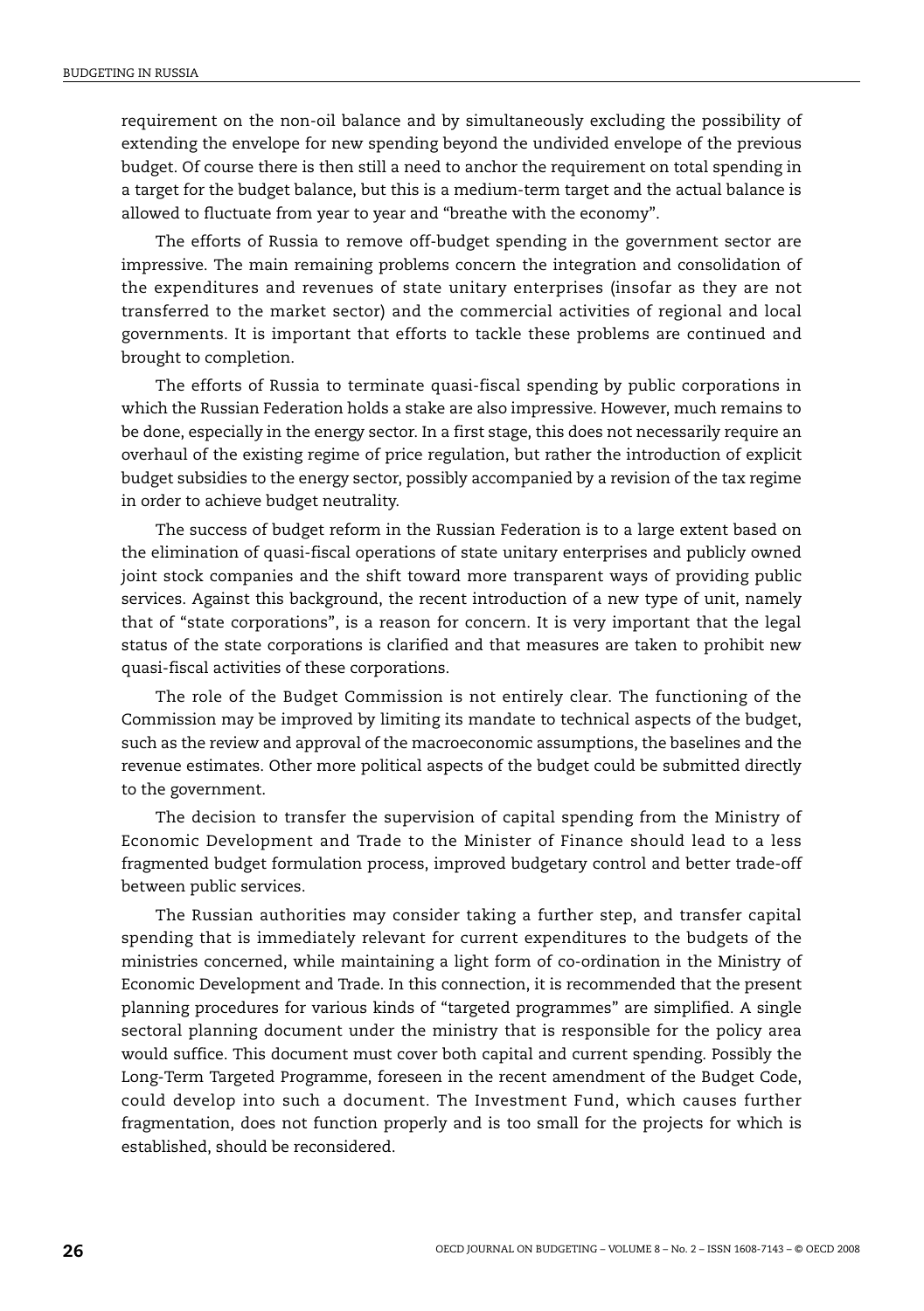requirement on the non-oil balance and by simultaneously excluding the possibility of extending the envelope for new spending beyond the undivided envelope of the previous budget. Of course there is then still a need to anchor the requirement on total spending in a target for the budget balance, but this is a medium-term target and the actual balance is allowed to fluctuate from year to year and "breathe with the economy".

The efforts of Russia to remove off-budget spending in the government sector are impressive. The main remaining problems concern the integration and consolidation of the expenditures and revenues of state unitary enterprises (insofar as they are not transferred to the market sector) and the commercial activities of regional and local governments. It is important that efforts to tackle these problems are continued and brought to completion.

The efforts of Russia to terminate quasi-fiscal spending by public corporations in which the Russian Federation holds a stake are also impressive. However, much remains to be done, especially in the energy sector. In a first stage, this does not necessarily require an overhaul of the existing regime of price regulation, but rather the introduction of explicit budget subsidies to the energy sector, possibly accompanied by a revision of the tax regime in order to achieve budget neutrality.

The success of budget reform in the Russian Federation is to a large extent based on the elimination of quasi-fiscal operations of state unitary enterprises and publicly owned joint stock companies and the shift toward more transparent ways of providing public services. Against this background, the recent introduction of a new type of unit, namely that of "state corporations", is a reason for concern. It is very important that the legal status of the state corporations is clarified and that measures are taken to prohibit new quasi-fiscal activities of these corporations.

The role of the Budget Commission is not entirely clear. The functioning of the Commission may be improved by limiting its mandate to technical aspects of the budget, such as the review and approval of the macroeconomic assumptions, the baselines and the revenue estimates. Other more political aspects of the budget could be submitted directly to the government.

The decision to transfer the supervision of capital spending from the Ministry of Economic Development and Trade to the Minister of Finance should lead to a less fragmented budget formulation process, improved budgetary control and better trade-off between public services.

The Russian authorities may consider taking a further step, and transfer capital spending that is immediately relevant for current expenditures to the budgets of the ministries concerned, while maintaining a light form of co-ordination in the Ministry of Economic Development and Trade. In this connection, it is recommended that the present planning procedures for various kinds of "targeted programmes" are simplified. A single sectoral planning document under the ministry that is responsible for the policy area would suffice. This document must cover both capital and current spending. Possibly the Long-Term Targeted Programme, foreseen in the recent amendment of the Budget Code, could develop into such a document. The Investment Fund, which causes further fragmentation, does not function properly and is too small for the projects for which is established, should be reconsidered.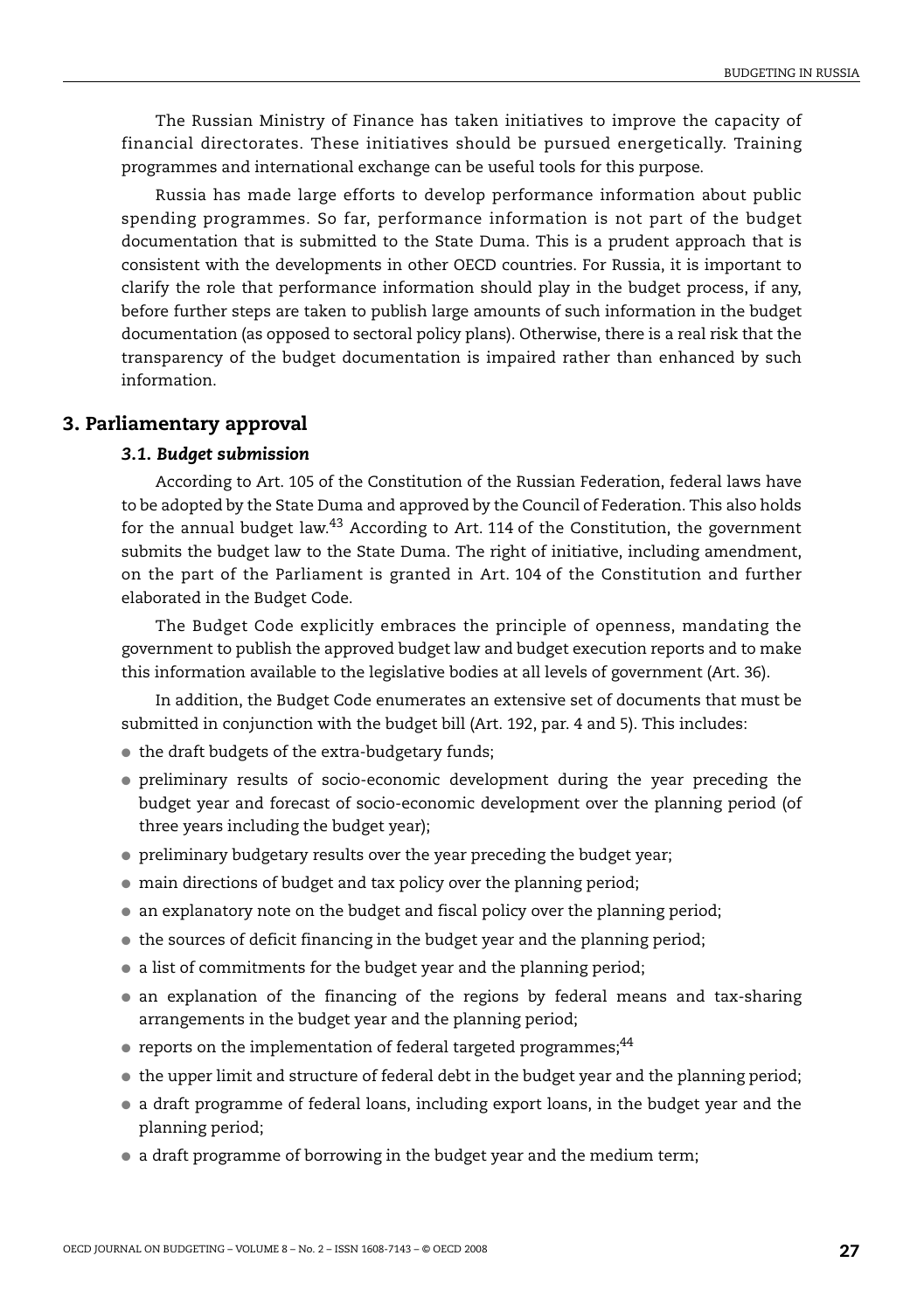The Russian Ministry of Finance has taken initiatives to improve the capacity of financial directorates. These initiatives should be pursued energetically. Training programmes and international exchange can be useful tools for this purpose.

Russia has made large efforts to develop performance information about public spending programmes. So far, performance information is not part of the budget documentation that is submitted to the State Duma. This is a prudent approach that is consistent with the developments in other OECD countries. For Russia, it is important to clarify the role that performance information should play in the budget process, if any, before further steps are taken to publish large amounts of such information in the budget documentation (as opposed to sectoral policy plans). Otherwise, there is a real risk that the transparency of the budget documentation is impaired rather than enhanced by such information.

## 3. Parliamentary approval

### *3.1. Budget submission*

According to Art. 105 of the Constitution of the Russian Federation, federal laws have to be adopted by the State Duma and approved by the Council of Federation. This also holds for the annual budget law.[43] According to Art. 114 of the Constitution, the government submits the budget law to the State Duma. The right of initiative, including amendment, on the part of the Parliament is granted in Art. 104 of the Constitution and further elaborated in the Budget Code.

The Budget Code explicitly embraces the principle of openness, mandating the government to publish the approved budget law and budget execution reports and to make this information available to the legislative bodies at all levels of government (Art. 36).

In addition, the Budget Code enumerates an extensive set of documents that must be submitted in conjunction with the budget bill (Art. 192, par. 4 and 5). This includes:

- the draft budgets of the extra-budgetary funds;
- preliminary results of socio-economic development during the year preceding the budget year and forecast of socio-economic development over the planning period (of three years including the budget year);
- preliminary budgetary results over the year preceding the budget year;
- main directions of budget and tax policy over the planning period;
- an explanatory note on the budget and fiscal policy over the planning period;
- the sources of deficit financing in the budget year and the planning period;
- a list of commitments for the budget year and the planning period;
- an explanation of the financing of the regions by federal means and tax-sharing arrangements in the budget year and the planning period;
- reports on the implementation of federal targeted programmes;[44]
- the upper limit and structure of federal debt in the budget year and the planning period;
- a draft programme of federal loans, including export loans, in the budget year and the planning period;
- a draft programme of borrowing in the budget year and the medium term;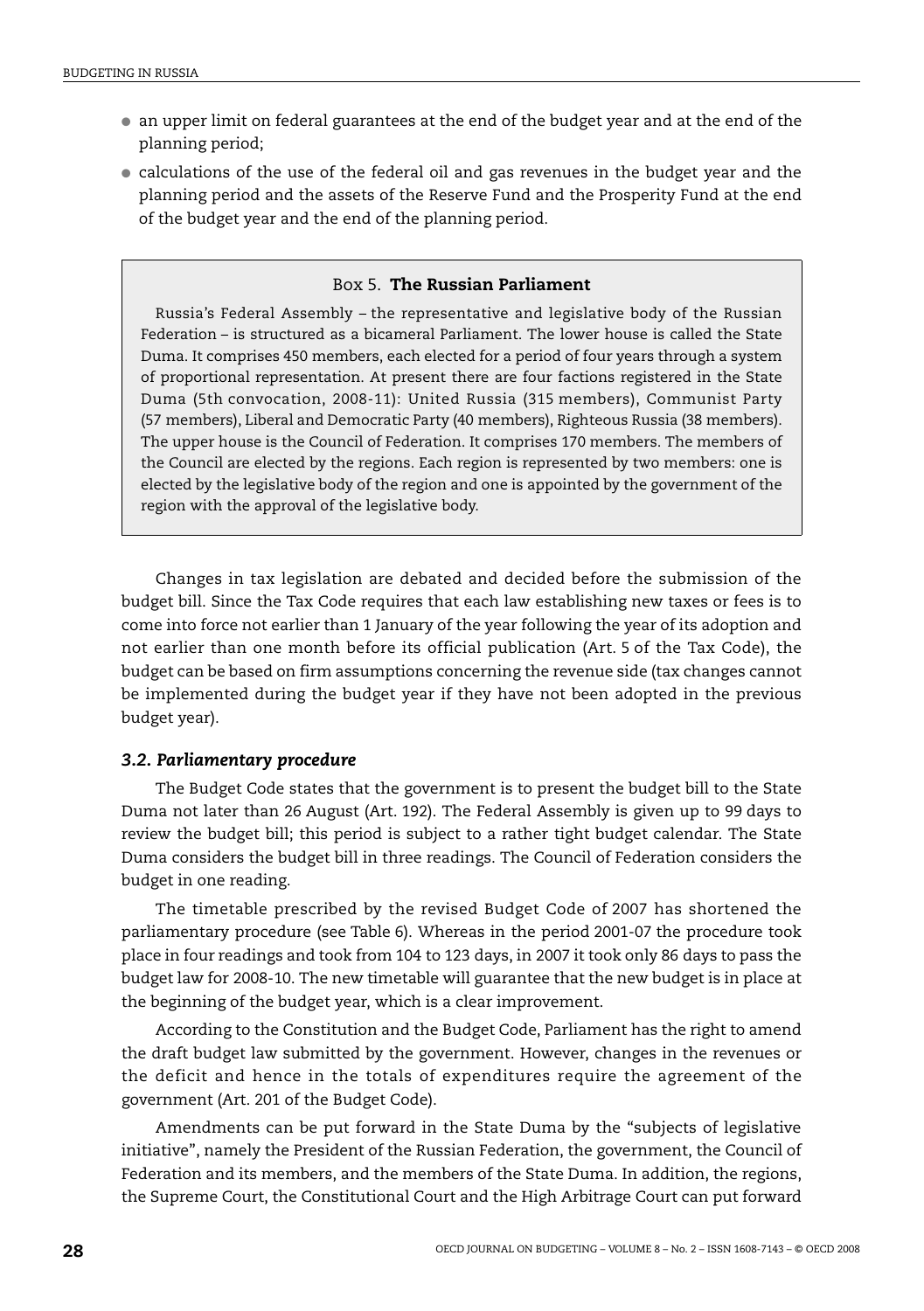- an upper limit on federal guarantees at the end of the budget year and at the end of the planning period;
- calculations of the use of the federal oil and gas revenues in the budget year and the planning period and the assets of the Reserve Fund and the Prosperity Fund at the end of the budget year and the end of the planning period.

> **Box 5. The Russian Parliament**
>
> Russia's Federal Assembly – the representative and legislative body of the Russian Federation – is structured as a bicameral Parliament. The lower house is called the State Duma. It comprises 450 members, each elected for a period of four years through a system of proportional representation. At present there are four factions registered in the State Duma (5th convocation, 2008-11): United Russia (315 members), Communist Party (57 members), Liberal and Democratic Party (40 members), Righteous Russia (38 members). The upper house is the Council of Federation. It comprises 170 members. The members of the Council are elected by the regions. Each region is represented by two members: one is elected by the legislative body of the region and one is appointed by the government of the region with the approval of the legislative body.

Changes in tax legislation are debated and decided before the submission of the budget bill. Since the Tax Code requires that each law establishing new taxes or fees is to come into force not earlier than 1 January of the year following the year of its adoption and not earlier than one month before its official publication (Art. 5 of the Tax Code), the budget can be based on firm assumptions concerning the revenue side (tax changes cannot be implemented during the budget year if they have not been adopted in the previous budget year).

### *3.2. Parliamentary procedure*

The Budget Code states that the government is to present the budget bill to the State Duma not later than 26 August (Art. 192). The Federal Assembly is given up to 99 days to review the budget bill; this period is subject to a rather tight budget calendar. The State Duma considers the budget bill in three readings. The Council of Federation considers the budget in one reading.

The timetable prescribed by the revised Budget Code of 2007 has shortened the parliamentary procedure (see Table 6). Whereas in the period 2001-07 the procedure took place in four readings and took from 104 to 123 days, in 2007 it took only 86 days to pass the budget law for 2008-10. The new timetable will guarantee that the new budget is in place at the beginning of the budget year, which is a clear improvement.

According to the Constitution and the Budget Code, Parliament has the right to amend the draft budget law submitted by the government. However, changes in the revenues or the deficit and hence in the totals of expenditures require the agreement of the government (Art. 201 of the Budget Code).

Amendments can be put forward in the State Duma by the "subjects of legislative initiative", namely the President of the Russian Federation, the government, the Council of Federation and its members, and the members of the State Duma. In addition, the regions, the Supreme Court, the Constitutional Court and the High Arbitrage Court can put forward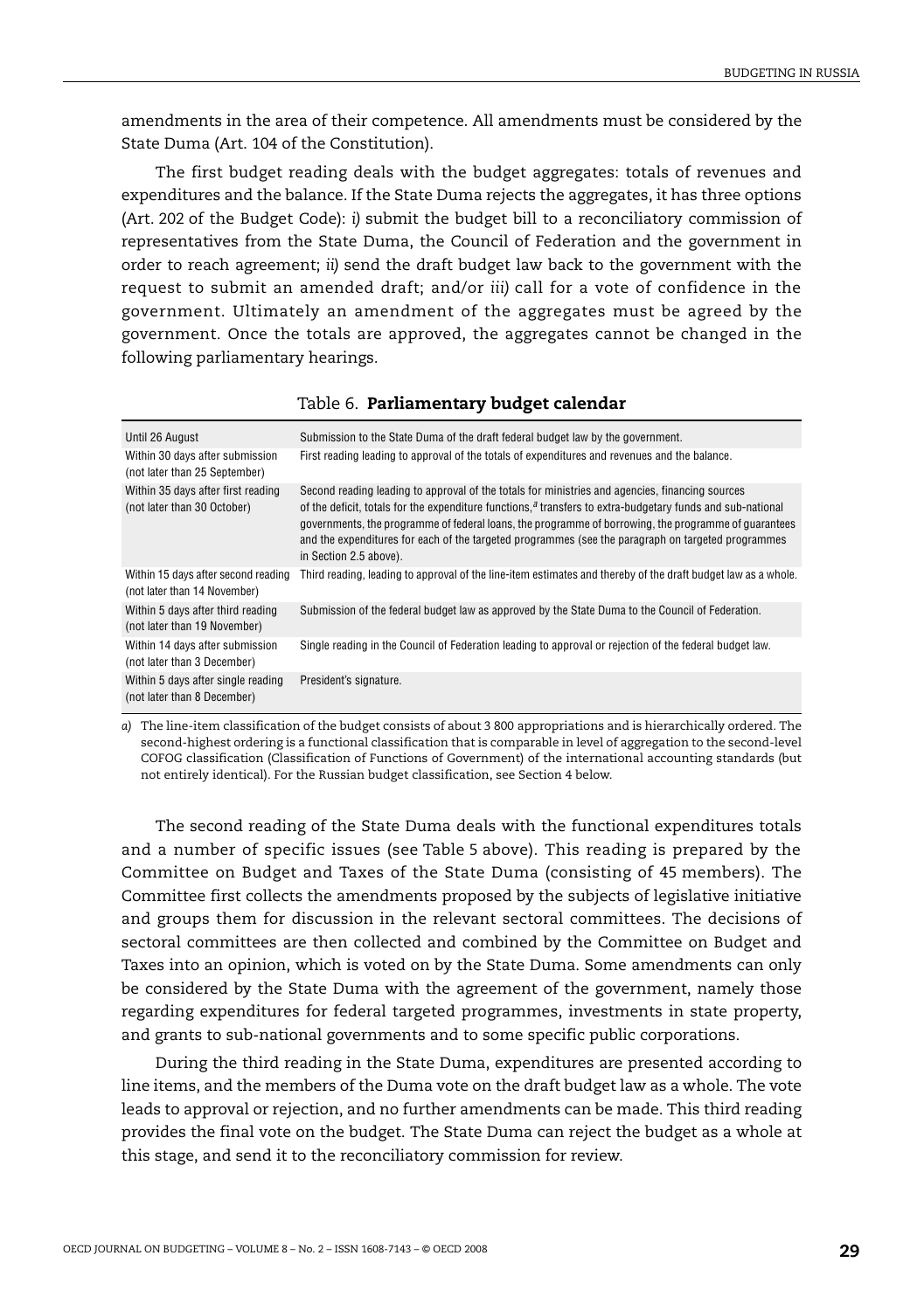amendments in the area of their competence. All amendments must be considered by the State Duma (Art. 104 of the Constitution).

The first budget reading deals with the budget aggregates: totals of revenues and expenditures and the balance. If the State Duma rejects the aggregates, it has three options (Art. 202 of the Budget Code): *i)* submit the budget bill to a reconciliatory commission of representatives from the State Duma, the Council of Federation and the government in order to reach agreement; *ii)* send the draft budget law back to the government with the request to submit an amended draft; and/or *iii)* call for a vote of confidence in the government. Ultimately an amendment of the aggregates must be agreed by the government. Once the totals are approved, the aggregates cannot be changed in the following parliamentary hearings.

Table 6. **Parliamentary budget calendar**

| | |
|---|---|
| Until 26 August | Submission to the State Duma of the draft federal budget law by the government. |
| Within 30 days after submission (not later than 25 September) | First reading leading to approval of the totals of expenditures and revenues and the balance. |
| Within 35 days after first reading (not later than 30 October) | Second reading leading to approval of the totals for ministries and agencies, financing sources of the deficit, totals for the expenditure functions,[a] transfers to extra-budgetary funds and sub-national governments, the programme of federal loans, the programme of borrowing, the programme of guarantees and the expenditures for each of the targeted programmes (see the paragraph on targeted programmes in Section 2.5 above). |
| Within 15 days after second reading (not later than 14 November) | Third reading, leading to approval of the line-item estimates and thereby of the draft budget law as a whole. |
| Within 5 days after third reading (not later than 19 November) | Submission of the federal budget law as approved by the State Duma to the Council of Federation. |
| Within 14 days after submission (not later than 3 December) | Single reading in the Council of Federation leading to approval or rejection of the federal budget law. |
| Within 5 days after single reading (not later than 8 December) | President's signature. |

*a)* The line-item classification of the budget consists of about 3 800 appropriations and is hierarchically ordered. The second-highest ordering is a functional classification that is comparable in level of aggregation to the second-level COFOG classification (Classification of Functions of Government) of the international accounting standards (but not entirely identical). For the Russian budget classification, see Section 4 below.

The second reading of the State Duma deals with the functional expenditures totals and a number of specific issues (see Table 5 above). This reading is prepared by the Committee on Budget and Taxes of the State Duma (consisting of 45 members). The Committee first collects the amendments proposed by the subjects of legislative initiative and groups them for discussion in the relevant sectoral committees. The decisions of sectoral committees are then collected and combined by the Committee on Budget and Taxes into an opinion, which is voted on by the State Duma. Some amendments can only be considered by the State Duma with the agreement of the government, namely those regarding expenditures for federal targeted programmes, investments in state property, and grants to sub-national governments and to some specific public corporations.

During the third reading in the State Duma, expenditures are presented according to line items, and the members of the Duma vote on the draft budget law as a whole. The vote leads to approval or rejection, and no further amendments can be made. This third reading provides the final vote on the budget. The State Duma can reject the budget as a whole at this stage, and send it to the reconciliatory commission for review.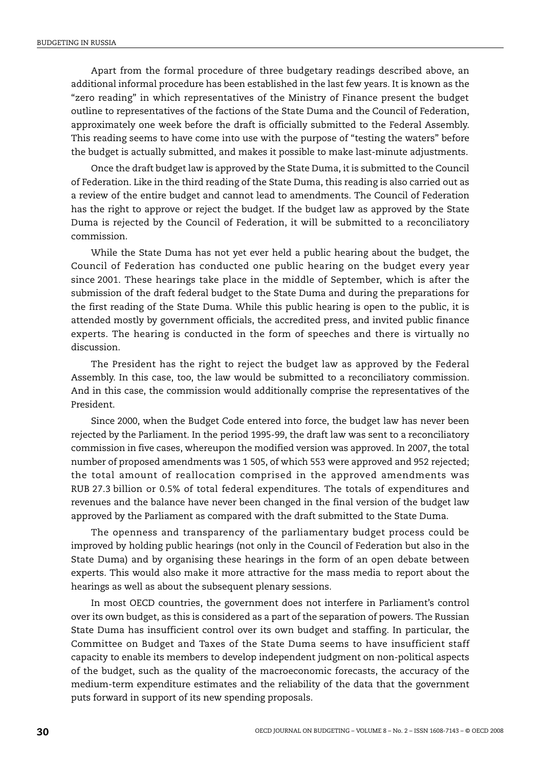Apart from the formal procedure of three budgetary readings described above, an additional informal procedure has been established in the last few years. It is known as the "zero reading" in which representatives of the Ministry of Finance present the budget outline to representatives of the factions of the State Duma and the Council of Federation, approximately one week before the draft is officially submitted to the Federal Assembly. This reading seems to have come into use with the purpose of "testing the waters" before the budget is actually submitted, and makes it possible to make last-minute adjustments.

Once the draft budget law is approved by the State Duma, it is submitted to the Council of Federation. Like in the third reading of the State Duma, this reading is also carried out as a review of the entire budget and cannot lead to amendments. The Council of Federation has the right to approve or reject the budget. If the budget law as approved by the State Duma is rejected by the Council of Federation, it will be submitted to a reconciliatory commission.

While the State Duma has not yet ever held a public hearing about the budget, the Council of Federation has conducted one public hearing on the budget every year since 2001. These hearings take place in the middle of September, which is after the submission of the draft federal budget to the State Duma and during the preparations for the first reading of the State Duma. While this public hearing is open to the public, it is attended mostly by government officials, the accredited press, and invited public finance experts. The hearing is conducted in the form of speeches and there is virtually no discussion.

The President has the right to reject the budget law as approved by the Federal Assembly. In this case, too, the law would be submitted to a reconciliatory commission. And in this case, the commission would additionally comprise the representatives of the President.

Since 2000, when the Budget Code entered into force, the budget law has never been rejected by the Parliament. In the period 1995-99, the draft law was sent to a reconciliatory commission in five cases, whereupon the modified version was approved. In 2007, the total number of proposed amendments was 1 505, of which 553 were approved and 952 rejected; the total amount of reallocation comprised in the approved amendments was RUB 27.3 billion or 0.5% of total federal expenditures. The totals of expenditures and revenues and the balance have never been changed in the final version of the budget law approved by the Parliament as compared with the draft submitted to the State Duma.

The openness and transparency of the parliamentary budget process could be improved by holding public hearings (not only in the Council of Federation but also in the State Duma) and by organising these hearings in the form of an open debate between experts. This would also make it more attractive for the mass media to report about the hearings as well as about the subsequent plenary sessions.

In most OECD countries, the government does not interfere in Parliament's control over its own budget, as this is considered as a part of the separation of powers. The Russian State Duma has insufficient control over its own budget and staffing. In particular, the Committee on Budget and Taxes of the State Duma seems to have insufficient staff capacity to enable its members to develop independent judgment on non-political aspects of the budget, such as the quality of the macroeconomic forecasts, the accuracy of the medium-term expenditure estimates and the reliability of the data that the government puts forward in support of its new spending proposals.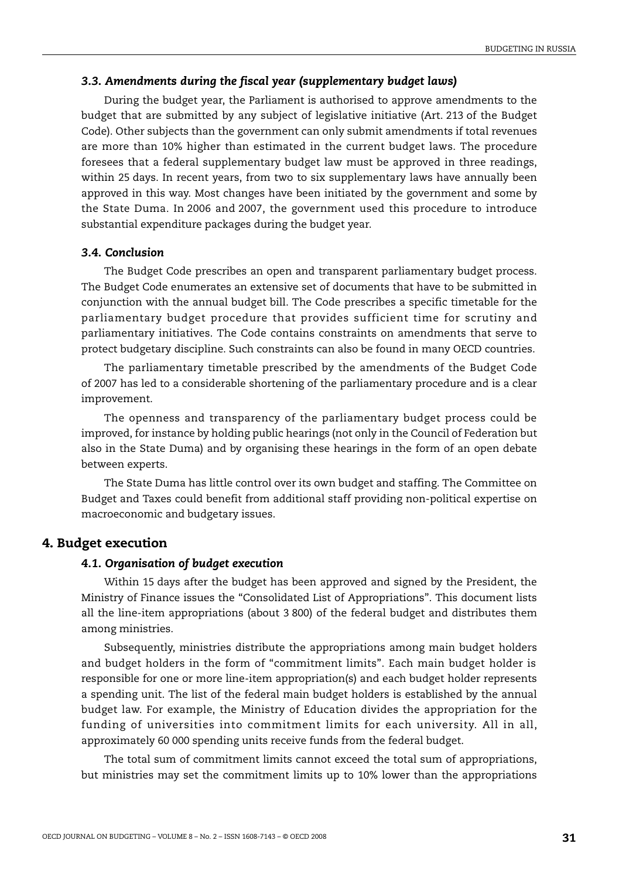### *3.3. Amendments during the fiscal year (supplementary budget laws)*

During the budget year, the Parliament is authorised to approve amendments to the budget that are submitted by any subject of legislative initiative (Art. 213 of the Budget Code). Other subjects than the government can only submit amendments if total revenues are more than 10% higher than estimated in the current budget laws. The procedure foresees that a federal supplementary budget law must be approved in three readings, within 25 days. In recent years, from two to six supplementary laws have annually been approved in this way. Most changes have been initiated by the government and some by the State Duma. In 2006 and 2007, the government used this procedure to introduce substantial expenditure packages during the budget year.

### *3.4. Conclusion*

The Budget Code prescribes an open and transparent parliamentary budget process. The Budget Code enumerates an extensive set of documents that have to be submitted in conjunction with the annual budget bill. The Code prescribes a specific timetable for the parliamentary budget procedure that provides sufficient time for scrutiny and parliamentary initiatives. The Code contains constraints on amendments that serve to protect budgetary discipline. Such constraints can also be found in many OECD countries.

The parliamentary timetable prescribed by the amendments of the Budget Code of 2007 has led to a considerable shortening of the parliamentary procedure and is a clear improvement.

The openness and transparency of the parliamentary budget process could be improved, for instance by holding public hearings (not only in the Council of Federation but also in the State Duma) and by organising these hearings in the form of an open debate between experts.

The State Duma has little control over its own budget and staffing. The Committee on Budget and Taxes could benefit from additional staff providing non-political expertise on macroeconomic and budgetary issues.

## 4. Budget execution

### *4.1. Organisation of budget execution*

Within 15 days after the budget has been approved and signed by the President, the Ministry of Finance issues the "Consolidated List of Appropriations". This document lists all the line-item appropriations (about 3 800) of the federal budget and distributes them among ministries.

Subsequently, ministries distribute the appropriations among main budget holders and budget holders in the form of "commitment limits". Each main budget holder is responsible for one or more line-item appropriation(s) and each budget holder represents a spending unit. The list of the federal main budget holders is established by the annual budget law. For example, the Ministry of Education divides the appropriation for the funding of universities into commitment limits for each university. All in all, approximately 60 000 spending units receive funds from the federal budget.

The total sum of commitment limits cannot exceed the total sum of appropriations, but ministries may set the commitment limits up to 10% lower than the appropriations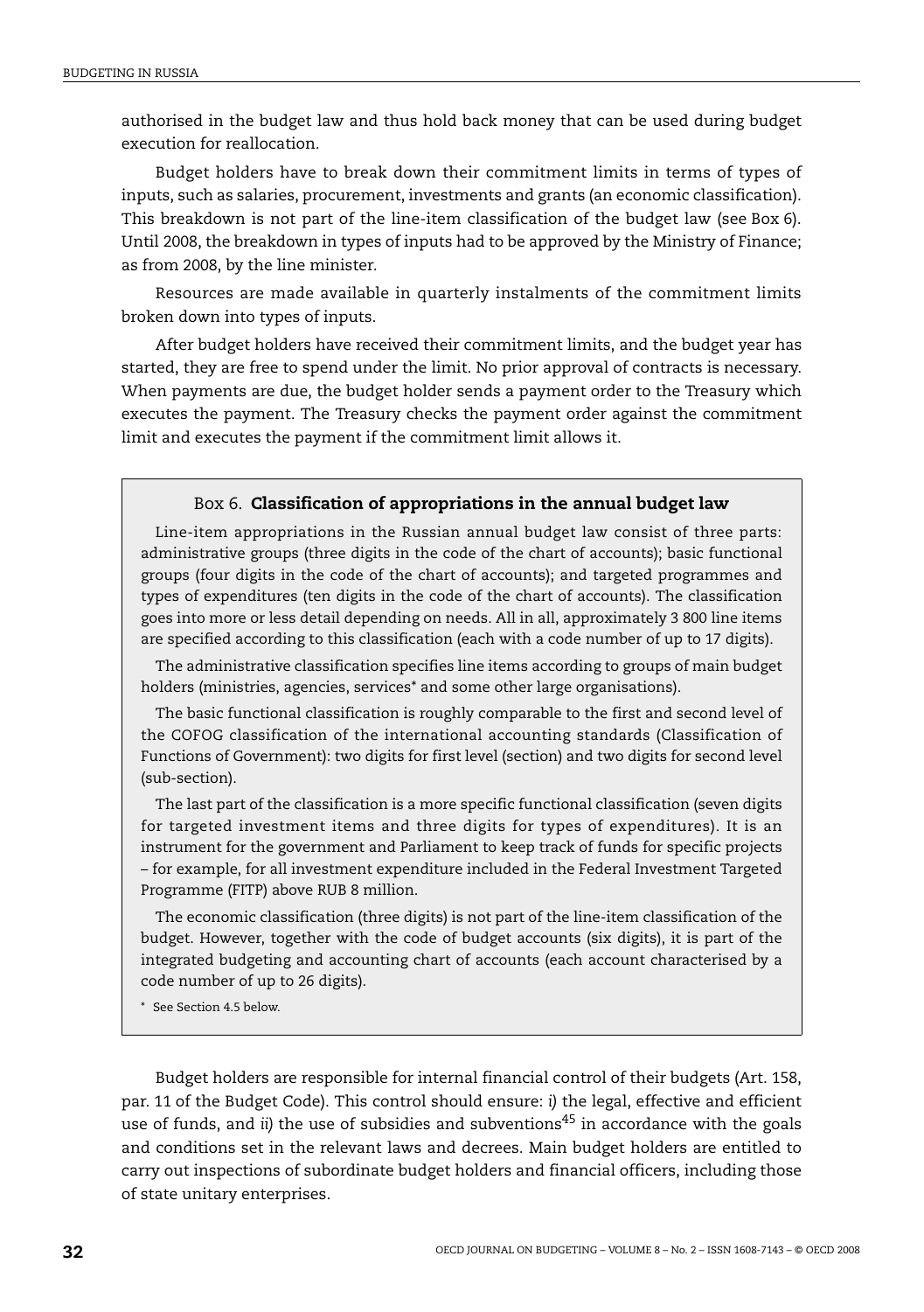authorised in the budget law and thus hold back money that can be used during budget execution for reallocation.

Budget holders have to break down their commitment limits in terms of types of inputs, such as salaries, procurement, investments and grants (an economic classification). This breakdown is not part of the line-item classification of the budget law (see Box 6). Until 2008, the breakdown in types of inputs had to be approved by the Ministry of Finance; as from 2008, by the line minister.

Resources are made available in quarterly instalments of the commitment limits broken down into types of inputs.

After budget holders have received their commitment limits, and the budget year has started, they are free to spend under the limit. No prior approval of contracts is necessary. When payments are due, the budget holder sends a payment order to the Treasury which executes the payment. The Treasury checks the payment order against the commitment limit and executes the payment if the commitment limit allows it.

### Box 6. **Classification of appropriations in the annual budget law**

Line-item appropriations in the Russian annual budget law consist of three parts: administrative groups (three digits in the code of the chart of accounts); basic functional groups (four digits in the code of the chart of accounts); and targeted programmes and types of expenditures (ten digits in the code of the chart of accounts). The classification goes into more or less detail depending on needs. All in all, approximately 3 800 line items are specified according to this classification (each with a code number of up to 17 digits).

The administrative classification specifies line items according to groups of main budget holders (ministries, agencies, services* and some other large organisations).

The basic functional classification is roughly comparable to the first and second level of the COFOG classification of the international accounting standards (Classification of Functions of Government): two digits for first level (section) and two digits for second level (sub-section).

The last part of the classification is a more specific functional classification (seven digits for targeted investment items and three digits for types of expenditures). It is an instrument for the government and Parliament to keep track of funds for specific projects – for example, for all investment expenditure included in the Federal Investment Targeted Programme (FITP) above RUB 8 million.

The economic classification (three digits) is not part of the line-item classification of the budget. However, together with the code of budget accounts (six digits), it is part of the integrated budgeting and accounting chart of accounts (each account characterised by a code number of up to 26 digits).

\* See Section 4.5 below.

Budget holders are responsible for internal financial control of their budgets (Art. 158, par. 11 of the Budget Code). This control should ensure: *i)* the legal, effective and efficient use of funds, and *ii)* the use of subsidies and subventions[45] in accordance with the goals and conditions set in the relevant laws and decrees. Main budget holders are entitled to carry out inspections of subordinate budget holders and financial officers, including those of state unitary enterprises.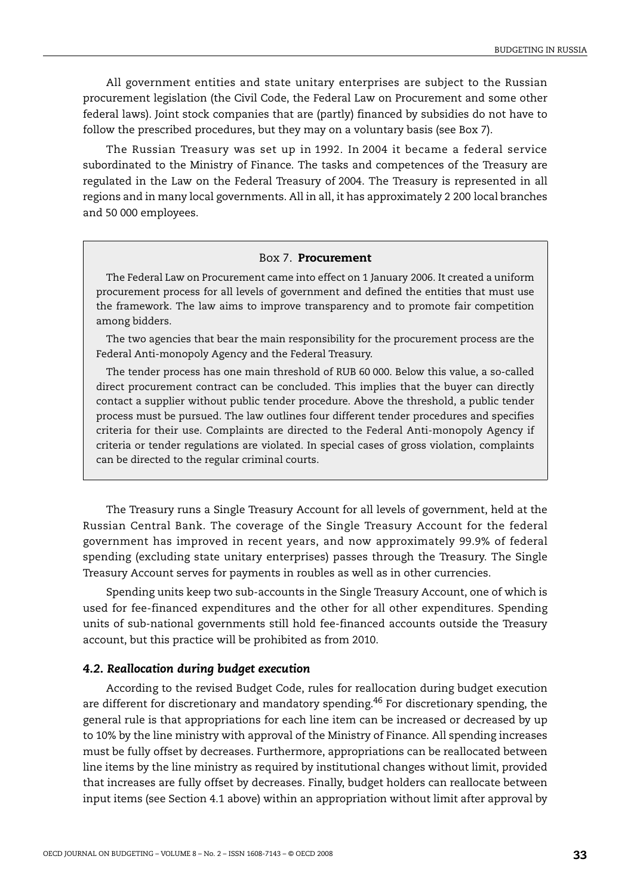All government entities and state unitary enterprises are subject to the Russian procurement legislation (the Civil Code, the Federal Law on Procurement and some other federal laws). Joint stock companies that are (partly) financed by subsidies do not have to follow the prescribed procedures, but they may on a voluntary basis (see Box 7).

The Russian Treasury was set up in 1992. In 2004 it became a federal service subordinated to the Ministry of Finance. The tasks and competences of the Treasury are regulated in the Law on the Federal Treasury of 2004. The Treasury is represented in all regions and in many local governments. All in all, it has approximately 2 200 local branches and 50 000 employees.

> Box 7. **Procurement**
>
> The Federal Law on Procurement came into effect on 1 January 2006. It created a uniform procurement process for all levels of government and defined the entities that must use the framework. The law aims to improve transparency and to promote fair competition among bidders.
>
> The two agencies that bear the main responsibility for the procurement process are the Federal Anti-monopoly Agency and the Federal Treasury.
>
> The tender process has one main threshold of RUB 60 000. Below this value, a so-called direct procurement contract can be concluded. This implies that the buyer can directly contact a supplier without public tender procedure. Above the threshold, a public tender process must be pursued. The law outlines four different tender procedures and specifies criteria for their use. Complaints are directed to the Federal Anti-monopoly Agency if criteria or tender regulations are violated. In special cases of gross violation, complaints can be directed to the regular criminal courts.

The Treasury runs a Single Treasury Account for all levels of government, held at the Russian Central Bank. The coverage of the Single Treasury Account for the federal government has improved in recent years, and now approximately 99.9% of federal spending (excluding state unitary enterprises) passes through the Treasury. The Single Treasury Account serves for payments in roubles as well as in other currencies.

Spending units keep two sub-accounts in the Single Treasury Account, one of which is used for fee-financed expenditures and the other for all other expenditures. Spending units of sub-national governments still hold fee-financed accounts outside the Treasury account, but this practice will be prohibited as from 2010.

### *4.2. Reallocation during budget execution*

According to the revised Budget Code, rules for reallocation during budget execution are different for discretionary and mandatory spending.[46] For discretionary spending, the general rule is that appropriations for each line item can be increased or decreased by up to 10% by the line ministry with approval of the Ministry of Finance. All spending increases must be fully offset by decreases. Furthermore, appropriations can be reallocated between line items by the line ministry as required by institutional changes without limit, provided that increases are fully offset by decreases. Finally, budget holders can reallocate between input items (see Section 4.1 above) within an appropriation without limit after approval by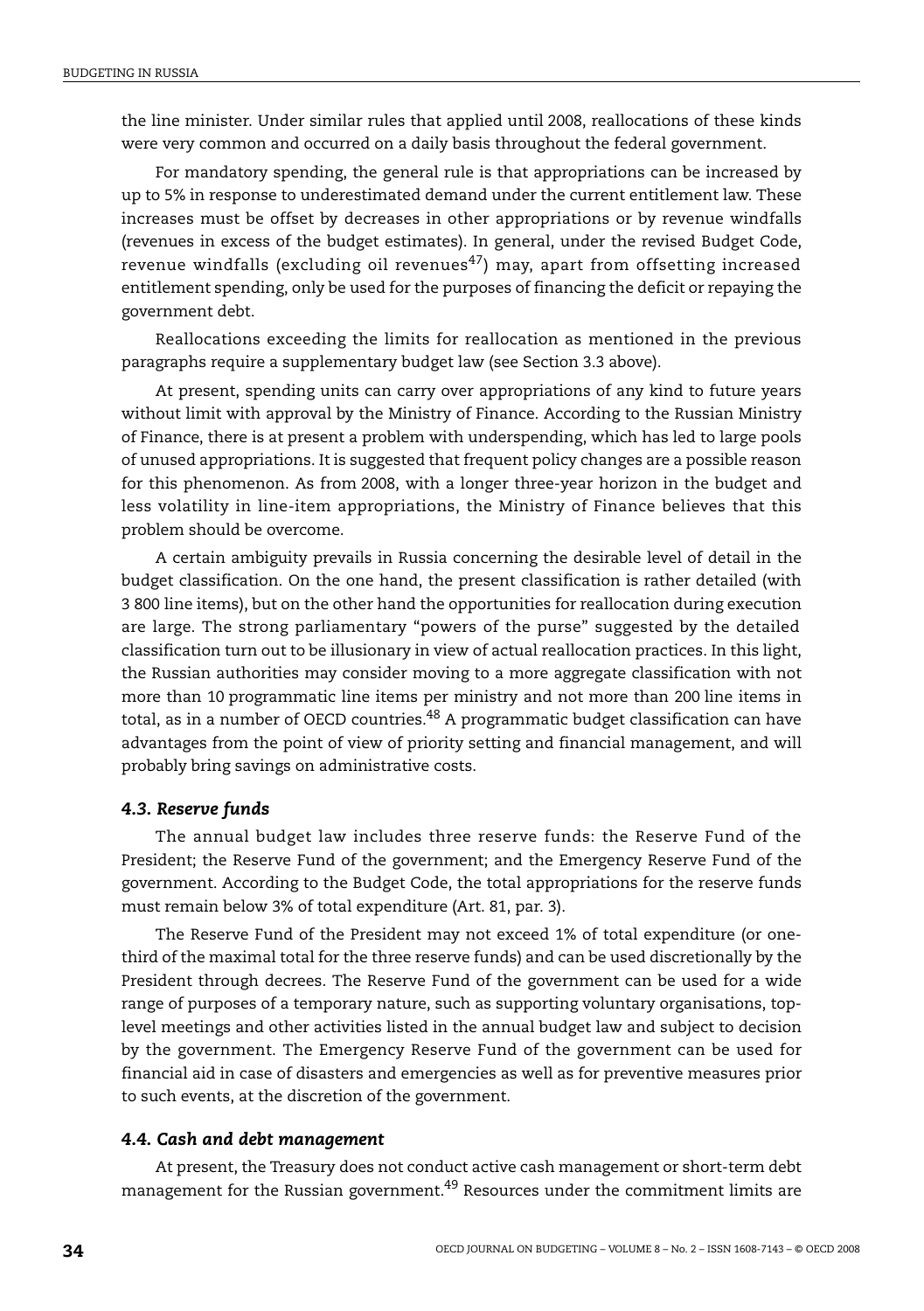the line minister. Under similar rules that applied until 2008, reallocations of these kinds were very common and occurred on a daily basis throughout the federal government.

For mandatory spending, the general rule is that appropriations can be increased by up to 5% in response to underestimated demand under the current entitlement law. These increases must be offset by decreases in other appropriations or by revenue windfalls (revenues in excess of the budget estimates). In general, under the revised Budget Code, revenue windfalls (excluding oil revenues[47]) may, apart from offsetting increased entitlement spending, only be used for the purposes of financing the deficit or repaying the government debt.

Reallocations exceeding the limits for reallocation as mentioned in the previous paragraphs require a supplementary budget law (see Section 3.3 above).

At present, spending units can carry over appropriations of any kind to future years without limit with approval by the Ministry of Finance. According to the Russian Ministry of Finance, there is at present a problem with underspending, which has led to large pools of unused appropriations. It is suggested that frequent policy changes are a possible reason for this phenomenon. As from 2008, with a longer three-year horizon in the budget and less volatility in line-item appropriations, the Ministry of Finance believes that this problem should be overcome.

A certain ambiguity prevails in Russia concerning the desirable level of detail in the budget classification. On the one hand, the present classification is rather detailed (with 3 800 line items), but on the other hand the opportunities for reallocation during execution are large. The strong parliamentary "powers of the purse" suggested by the detailed classification turn out to be illusionary in view of actual reallocation practices. In this light, the Russian authorities may consider moving to a more aggregate classification with not more than 10 programmatic line items per ministry and not more than 200 line items in total, as in a number of OECD countries.[48] A programmatic budget classification can have advantages from the point of view of priority setting and financial management, and will probably bring savings on administrative costs.

### *4.3. Reserve funds*

The annual budget law includes three reserve funds: the Reserve Fund of the President; the Reserve Fund of the government; and the Emergency Reserve Fund of the government. According to the Budget Code, the total appropriations for the reserve funds must remain below 3% of total expenditure (Art. 81, par. 3).

The Reserve Fund of the President may not exceed 1% of total expenditure (or one-third of the maximal total for the three reserve funds) and can be used discretionally by the President through decrees. The Reserve Fund of the government can be used for a wide range of purposes of a temporary nature, such as supporting voluntary organisations, top-level meetings and other activities listed in the annual budget law and subject to decision by the government. The Emergency Reserve Fund of the government can be used for financial aid in case of disasters and emergencies as well as for preventive measures prior to such events, at the discretion of the government.

### *4.4. Cash and debt management*

At present, the Treasury does not conduct active cash management or short-term debt management for the Russian government.[49] Resources under the commitment limits are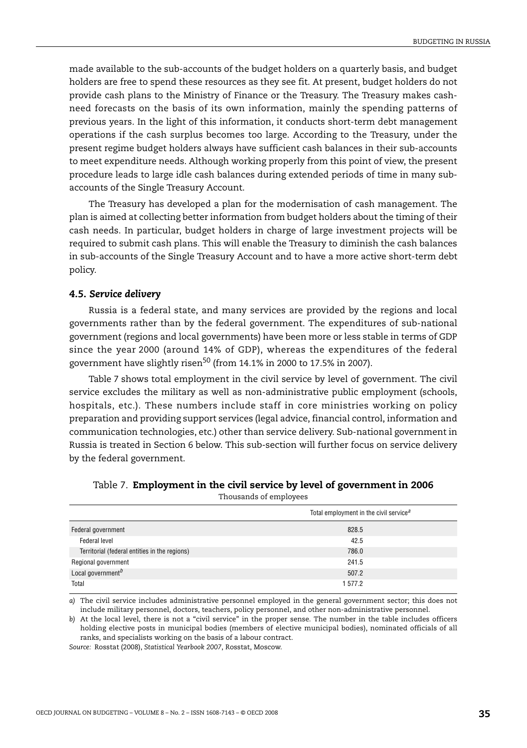made available to the sub-accounts of the budget holders on a quarterly basis, and budget holders are free to spend these resources as they see fit. At present, budget holders do not provide cash plans to the Ministry of Finance or the Treasury. The Treasury makes cash-need forecasts on the basis of its own information, mainly the spending patterns of previous years. In the light of this information, it conducts short-term debt management operations if the cash surplus becomes too large. According to the Treasury, under the present regime budget holders always have sufficient cash balances in their sub-accounts to meet expenditure needs. Although working properly from this point of view, the present procedure leads to large idle cash balances during extended periods of time in many sub-accounts of the Single Treasury Account.

The Treasury has developed a plan for the modernisation of cash management. The plan is aimed at collecting better information from budget holders about the timing of their cash needs. In particular, budget holders in charge of large investment projects will be required to submit cash plans. This will enable the Treasury to diminish the cash balances in sub-accounts of the Single Treasury Account and to have a more active short-term debt policy.

### *4.5. Service delivery*

Russia is a federal state, and many services are provided by the regions and local governments rather than by the federal government. The expenditures of sub-national government (regions and local governments) have been more or less stable in terms of GDP since the year 2000 (around 14% of GDP), whereas the expenditures of the federal government have slightly risen[50] (from 14.1% in 2000 to 17.5% in 2007).

Table 7 shows total employment in the civil service by level of government. The civil service excludes the military as well as non-administrative public employment (schools, hospitals, etc.). These numbers include staff in core ministries working on policy preparation and providing support services (legal advice, financial control, information and communication technologies, etc.) other than service delivery. Sub-national government in Russia is treated in Section 6 below. This sub-section will further focus on service delivery by the federal government.

Table 7. **Employment in the civil service by level of government in 2006**
Thousands of employees

| | Total employment in the civil service[a] |
|---|---|
| Federal government | 828.5 |
| Federal level | 42.5 |
| Territorial (federal entities in the regions) | 786.0 |
| Regional government | 241.5 |
| Local government[b] | 507.2 |
| Total | 1 577.2 |

*a)* The civil service includes administrative personnel employed in the general government sector; this does not include military personnel, doctors, teachers, policy personnel, and other non-administrative personnel.

*b)* At the local level, there is not a "civil service" in the proper sense. The number in the table includes officers holding elective posts in municipal bodies (members of elective municipal bodies), nominated officials of all ranks, and specialists working on the basis of a labour contract.

*Source:* Rosstat (2008), *Statistical Yearbook 2007*, Rosstat, Moscow.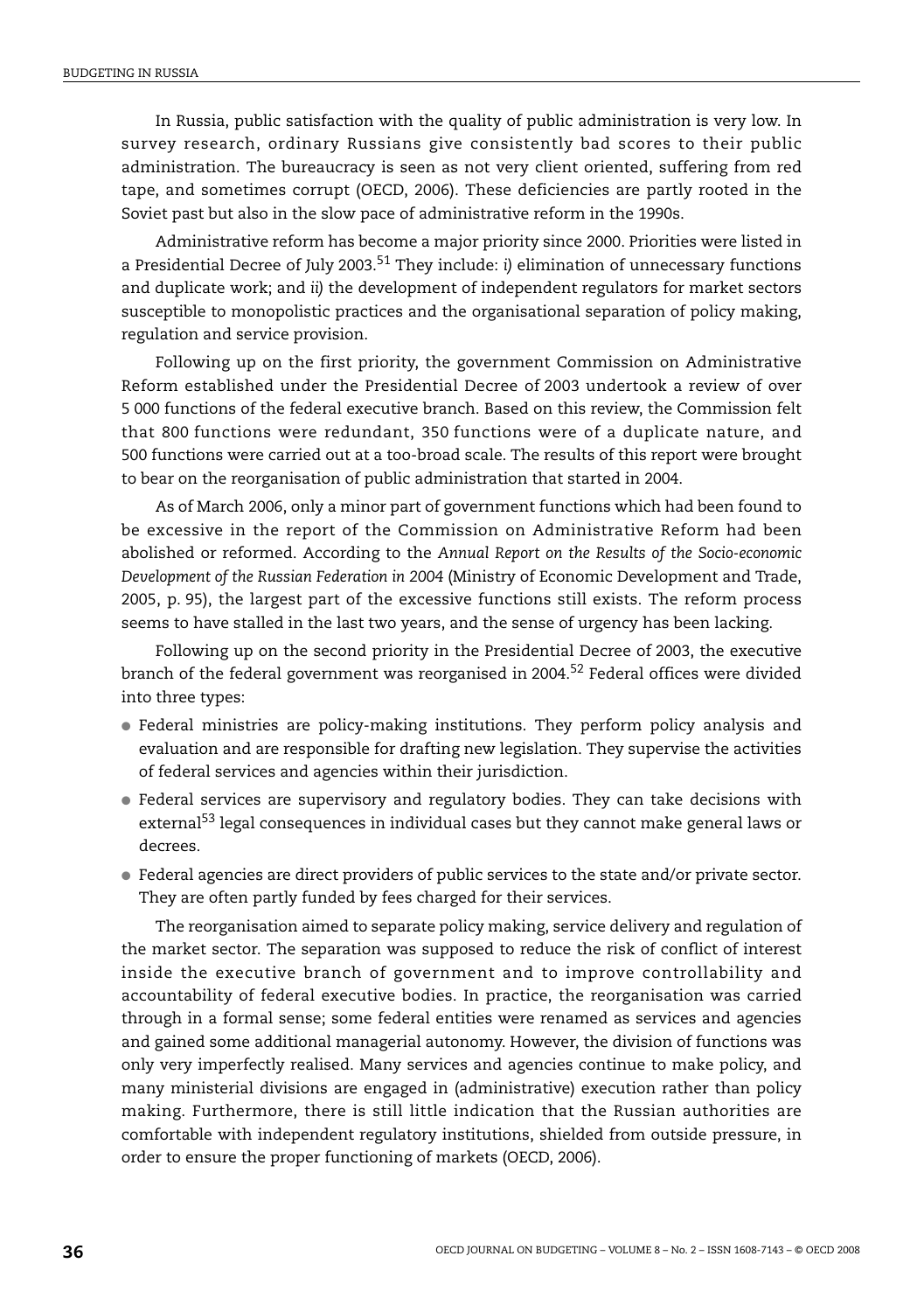In Russia, public satisfaction with the quality of public administration is very low. In survey research, ordinary Russians give consistently bad scores to their public administration. The bureaucracy is seen as not very client oriented, suffering from red tape, and sometimes corrupt (OECD, 2006). These deficiencies are partly rooted in the Soviet past but also in the slow pace of administrative reform in the 1990s.

Administrative reform has become a major priority since 2000. Priorities were listed in a Presidential Decree of July 2003.[51] They include: *i)* elimination of unnecessary functions and duplicate work; and *ii)* the development of independent regulators for market sectors susceptible to monopolistic practices and the organisational separation of policy making, regulation and service provision.

Following up on the first priority, the government Commission on Administrative Reform established under the Presidential Decree of 2003 undertook a review of over 5 000 functions of the federal executive branch. Based on this review, the Commission felt that 800 functions were redundant, 350 functions were of a duplicate nature, and 500 functions were carried out at a too-broad scale. The results of this report were brought to bear on the reorganisation of public administration that started in 2004.

As of March 2006, only a minor part of government functions which had been found to be excessive in the report of the Commission on Administrative Reform had been abolished or reformed. According to the *Annual Report on the Results of the Socio-economic Development of the Russian Federation in 2004* (Ministry of Economic Development and Trade, 2005, p. 95), the largest part of the excessive functions still exists. The reform process seems to have stalled in the last two years, and the sense of urgency has been lacking.

Following up on the second priority in the Presidential Decree of 2003, the executive branch of the federal government was reorganised in 2004.[52] Federal offices were divided into three types:

- Federal ministries are policy-making institutions. They perform policy analysis and evaluation and are responsible for drafting new legislation. They supervise the activities of federal services and agencies within their jurisdiction.
- Federal services are supervisory and regulatory bodies. They can take decisions with external[53] legal consequences in individual cases but they cannot make general laws or decrees.
- Federal agencies are direct providers of public services to the state and/or private sector. They are often partly funded by fees charged for their services.

The reorganisation aimed to separate policy making, service delivery and regulation of the market sector. The separation was supposed to reduce the risk of conflict of interest inside the executive branch of government and to improve controllability and accountability of federal executive bodies. In practice, the reorganisation was carried through in a formal sense; some federal entities were renamed as services and agencies and gained some additional managerial autonomy. However, the division of functions was only very imperfectly realised. Many services and agencies continue to make policy, and many ministerial divisions are engaged in (administrative) execution rather than policy making. Furthermore, there is still little indication that the Russian authorities are comfortable with independent regulatory institutions, shielded from outside pressure, in order to ensure the proper functioning of markets (OECD, 2006).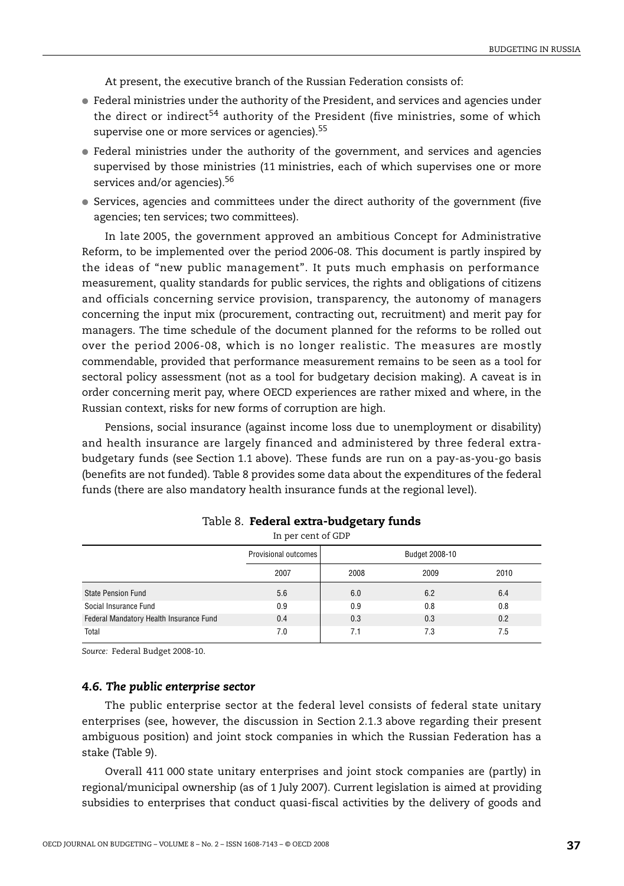At present, the executive branch of the Russian Federation consists of:

- Federal ministries under the authority of the President, and services and agencies under the direct or indirect[54] authority of the President (five ministries, some of which supervise one or more services or agencies).[55]
- Federal ministries under the authority of the government, and services and agencies supervised by those ministries (11 ministries, each of which supervises one or more services and/or agencies).[56]
- Services, agencies and committees under the direct authority of the government (five agencies; ten services; two committees).

In late 2005, the government approved an ambitious Concept for Administrative Reform, to be implemented over the period 2006-08. This document is partly inspired by the ideas of "new public management". It puts much emphasis on performance measurement, quality standards for public services, the rights and obligations of citizens and officials concerning service provision, transparency, the autonomy of managers concerning the input mix (procurement, contracting out, recruitment) and merit pay for managers. The time schedule of the document planned for the reforms to be rolled out over the period 2006-08, which is no longer realistic. The measures are mostly commendable, provided that performance measurement remains to be seen as a tool for sectoral policy assessment (not as a tool for budgetary decision making). A caveat is in order concerning merit pay, where OECD experiences are rather mixed and where, in the Russian context, risks for new forms of corruption are high.

Pensions, social insurance (against income loss due to unemployment or disability) and health insurance are largely financed and administered by three federal extra-budgetary funds (see Section 1.1 above). These funds are run on a pay-as-you-go basis (benefits are not funded). Table 8 provides some data about the expenditures of the federal funds (there are also mandatory health insurance funds at the regional level).

Table 8. **Federal extra-budgetary funds**

In per cent of GDP

| | Provisional outcomes | Budget 2008-10 | | |
|---|---|---|---|---|
| | 2007 | 2008 | 2009 | 2010 |
| State Pension Fund | 5.6 | 6.0 | 6.2 | 6.4 |
| Social Insurance Fund | 0.9 | 0.9 | 0.8 | 0.8 |
| Federal Mandatory Health Insurance Fund | 0.4 | 0.3 | 0.3 | 0.2 |
| Total | 7.0 | 7.1 | 7.3 | 7.5 |

*Source:* Federal Budget 2008-10.

### *4.6. The public enterprise sector*

The public enterprise sector at the federal level consists of federal state unitary enterprises (see, however, the discussion in Section 2.1.3 above regarding their present ambiguous position) and joint stock companies in which the Russian Federation has a stake (Table 9).

Overall 411 000 state unitary enterprises and joint stock companies are (partly) in regional/municipal ownership (as of 1 July 2007). Current legislation is aimed at providing subsidies to enterprises that conduct quasi-fiscal activities by the delivery of goods and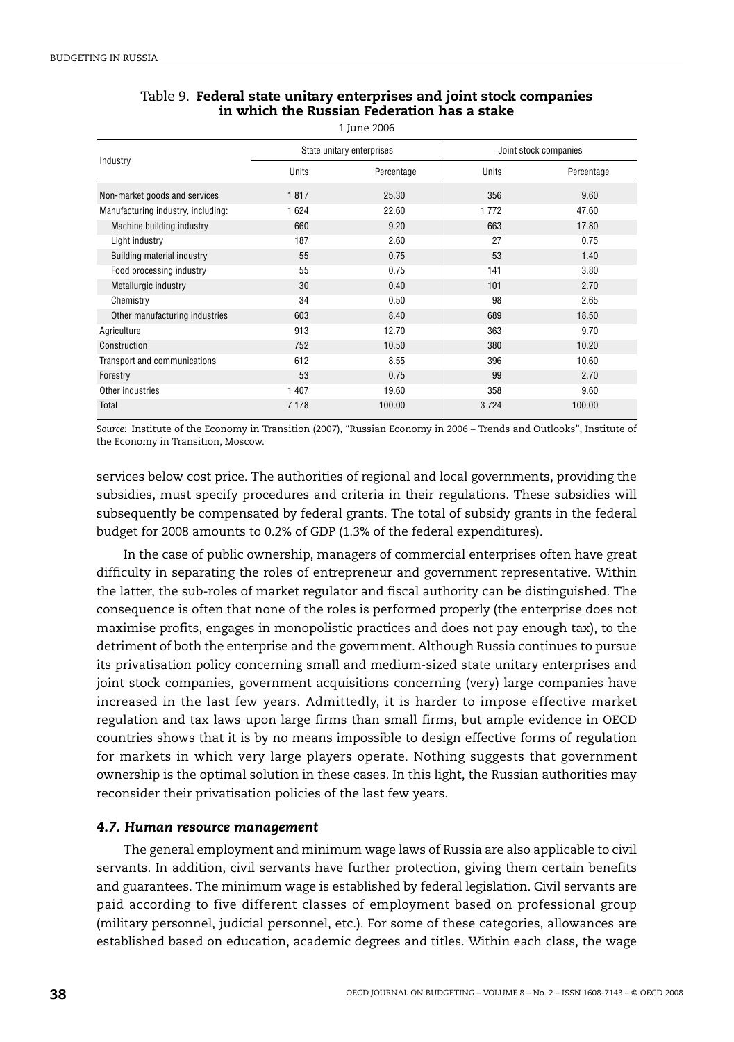Table 9. **Federal state unitary enterprises and joint stock companies in which the Russian Federation has a stake**

1 June 2006

| Industry | State unitary enterprises | | Joint stock companies | |
|---|---|---|---|---|
| | Units | Percentage | Units | Percentage |
| Non-market goods and services | 1 817 | 25.30 | 356 | 9.60 |
| Manufacturing industry, including: | 1 624 | 22.60 | 1 772 | 47.60 |
| Machine building industry | 660 | 9.20 | 663 | 17.80 |
| Light industry | 187 | 2.60 | 27 | 0.75 |
| Building material industry | 55 | 0.75 | 53 | 1.40 |
| Food processing industry | 55 | 0.75 | 141 | 3.80 |
| Metallurgic industry | 30 | 0.40 | 101 | 2.70 |
| Chemistry | 34 | 0.50 | 98 | 2.65 |
| Other manufacturing industries | 603 | 8.40 | 689 | 18.50 |
| Agriculture | 913 | 12.70 | 363 | 9.70 |
| Construction | 752 | 10.50 | 380 | 10.20 |
| Transport and communications | 612 | 8.55 | 396 | 10.60 |
| Forestry | 53 | 0.75 | 99 | 2.70 |
| Other industries | 1 407 | 19.60 | 358 | 9.60 |
| Total | 7 178 | 100.00 | 3 724 | 100.00 |

*Source:* Institute of the Economy in Transition (2007), "Russian Economy in 2006 – Trends and Outlooks", Institute of the Economy in Transition, Moscow.

services below cost price. The authorities of regional and local governments, providing the subsidies, must specify procedures and criteria in their regulations. These subsidies will subsequently be compensated by federal grants. The total of subsidy grants in the federal budget for 2008 amounts to 0.2% of GDP (1.3% of the federal expenditures).

In the case of public ownership, managers of commercial enterprises often have great difficulty in separating the roles of entrepreneur and government representative. Within the latter, the sub-roles of market regulator and fiscal authority can be distinguished. The consequence is often that none of the roles is performed properly (the enterprise does not maximise profits, engages in monopolistic practices and does not pay enough tax), to the detriment of both the enterprise and the government. Although Russia continues to pursue its privatisation policy concerning small and medium-sized state unitary enterprises and joint stock companies, government acquisitions concerning (very) large companies have increased in the last few years. Admittedly, it is harder to impose effective market regulation and tax laws upon large firms than small firms, but ample evidence in OECD countries shows that it is by no means impossible to design effective forms of regulation for markets in which very large players operate. Nothing suggests that government ownership is the optimal solution in these cases. In this light, the Russian authorities may reconsider their privatisation policies of the last few years.

### *4.7. Human resource management*

The general employment and minimum wage laws of Russia are also applicable to civil servants. In addition, civil servants have further protection, giving them certain benefits and guarantees. The minimum wage is established by federal legislation. Civil servants are paid according to five different classes of employment based on professional group (military personnel, judicial personnel, etc.). For some of these categories, allowances are established based on education, academic degrees and titles. Within each class, the wage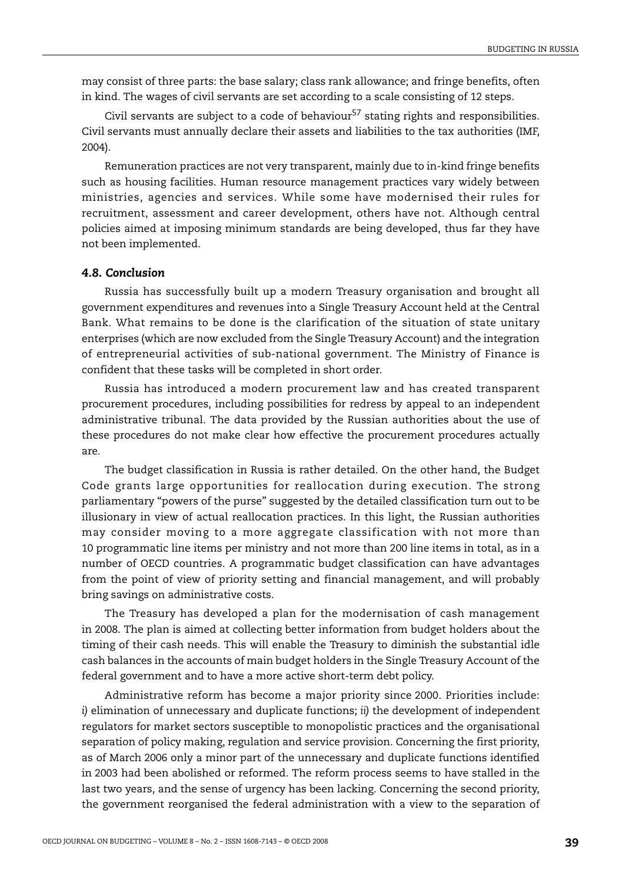may consist of three parts: the base salary; class rank allowance; and fringe benefits, often in kind. The wages of civil servants are set according to a scale consisting of 12 steps.

Civil servants are subject to a code of behaviour[57] stating rights and responsibilities. Civil servants must annually declare their assets and liabilities to the tax authorities (IMF, 2004).

Remuneration practices are not very transparent, mainly due to in-kind fringe benefits such as housing facilities. Human resource management practices vary widely between ministries, agencies and services. While some have modernised their rules for recruitment, assessment and career development, others have not. Although central policies aimed at imposing minimum standards are being developed, thus far they have not been implemented.

### *4.8. Conclusion*

Russia has successfully built up a modern Treasury organisation and brought all government expenditures and revenues into a Single Treasury Account held at the Central Bank. What remains to be done is the clarification of the situation of state unitary enterprises (which are now excluded from the Single Treasury Account) and the integration of entrepreneurial activities of sub-national government. The Ministry of Finance is confident that these tasks will be completed in short order.

Russia has introduced a modern procurement law and has created transparent procurement procedures, including possibilities for redress by appeal to an independent administrative tribunal. The data provided by the Russian authorities about the use of these procedures do not make clear how effective the procurement procedures actually are.

The budget classification in Russia is rather detailed. On the other hand, the Budget Code grants large opportunities for reallocation during execution. The strong parliamentary "powers of the purse" suggested by the detailed classification turn out to be illusionary in view of actual reallocation practices. In this light, the Russian authorities may consider moving to a more aggregate classification with not more than 10 programmatic line items per ministry and not more than 200 line items in total, as in a number of OECD countries. A programmatic budget classification can have advantages from the point of view of priority setting and financial management, and will probably bring savings on administrative costs.

The Treasury has developed a plan for the modernisation of cash management in 2008. The plan is aimed at collecting better information from budget holders about the timing of their cash needs. This will enable the Treasury to diminish the substantial idle cash balances in the accounts of main budget holders in the Single Treasury Account of the federal government and to have a more active short-term debt policy.

Administrative reform has become a major priority since 2000. Priorities include: *i)* elimination of unnecessary and duplicate functions; *ii)* the development of independent regulators for market sectors susceptible to monopolistic practices and the organisational separation of policy making, regulation and service provision. Concerning the first priority, as of March 2006 only a minor part of the unnecessary and duplicate functions identified in 2003 had been abolished or reformed. The reform process seems to have stalled in the last two years, and the sense of urgency has been lacking. Concerning the second priority, the government reorganised the federal administration with a view to the separation of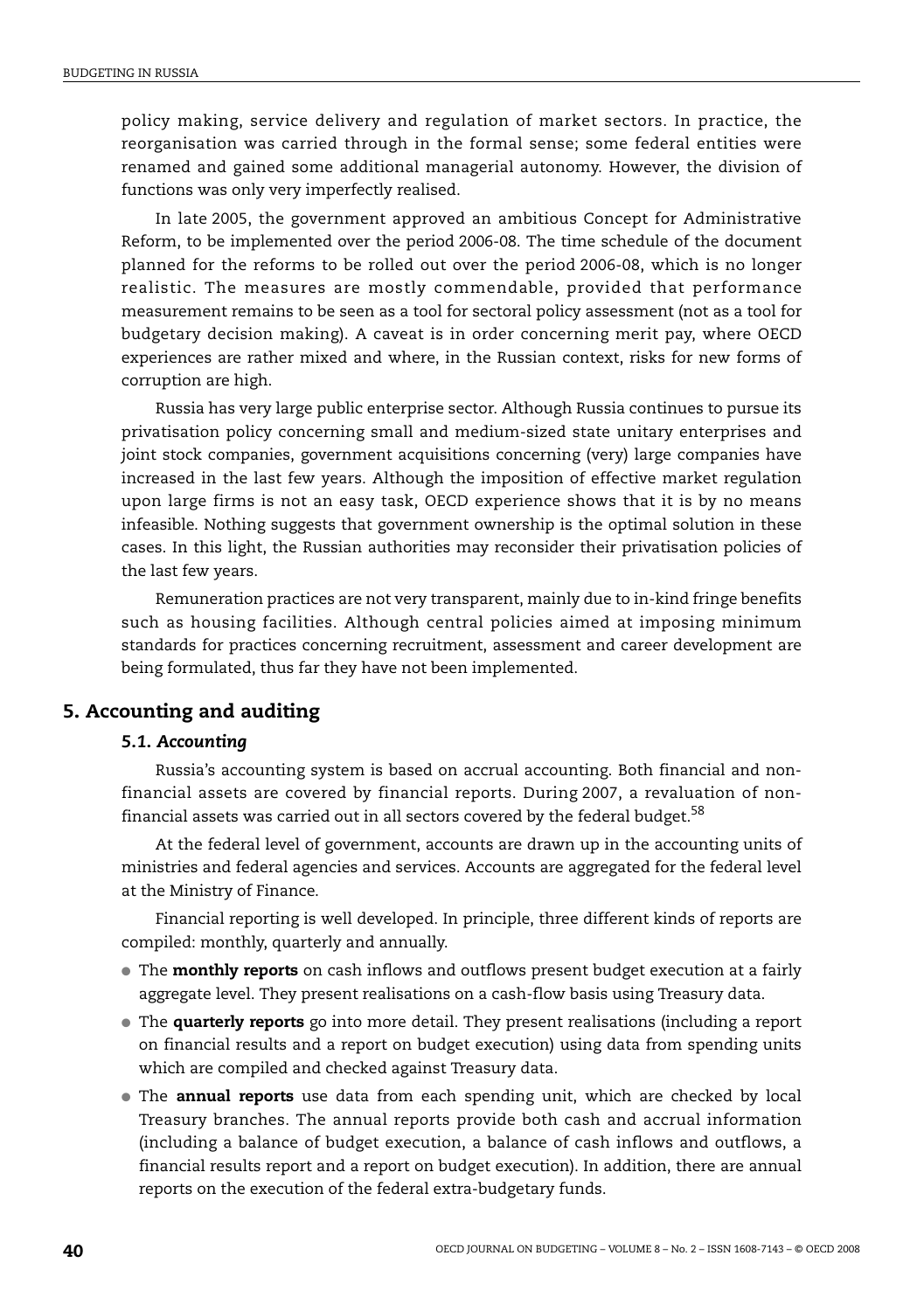policy making, service delivery and regulation of market sectors. In practice, the reorganisation was carried through in the formal sense; some federal entities were renamed and gained some additional managerial autonomy. However, the division of functions was only very imperfectly realised.

In late 2005, the government approved an ambitious Concept for Administrative Reform, to be implemented over the period 2006-08. The time schedule of the document planned for the reforms to be rolled out over the period 2006-08, which is no longer realistic. The measures are mostly commendable, provided that performance measurement remains to be seen as a tool for sectoral policy assessment (not as a tool for budgetary decision making). A caveat is in order concerning merit pay, where OECD experiences are rather mixed and where, in the Russian context, risks for new forms of corruption are high.

Russia has very large public enterprise sector. Although Russia continues to pursue its privatisation policy concerning small and medium-sized state unitary enterprises and joint stock companies, government acquisitions concerning (very) large companies have increased in the last few years. Although the imposition of effective market regulation upon large firms is not an easy task, OECD experience shows that it is by no means infeasible. Nothing suggests that government ownership is the optimal solution in these cases. In this light, the Russian authorities may reconsider their privatisation policies of the last few years.

Remuneration practices are not very transparent, mainly due to in-kind fringe benefits such as housing facilities. Although central policies aimed at imposing minimum standards for practices concerning recruitment, assessment and career development are being formulated, thus far they have not been implemented.

## 5. Accounting and auditing

### *5.1. Accounting*

Russia's accounting system is based on accrual accounting. Both financial and non-financial assets are covered by financial reports. During 2007, a revaluation of non-financial assets was carried out in all sectors covered by the federal budget.[58]

At the federal level of government, accounts are drawn up in the accounting units of ministries and federal agencies and services. Accounts are aggregated for the federal level at the Ministry of Finance.

Financial reporting is well developed. In principle, three different kinds of reports are compiled: monthly, quarterly and annually.

- The **monthly reports** on cash inflows and outflows present budget execution at a fairly aggregate level. They present realisations on a cash-flow basis using Treasury data.
- The **quarterly reports** go into more detail. They present realisations (including a report on financial results and a report on budget execution) using data from spending units which are compiled and checked against Treasury data.
- The **annual reports** use data from each spending unit, which are checked by local Treasury branches. The annual reports provide both cash and accrual information (including a balance of budget execution, a balance of cash inflows and outflows, a financial results report and a report on budget execution). In addition, there are annual reports on the execution of the federal extra-budgetary funds.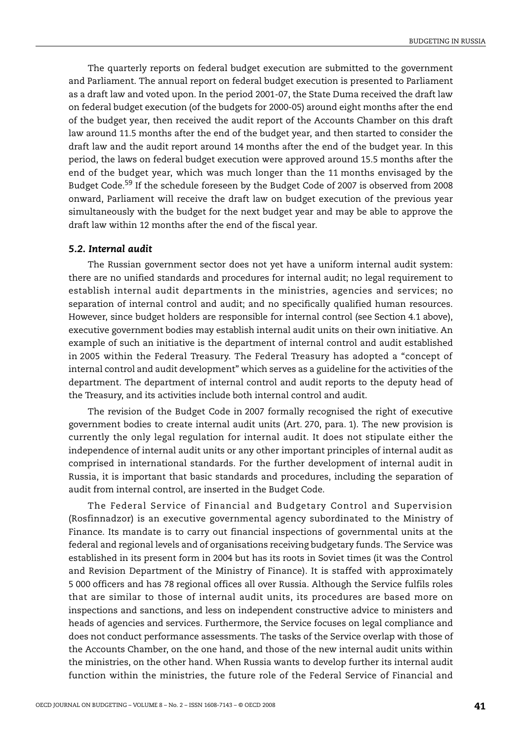The quarterly reports on federal budget execution are submitted to the government and Parliament. The annual report on federal budget execution is presented to Parliament as a draft law and voted upon. In the period 2001-07, the State Duma received the draft law on federal budget execution (of the budgets for 2000-05) around eight months after the end of the budget year, then received the audit report of the Accounts Chamber on this draft law around 11.5 months after the end of the budget year, and then started to consider the draft law and the audit report around 14 months after the end of the budget year. In this period, the laws on federal budget execution were approved around 15.5 months after the end of the budget year, which was much longer than the 11 months envisaged by the Budget Code.[59] If the schedule foreseen by the Budget Code of 2007 is observed from 2008 onward, Parliament will receive the draft law on budget execution of the previous year simultaneously with the budget for the next budget year and may be able to approve the draft law within 12 months after the end of the fiscal year.

### *5.2. Internal audit*

The Russian government sector does not yet have a uniform internal audit system: there are no unified standards and procedures for internal audit; no legal requirement to establish internal audit departments in the ministries, agencies and services; no separation of internal control and audit; and no specifically qualified human resources. However, since budget holders are responsible for internal control (see Section 4.1 above), executive government bodies may establish internal audit units on their own initiative. An example of such an initiative is the department of internal control and audit established in 2005 within the Federal Treasury. The Federal Treasury has adopted a "concept of internal control and audit development" which serves as a guideline for the activities of the department. The department of internal control and audit reports to the deputy head of the Treasury, and its activities include both internal control and audit.

The revision of the Budget Code in 2007 formally recognised the right of executive government bodies to create internal audit units (Art. 270, para. 1). The new provision is currently the only legal regulation for internal audit. It does not stipulate either the independence of internal audit units or any other important principles of internal audit as comprised in international standards. For the further development of internal audit in Russia, it is important that basic standards and procedures, including the separation of audit from internal control, are inserted in the Budget Code.

The Federal Service of Financial and Budgetary Control and Supervision (Rosfinnadzor) is an executive governmental agency subordinated to the Ministry of Finance. Its mandate is to carry out financial inspections of governmental units at the federal and regional levels and of organisations receiving budgetary funds. The Service was established in its present form in 2004 but has its roots in Soviet times (it was the Control and Revision Department of the Ministry of Finance). It is staffed with approximately 5 000 officers and has 78 regional offices all over Russia. Although the Service fulfils roles that are similar to those of internal audit units, its procedures are based more on inspections and sanctions, and less on independent constructive advice to ministers and heads of agencies and services. Furthermore, the Service focuses on legal compliance and does not conduct performance assessments. The tasks of the Service overlap with those of the Accounts Chamber, on the one hand, and those of the new internal audit units within the ministries, on the other hand. When Russia wants to develop further its internal audit function within the ministries, the future role of the Federal Service of Financial and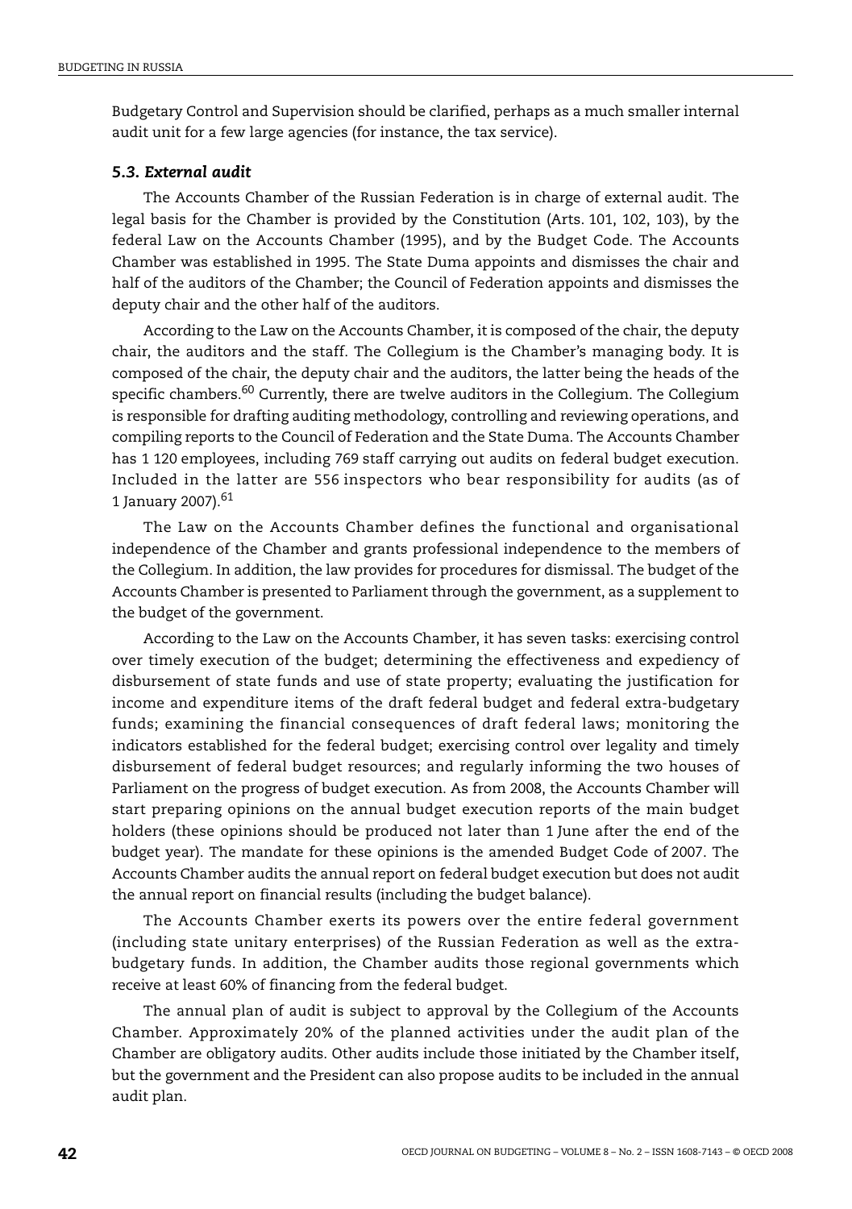Budgetary Control and Supervision should be clarified, perhaps as a much smaller internal audit unit for a few large agencies (for instance, the tax service).

### *5.3. External audit*

The Accounts Chamber of the Russian Federation is in charge of external audit. The legal basis for the Chamber is provided by the Constitution (Arts. 101, 102, 103), by the federal Law on the Accounts Chamber (1995), and by the Budget Code. The Accounts Chamber was established in 1995. The State Duma appoints and dismisses the chair and half of the auditors of the Chamber; the Council of Federation appoints and dismisses the deputy chair and the other half of the auditors.

According to the Law on the Accounts Chamber, it is composed of the chair, the deputy chair, the auditors and the staff. The Collegium is the Chamber's managing body. It is composed of the chair, the deputy chair and the auditors, the latter being the heads of the specific chambers.[60] Currently, there are twelve auditors in the Collegium. The Collegium is responsible for drafting auditing methodology, controlling and reviewing operations, and compiling reports to the Council of Federation and the State Duma. The Accounts Chamber has 1 120 employees, including 769 staff carrying out audits on federal budget execution. Included in the latter are 556 inspectors who bear responsibility for audits (as of 1 January 2007).[61]

The Law on the Accounts Chamber defines the functional and organisational independence of the Chamber and grants professional independence to the members of the Collegium. In addition, the law provides for procedures for dismissal. The budget of the Accounts Chamber is presented to Parliament through the government, as a supplement to the budget of the government.

According to the Law on the Accounts Chamber, it has seven tasks: exercising control over timely execution of the budget; determining the effectiveness and expediency of disbursement of state funds and use of state property; evaluating the justification for income and expenditure items of the draft federal budget and federal extra-budgetary funds; examining the financial consequences of draft federal laws; monitoring the indicators established for the federal budget; exercising control over legality and timely disbursement of federal budget resources; and regularly informing the two houses of Parliament on the progress of budget execution. As from 2008, the Accounts Chamber will start preparing opinions on the annual budget execution reports of the main budget holders (these opinions should be produced not later than 1 June after the end of the budget year). The mandate for these opinions is the amended Budget Code of 2007. The Accounts Chamber audits the annual report on federal budget execution but does not audit the annual report on financial results (including the budget balance).

The Accounts Chamber exerts its powers over the entire federal government (including state unitary enterprises) of the Russian Federation as well as the extra-budgetary funds. In addition, the Chamber audits those regional governments which receive at least 60% of financing from the federal budget.

The annual plan of audit is subject to approval by the Collegium of the Accounts Chamber. Approximately 20% of the planned activities under the audit plan of the Chamber are obligatory audits. Other audits include those initiated by the Chamber itself, but the government and the President can also propose audits to be included in the annual audit plan.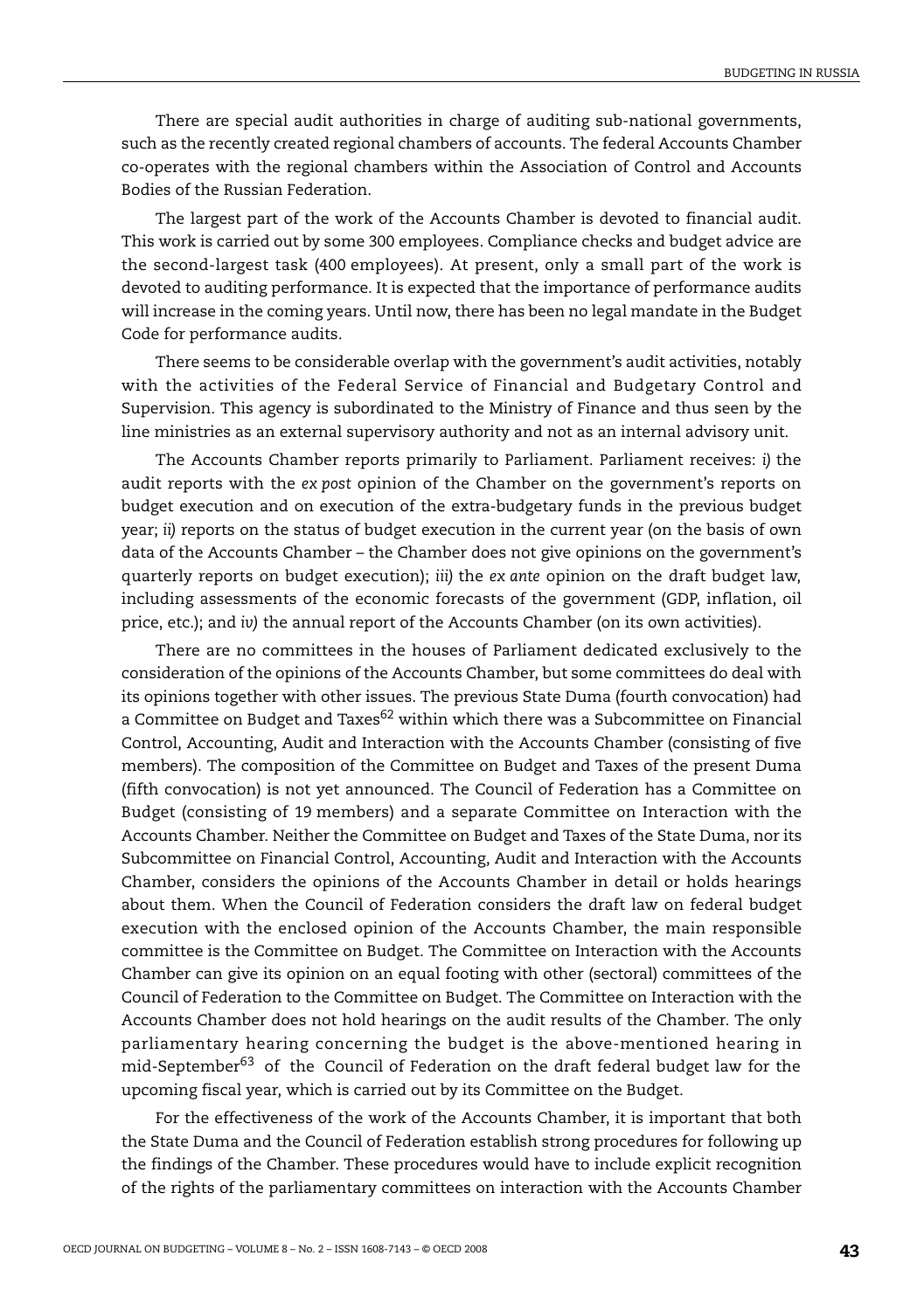There are special audit authorities in charge of auditing sub-national governments, such as the recently created regional chambers of accounts. The federal Accounts Chamber co-operates with the regional chambers within the Association of Control and Accounts Bodies of the Russian Federation.

The largest part of the work of the Accounts Chamber is devoted to financial audit. This work is carried out by some 300 employees. Compliance checks and budget advice are the second-largest task (400 employees). At present, only a small part of the work is devoted to auditing performance. It is expected that the importance of performance audits will increase in the coming years. Until now, there has been no legal mandate in the Budget Code for performance audits.

There seems to be considerable overlap with the government's audit activities, notably with the activities of the Federal Service of Financial and Budgetary Control and Supervision. This agency is subordinated to the Ministry of Finance and thus seen by the line ministries as an external supervisory authority and not as an internal advisory unit.

The Accounts Chamber reports primarily to Parliament. Parliament receives: *i)* the audit reports with the *ex post* opinion of the Chamber on the government's reports on budget execution and on execution of the extra-budgetary funds in the previous budget year; *ii)* reports on the status of budget execution in the current year (on the basis of own data of the Accounts Chamber – the Chamber does not give opinions on the government's quarterly reports on budget execution); *iii)* the *ex ante* opinion on the draft budget law, including assessments of the economic forecasts of the government (GDP, inflation, oil price, etc.); and *iv)* the annual report of the Accounts Chamber (on its own activities).

There are no committees in the houses of Parliament dedicated exclusively to the consideration of the opinions of the Accounts Chamber, but some committees do deal with its opinions together with other issues. The previous State Duma (fourth convocation) had a Committee on Budget and Taxes[62] within which there was a Subcommittee on Financial Control, Accounting, Audit and Interaction with the Accounts Chamber (consisting of five members). The composition of the Committee on Budget and Taxes of the present Duma (fifth convocation) is not yet announced. The Council of Federation has a Committee on Budget (consisting of 19 members) and a separate Committee on Interaction with the Accounts Chamber. Neither the Committee on Budget and Taxes of the State Duma, nor its Subcommittee on Financial Control, Accounting, Audit and Interaction with the Accounts Chamber, considers the opinions of the Accounts Chamber in detail or holds hearings about them. When the Council of Federation considers the draft law on federal budget execution with the enclosed opinion of the Accounts Chamber, the main responsible committee is the Committee on Budget. The Committee on Interaction with the Accounts Chamber can give its opinion on an equal footing with other (sectoral) committees of the Council of Federation to the Committee on Budget. The Committee on Interaction with the Accounts Chamber does not hold hearings on the audit results of the Chamber. The only parliamentary hearing concerning the budget is the above-mentioned hearing in mid-September[63] of the Council of Federation on the draft federal budget law for the upcoming fiscal year, which is carried out by its Committee on the Budget.

For the effectiveness of the work of the Accounts Chamber, it is important that both the State Duma and the Council of Federation establish strong procedures for following up the findings of the Chamber. These procedures would have to include explicit recognition of the rights of the parliamentary committees on interaction with the Accounts Chamber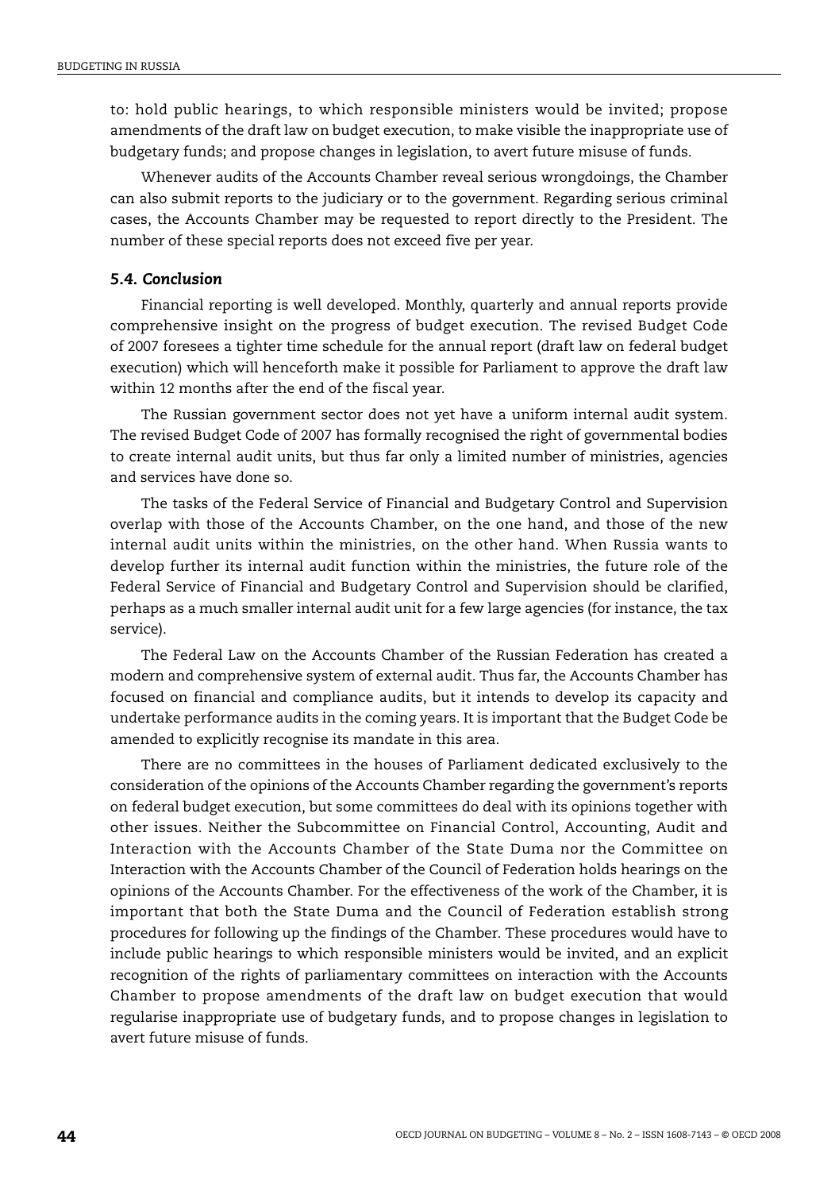to: hold public hearings, to which responsible ministers would be invited; propose amendments of the draft law on budget execution, to make visible the inappropriate use of budgetary funds; and propose changes in legislation, to avert future misuse of funds.

Whenever audits of the Accounts Chamber reveal serious wrongdoings, the Chamber can also submit reports to the judiciary or to the government. Regarding serious criminal cases, the Accounts Chamber may be requested to report directly to the President. The number of these special reports does not exceed five per year.

### 5.4. *Conclusion*

Financial reporting is well developed. Monthly, quarterly and annual reports provide comprehensive insight on the progress of budget execution. The revised Budget Code of 2007 foresees a tighter time schedule for the annual report (draft law on federal budget execution) which will henceforth make it possible for Parliament to approve the draft law within 12 months after the end of the fiscal year.

The Russian government sector does not yet have a uniform internal audit system. The revised Budget Code of 2007 has formally recognised the right of governmental bodies to create internal audit units, but thus far only a limited number of ministries, agencies and services have done so.

The tasks of the Federal Service of Financial and Budgetary Control and Supervision overlap with those of the Accounts Chamber, on the one hand, and those of the new internal audit units within the ministries, on the other hand. When Russia wants to develop further its internal audit function within the ministries, the future role of the Federal Service of Financial and Budgetary Control and Supervision should be clarified, perhaps as a much smaller internal audit unit for a few large agencies (for instance, the tax service).

The Federal Law on the Accounts Chamber of the Russian Federation has created a modern and comprehensive system of external audit. Thus far, the Accounts Chamber has focused on financial and compliance audits, but it intends to develop its capacity and undertake performance audits in the coming years. It is important that the Budget Code be amended to explicitly recognise its mandate in this area.

There are no committees in the houses of Parliament dedicated exclusively to the consideration of the opinions of the Accounts Chamber regarding the government's reports on federal budget execution, but some committees do deal with its opinions together with other issues. Neither the Subcommittee on Financial Control, Accounting, Audit and Interaction with the Accounts Chamber of the State Duma nor the Committee on Interaction with the Accounts Chamber of the Council of Federation holds hearings on the opinions of the Accounts Chamber. For the effectiveness of the work of the Chamber, it is important that both the State Duma and the Council of Federation establish strong procedures for following up the findings of the Chamber. These procedures would have to include public hearings to which responsible ministers would be invited, and an explicit recognition of the rights of parliamentary committees on interaction with the Accounts Chamber to propose amendments of the draft law on budget execution that would regularise inappropriate use of budgetary funds, and to propose changes in legislation to avert future misuse of funds.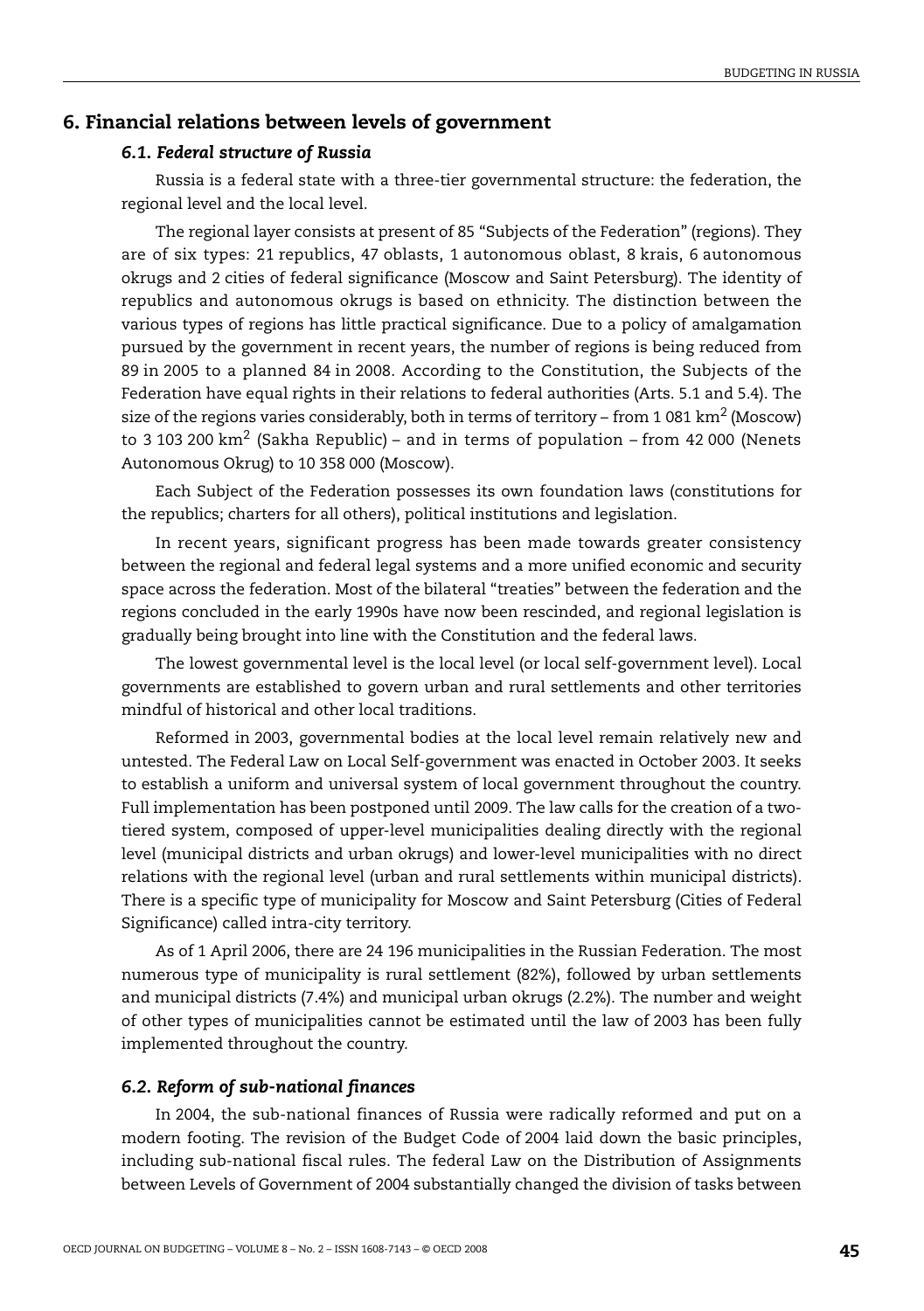## 6. Financial relations between levels of government

### *6.1. Federal structure of Russia*

Russia is a federal state with a three-tier governmental structure: the federation, the regional level and the local level.

The regional layer consists at present of 85 "Subjects of the Federation" (regions). They are of six types: 21 republics, 47 oblasts, 1 autonomous oblast, 8 krais, 6 autonomous okrugs and 2 cities of federal significance (Moscow and Saint Petersburg). The identity of republics and autonomous okrugs is based on ethnicity. The distinction between the various types of regions has little practical significance. Due to a policy of amalgamation pursued by the government in recent years, the number of regions is being reduced from 89 in 2005 to a planned 84 in 2008. According to the Constitution, the Subjects of the Federation have equal rights in their relations to federal authorities (Arts. 5.1 and 5.4). The size of the regions varies considerably, both in terms of territory – from 1 081 $km^2$ (Moscow) to 3 103 200 $km^2$ (Sakha Republic) – and in terms of population – from 42 000 (Nenets Autonomous Okrug) to 10 358 000 (Moscow).

Each Subject of the Federation possesses its own foundation laws (constitutions for the republics; charters for all others), political institutions and legislation.

In recent years, significant progress has been made towards greater consistency between the regional and federal legal systems and a more unified economic and security space across the federation. Most of the bilateral "treaties" between the federation and the regions concluded in the early 1990s have now been rescinded, and regional legislation is gradually being brought into line with the Constitution and the federal laws.

The lowest governmental level is the local level (or local self-government level). Local governments are established to govern urban and rural settlements and other territories mindful of historical and other local traditions.

Reformed in 2003, governmental bodies at the local level remain relatively new and untested. The Federal Law on Local Self-government was enacted in October 2003. It seeks to establish a uniform and universal system of local government throughout the country. Full implementation has been postponed until 2009. The law calls for the creation of a two-tiered system, composed of upper-level municipalities dealing directly with the regional level (municipal districts and urban okrugs) and lower-level municipalities with no direct relations with the regional level (urban and rural settlements within municipal districts). There is a specific type of municipality for Moscow and Saint Petersburg (Cities of Federal Significance) called intra-city territory.

As of 1 April 2006, there are 24 196 municipalities in the Russian Federation. The most numerous type of municipality is rural settlement (82%), followed by urban settlements and municipal districts (7.4%) and municipal urban okrugs (2.2%). The number and weight of other types of municipalities cannot be estimated until the law of 2003 has been fully implemented throughout the country.

### *6.2. Reform of sub-national finances*

In 2004, the sub-national finances of Russia were radically reformed and put on a modern footing. The revision of the Budget Code of 2004 laid down the basic principles, including sub-national fiscal rules. The federal Law on the Distribution of Assignments between Levels of Government of 2004 substantially changed the division of tasks between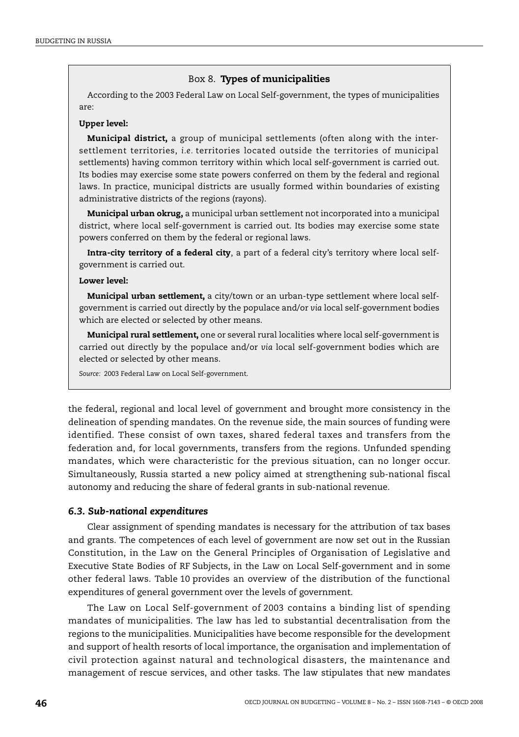**Box 8. Types of municipalities**

According to the 2003 Federal Law on Local Self-government, the types of municipalities are:

**Upper level:**

**Municipal district,** a group of municipal settlements (often along with the inter-settlement territories, *i.e.* territories located outside the territories of municipal settlements) having common territory within which local self-government is carried out. Its bodies may exercise some state powers conferred on them by the federal and regional laws. In practice, municipal districts are usually formed within boundaries of existing administrative districts of the regions (rayons).

**Municipal urban okrug,** a municipal urban settlement not incorporated into a municipal district, where local self-government is carried out. Its bodies may exercise some state powers conferred on them by the federal or regional laws.

**Intra-city territory of a federal city**, a part of a federal city's territory where local self-government is carried out.

**Lower level:**

**Municipal urban settlement,** a city/town or an urban-type settlement where local self-government is carried out directly by the populace and/or *via* local self-government bodies which are elected or selected by other means.

**Municipal rural settlement,** one or several rural localities where local self-government is carried out directly by the populace and/or *via* local self-government bodies which are elected or selected by other means.

*Source:* 2003 Federal Law on Local Self-government.

the federal, regional and local level of government and brought more consistency in the delineation of spending mandates. On the revenue side, the main sources of funding were identified. These consist of own taxes, shared federal taxes and transfers from the federation and, for local governments, transfers from the regions. Unfunded spending mandates, which were characteristic for the previous situation, can no longer occur. Simultaneously, Russia started a new policy aimed at strengthening sub-national fiscal autonomy and reducing the share of federal grants in sub-national revenue.

### *6.3. Sub-national expenditures*

Clear assignment of spending mandates is necessary for the attribution of tax bases and grants. The competences of each level of government are now set out in the Russian Constitution, in the Law on the General Principles of Organisation of Legislative and Executive State Bodies of RF Subjects, in the Law on Local Self-government and in some other federal laws. Table 10 provides an overview of the distribution of the functional expenditures of general government over the levels of government.

The Law on Local Self-government of 2003 contains a binding list of spending mandates of municipalities. The law has led to substantial decentralisation from the regions to the municipalities. Municipalities have become responsible for the development and support of health resorts of local importance, the organisation and implementation of civil protection against natural and technological disasters, the maintenance and management of rescue services, and other tasks. The law stipulates that new mandates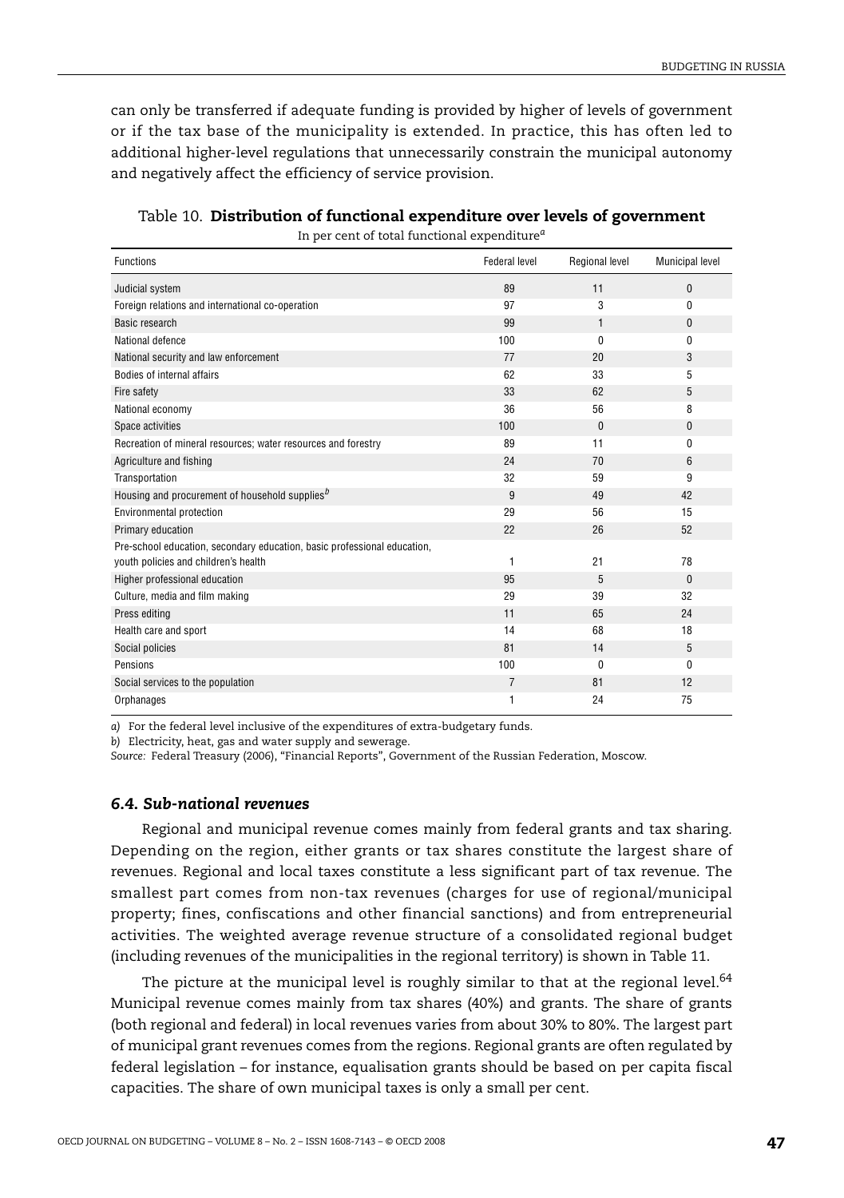can only be transferred if adequate funding is provided by higher of levels of government or if the tax base of the municipality is extended. In practice, this has often led to additional higher-level regulations that unnecessarily constrain the municipal autonomy and negatively affect the efficiency of service provision.

Table 10. **Distribution of functional expenditure over levels of government**

In per cent of total functional expenditure[a]

| Functions | Federal level | Regional level | Municipal level |
|---|---|---|---|
| Judicial system | 89 | 11 | 0 |
| Foreign relations and international co-operation | 97 | 3 | 0 |
| Basic research | 99 | 1 | 0 |
| National defence | 100 | 0 | 0 |
| National security and law enforcement | 77 | 20 | 3 |
| Bodies of internal affairs | 62 | 33 | 5 |
| Fire safety | 33 | 62 | 5 |
| National economy | 36 | 56 | 8 |
| Space activities | 100 | 0 | 0 |
| Recreation of mineral resources; water resources and forestry | 89 | 11 | 0 |
| Agriculture and fishing | 24 | 70 | 6 |
| Transportation | 32 | 59 | 9 |
| Housing and procurement of household supplies[b] | 9 | 49 | 42 |
| Environmental protection | 29 | 56 | 15 |
| Primary education | 22 | 26 | 52 |
| Pre-school education, secondary education, basic professional education, youth policies and children's health | 1 | 21 | 78 |
| Higher professional education | 95 | 5 | 0 |
| Culture, media and film making | 29 | 39 | 32 |
| Press editing | 11 | 65 | 24 |
| Health care and sport | 14 | 68 | 18 |
| Social policies | 81 | 14 | 5 |
| Pensions | 100 | 0 | 0 |
| Social services to the population | 7 | 81 | 12 |
| Orphanages | 1 | 24 | 75 |

*a)* For the federal level inclusive of the expenditures of extra-budgetary funds.

*b)* Electricity, heat, gas and water supply and sewerage.

*Source:* Federal Treasury (2006), "Financial Reports", Government of the Russian Federation, Moscow.

### *6.4. Sub-national revenues*

Regional and municipal revenue comes mainly from federal grants and tax sharing. Depending on the region, either grants or tax shares constitute the largest share of revenues. Regional and local taxes constitute a less significant part of tax revenue. The smallest part comes from non-tax revenues (charges for use of regional/municipal property; fines, confiscations and other financial sanctions) and from entrepreneurial activities. The weighted average revenue structure of a consolidated regional budget (including revenues of the municipalities in the regional territory) is shown in Table 11.

The picture at the municipal level is roughly similar to that at the regional level.[64] Municipal revenue comes mainly from tax shares (40%) and grants. The share of grants (both regional and federal) in local revenues varies from about 30% to 80%. The largest part of municipal grant revenues comes from the regions. Regional grants are often regulated by federal legislation – for instance, equalisation grants should be based on per capita fiscal capacities. The share of own municipal taxes is only a small per cent.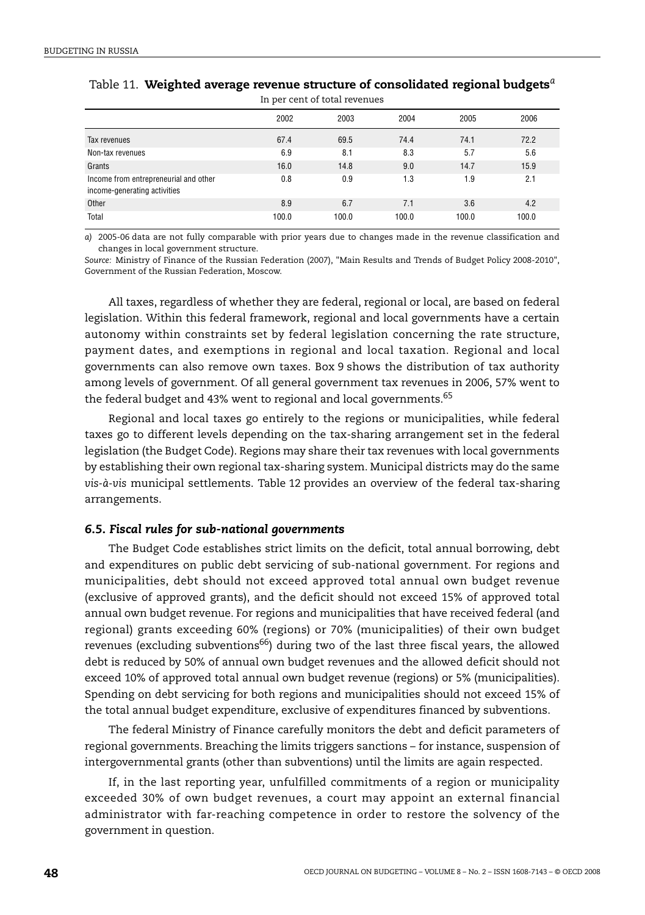Table 11. **Weighted average revenue structure of consolidated regional budgets**[a]

In per cent of total revenues

| | 2002 | 2003 | 2004 | 2005 | 2006 |
|---|---|---|---|---|---|
| Tax revenues | 67.4 | 69.5 | 74.4 | 74.1 | 72.2 |
| Non-tax revenues | 6.9 | 8.1 | 8.3 | 5.7 | 5.6 |
| Grants | 16.0 | 14.8 | 9.0 | 14.7 | 15.9 |
| Income from entrepreneurial and other income-generating activities | 0.8 | 0.9 | 1.3 | 1.9 | 2.1 |
| Other | 8.9 | 6.7 | 7.1 | 3.6 | 4.2 |
| Total | 100.0 | 100.0 | 100.0 | 100.0 | 100.0 |

*a)* 2005-06 data are not fully comparable with prior years due to changes made in the revenue classification and changes in local government structure.

*Source:* Ministry of Finance of the Russian Federation (2007), "Main Results and Trends of Budget Policy 2008-2010", Government of the Russian Federation, Moscow.

All taxes, regardless of whether they are federal, regional or local, are based on federal legislation. Within this federal framework, regional and local governments have a certain autonomy within constraints set by federal legislation concerning the rate structure, payment dates, and exemptions in regional and local taxation. Regional and local governments can also remove own taxes. Box 9 shows the distribution of tax authority among levels of government. Of all general government tax revenues in 2006, 57% went to the federal budget and 43% went to regional and local governments.[65]

Regional and local taxes go entirely to the regions or municipalities, while federal taxes go to different levels depending on the tax-sharing arrangement set in the federal legislation (the Budget Code). Regions may share their tax revenues with local governments by establishing their own regional tax-sharing system. Municipal districts may do the same *vis-à-vis* municipal settlements. Table 12 provides an overview of the federal tax-sharing arrangements.

### *6.5. Fiscal rules for sub-national governments*

The Budget Code establishes strict limits on the deficit, total annual borrowing, debt and expenditures on public debt servicing of sub-national government. For regions and municipalities, debt should not exceed approved total annual own budget revenue (exclusive of approved grants), and the deficit should not exceed 15% of approved total annual own budget revenue. For regions and municipalities that have received federal (and regional) grants exceeding 60% (regions) or 70% (municipalities) of their own budget revenues (excluding subventions[66]) during two of the last three fiscal years, the allowed debt is reduced by 50% of annual own budget revenues and the allowed deficit should not exceed 10% of approved total annual own budget revenue (regions) or 5% (municipalities). Spending on debt servicing for both regions and municipalities should not exceed 15% of the total annual budget expenditure, exclusive of expenditures financed by subventions.

The federal Ministry of Finance carefully monitors the debt and deficit parameters of regional governments. Breaching the limits triggers sanctions – for instance, suspension of intergovernmental grants (other than subventions) until the limits are again respected.

If, in the last reporting year, unfulfilled commitments of a region or municipality exceeded 30% of own budget revenues, a court may appoint an external financial administrator with far-reaching competence in order to restore the solvency of the government in question.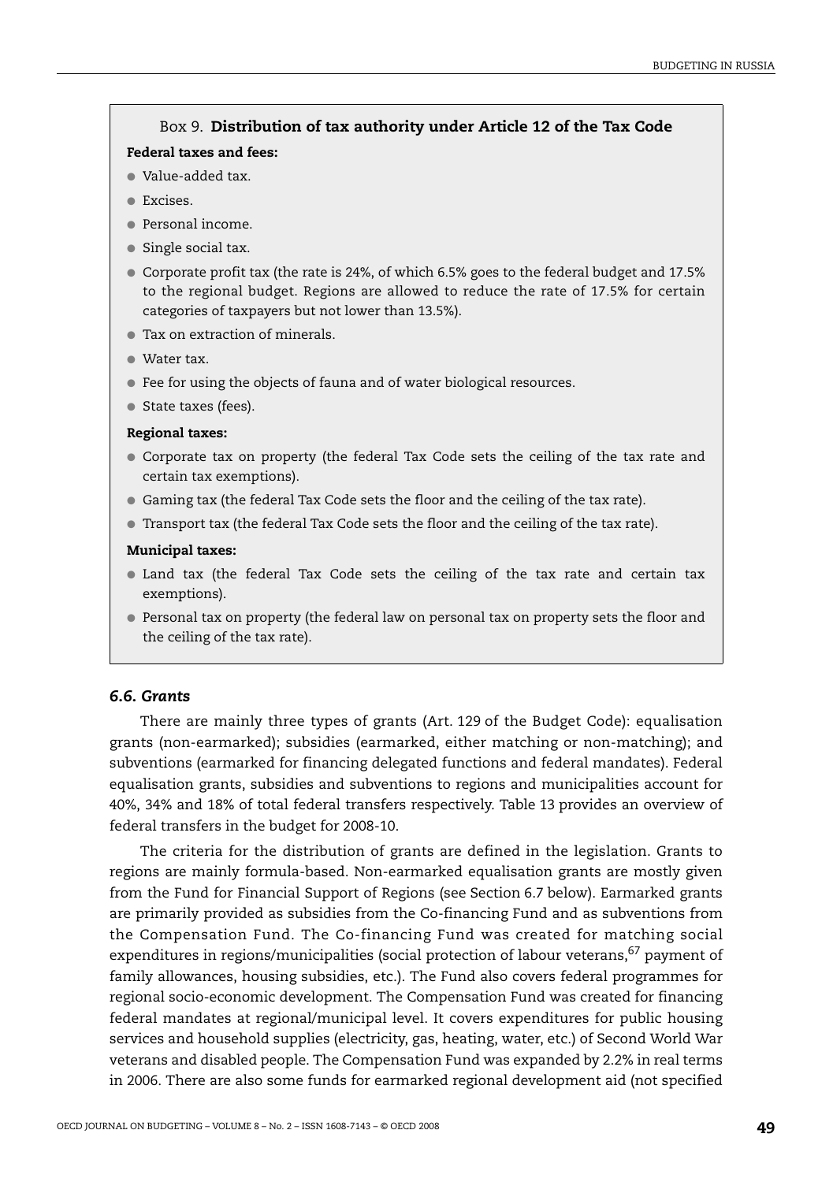### Box 9. **Distribution of tax authority under Article 12 of the Tax Code**

**Federal taxes and fees:**

- Value-added tax.
- Excises.
- Personal income.
- Single social tax.
- Corporate profit tax (the rate is 24%, of which 6.5% goes to the federal budget and 17.5% to the regional budget. Regions are allowed to reduce the rate of 17.5% for certain categories of taxpayers but not lower than 13.5%).
- Tax on extraction of minerals.
- Water tax.
- Fee for using the objects of fauna and of water biological resources.
- State taxes (fees).

**Regional taxes:**

- Corporate tax on property (the federal Tax Code sets the ceiling of the tax rate and certain tax exemptions).
- Gaming tax (the federal Tax Code sets the floor and the ceiling of the tax rate).
- Transport tax (the federal Tax Code sets the floor and the ceiling of the tax rate).

**Municipal taxes:**

- Land tax (the federal Tax Code sets the ceiling of the tax rate and certain tax exemptions).
- Personal tax on property (the federal law on personal tax on property sets the floor and the ceiling of the tax rate).

### *6.6. Grants*

There are mainly three types of grants (Art. 129 of the Budget Code): equalisation grants (non-earmarked); subsidies (earmarked, either matching or non-matching); and subventions (earmarked for financing delegated functions and federal mandates). Federal equalisation grants, subsidies and subventions to regions and municipalities account for 40%, 34% and 18% of total federal transfers respectively. Table 13 provides an overview of federal transfers in the budget for 2008-10.

The criteria for the distribution of grants are defined in the legislation. Grants to regions are mainly formula-based. Non-earmarked equalisation grants are mostly given from the Fund for Financial Support of Regions (see Section 6.7 below). Earmarked grants are primarily provided as subsidies from the Co-financing Fund and as subventions from the Compensation Fund. The Co-financing Fund was created for matching social expenditures in regions/municipalities (social protection of labour veterans,[67] payment of family allowances, housing subsidies, etc.). The Fund also covers federal programmes for regional socio-economic development. The Compensation Fund was created for financing federal mandates at regional/municipal level. It covers expenditures for public housing services and household supplies (electricity, gas, heating, water, etc.) of Second World War veterans and disabled people. The Compensation Fund was expanded by 2.2% in real terms in 2006. There are also some funds for earmarked regional development aid (not specified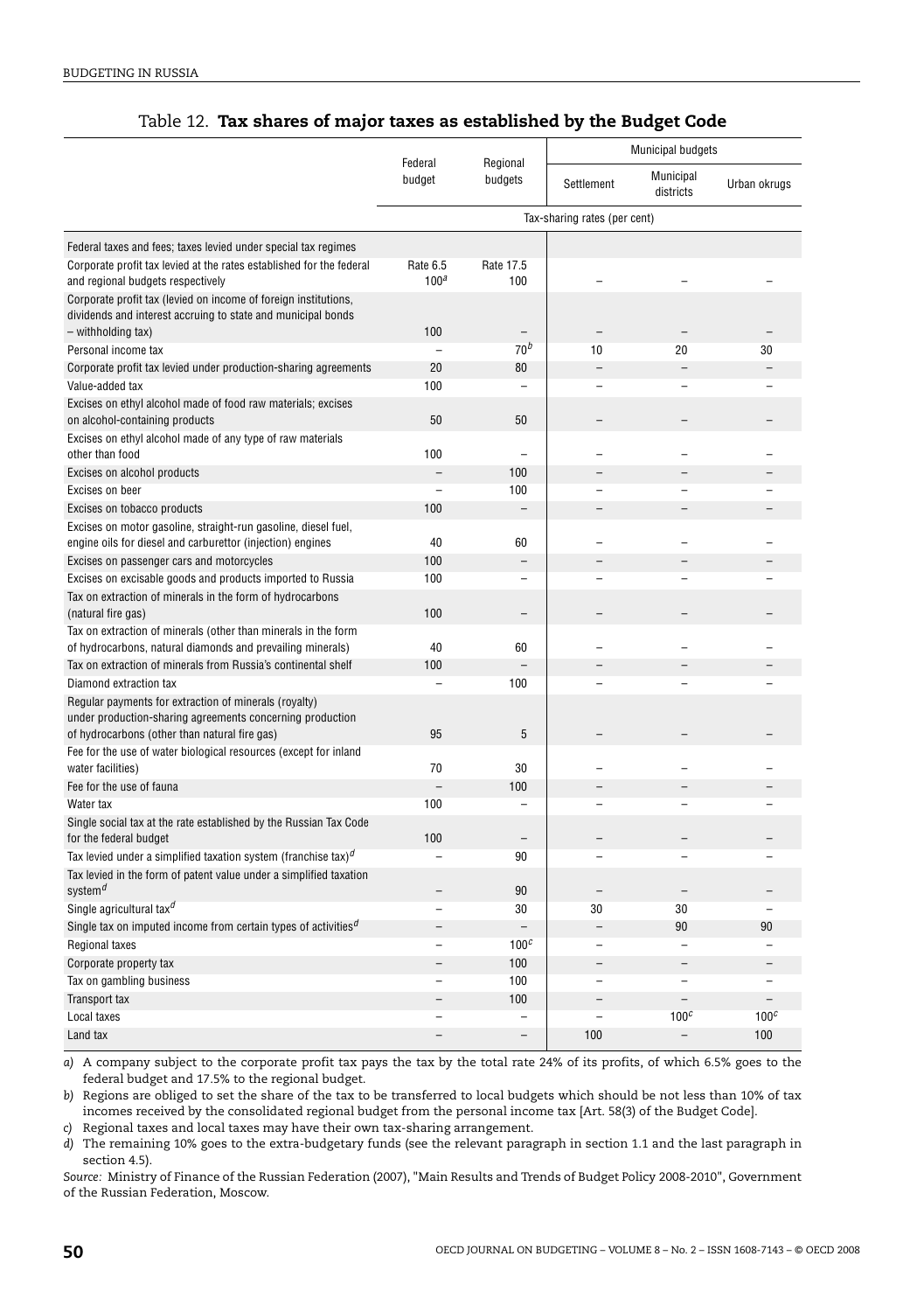## Table 12. **Tax shares of major taxes as established by the Budget Code**

| | Federal budget | Regional budgets | Municipal budgets | | |
|---|---|---|---|---|---|
| | | | Settlement | Municipal districts | Urban okrugs |
| | Tax-sharing rates (per cent) | | | | |
| Federal taxes and fees; taxes levied under special tax regimes | | | | | |
| Corporate profit tax levied at the rates established for the federal and regional budgets respectively | Rate 6.5 100[a] | Rate 17.5 100 | – | – | – |
| Corporate profit tax (levied on income of foreign institutions, dividends and interest accruing to state and municipal bonds – withholding tax) | 100 | – | – | – | – |
| Personal income tax | – | 70[b] | 10 | 20 | 30 |
| Corporate profit tax levied under production-sharing agreements | 20 | 80 | – | – | – |
| Value-added tax | 100 | – | – | – | – |
| Excises on ethyl alcohol made of food raw materials; excises on alcohol-containing products | 50 | 50 | – | – | – |
| Excises on ethyl alcohol made of any type of raw materials other than food | 100 | – | – | – | – |
| Excises on alcohol products | – | 100 | – | – | – |
| Excises on beer | – | 100 | – | – | – |
| Excises on tobacco products | 100 | – | – | – | – |
| Excises on motor gasoline, straight-run gasoline, diesel fuel, engine oils for diesel and carburettor (injection) engines | 40 | 60 | – | – | – |
| Excises on passenger cars and motorcycles | 100 | – | – | – | – |
| Excises on excisable goods and products imported to Russia | 100 | – | – | – | – |
| Tax on extraction of minerals in the form of hydrocarbons (natural fire gas) | 100 | – | – | – | – |
| Tax on extraction of minerals (other than minerals in the form of hydrocarbons, natural diamonds and prevailing minerals) | 40 | 60 | – | – | – |
| Tax on extraction of minerals from Russia's continental shelf | 100 | – | – | – | – |
| Diamond extraction tax | – | 100 | – | – | – |
| Regular payments for extraction of minerals (royalty) under production-sharing agreements concerning production of hydrocarbons (other than natural fire gas) | 95 | 5 | – | – | – |
| Fee for the use of water biological resources (except for inland water facilities) | 70 | 30 | – | – | – |
| Fee for the use of fauna | – | 100 | – | – | – |
| Water tax | 100 | – | – | – | – |
| Single social tax at the rate established by the Russian Tax Code for the federal budget | 100 | – | – | – | – |
| Tax levied under a simplified taxation system (franchise tax)[d] | – | 90 | – | – | – |
| Tax levied in the form of patent value under a simplified taxation system[d] | – | 90 | – | – | – |
| Single agricultural tax[d] | – | 30 | 30 | 30 | – |
| Single tax on imputed income from certain types of activities[d] | – | – | – | 90 | 90 |
| Regional taxes | – | 100[c] | – | – | – |
| Corporate property tax | – | 100 | – | – | – |
| Tax on gambling business | – | 100 | – | – | – |
| Transport tax | – | 100 | – | – | – |
| Local taxes | – | – | – | 100[c] | 100[c] |
| Land tax | – | – | 100 | – | 100 |

*a)* A company subject to the corporate profit tax pays the tax by the total rate 24% of its profits, of which 6.5% goes to the federal budget and 17.5% to the regional budget.

*b)* Regions are obliged to set the share of the tax to be transferred to local budgets which should be not less than 10% of tax incomes received by the consolidated regional budget from the personal income tax [Art. 58(3) of the Budget Code].

*c)* Regional taxes and local taxes may have their own tax-sharing arrangement.

*d)* The remaining 10% goes to the extra-budgetary funds (see the relevant paragraph in section 1.1 and the last paragraph in section 4.5).

*Source:* Ministry of Finance of the Russian Federation (2007), "Main Results and Trends of Budget Policy 2008-2010", Government of the Russian Federation, Moscow.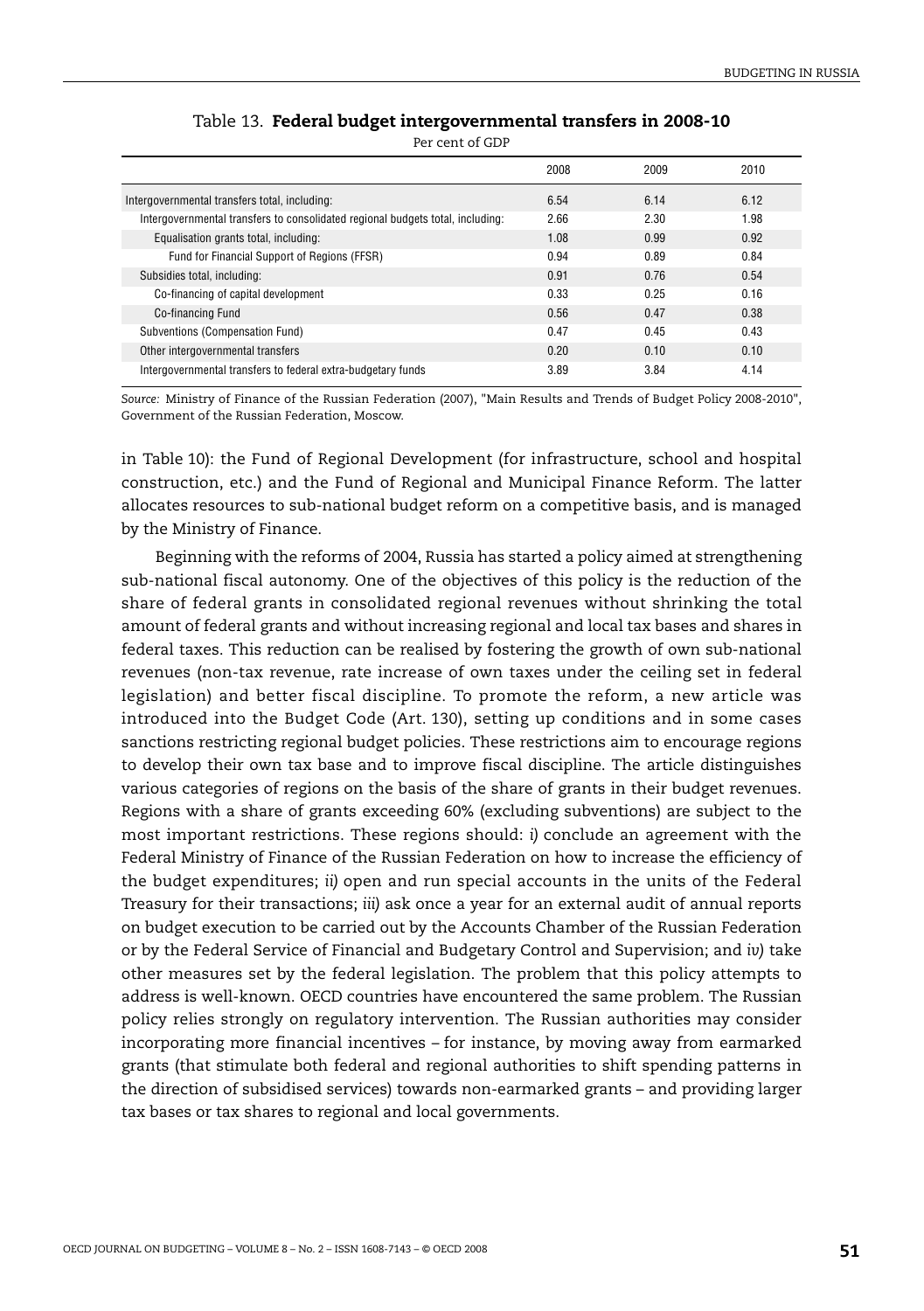Table 13. **Federal budget intergovernmental transfers in 2008-10**

Per cent of GDP

| | 2008 | 2009 | 2010 |
|---|---|---|---|
| Intergovernmental transfers total, including: | 6.54 | 6.14 | 6.12 |
| Intergovernmental transfers to consolidated regional budgets total, including: | 2.66 | 2.30 | 1.98 |
| Equalisation grants total, including: | 1.08 | 0.99 | 0.92 |
| Fund for Financial Support of Regions (FFSR) | 0.94 | 0.89 | 0.84 |
| Subsidies total, including: | 0.91 | 0.76 | 0.54 |
| Co-financing of capital development | 0.33 | 0.25 | 0.16 |
| Co-financing Fund | 0.56 | 0.47 | 0.38 |
| Subventions (Compensation Fund) | 0.47 | 0.45 | 0.43 |
| Other intergovernmental transfers | 0.20 | 0.10 | 0.10 |
| Intergovernmental transfers to federal extra-budgetary funds | 3.89 | 3.84 | 4.14 |

*Source:* Ministry of Finance of the Russian Federation (2007), "Main Results and Trends of Budget Policy 2008-2010", Government of the Russian Federation, Moscow.

in Table 10): the Fund of Regional Development (for infrastructure, school and hospital construction, etc.) and the Fund of Regional and Municipal Finance Reform. The latter allocates resources to sub-national budget reform on a competitive basis, and is managed by the Ministry of Finance.

Beginning with the reforms of 2004, Russia has started a policy aimed at strengthening sub-national fiscal autonomy. One of the objectives of this policy is the reduction of the share of federal grants in consolidated regional revenues without shrinking the total amount of federal grants and without increasing regional and local tax bases and shares in federal taxes. This reduction can be realised by fostering the growth of own sub-national revenues (non-tax revenue, rate increase of own taxes under the ceiling set in federal legislation) and better fiscal discipline. To promote the reform, a new article was introduced into the Budget Code (Art. 130), setting up conditions and in some cases sanctions restricting regional budget policies. These restrictions aim to encourage regions to develop their own tax base and to improve fiscal discipline. The article distinguishes various categories of regions on the basis of the share of grants in their budget revenues. Regions with a share of grants exceeding 60% (excluding subventions) are subject to the most important restrictions. These regions should: *i)* conclude an agreement with the Federal Ministry of Finance of the Russian Federation on how to increase the efficiency of the budget expenditures; *ii)* open and run special accounts in the units of the Federal Treasury for their transactions; *iii)* ask once a year for an external audit of annual reports on budget execution to be carried out by the Accounts Chamber of the Russian Federation or by the Federal Service of Financial and Budgetary Control and Supervision; and *iv)* take other measures set by the federal legislation. The problem that this policy attempts to address is well-known. OECD countries have encountered the same problem. The Russian policy relies strongly on regulatory intervention. The Russian authorities may consider incorporating more financial incentives – for instance, by moving away from earmarked grants (that stimulate both federal and regional authorities to shift spending patterns in the direction of subsidised services) towards non-earmarked grants – and providing larger tax bases or tax shares to regional and local governments.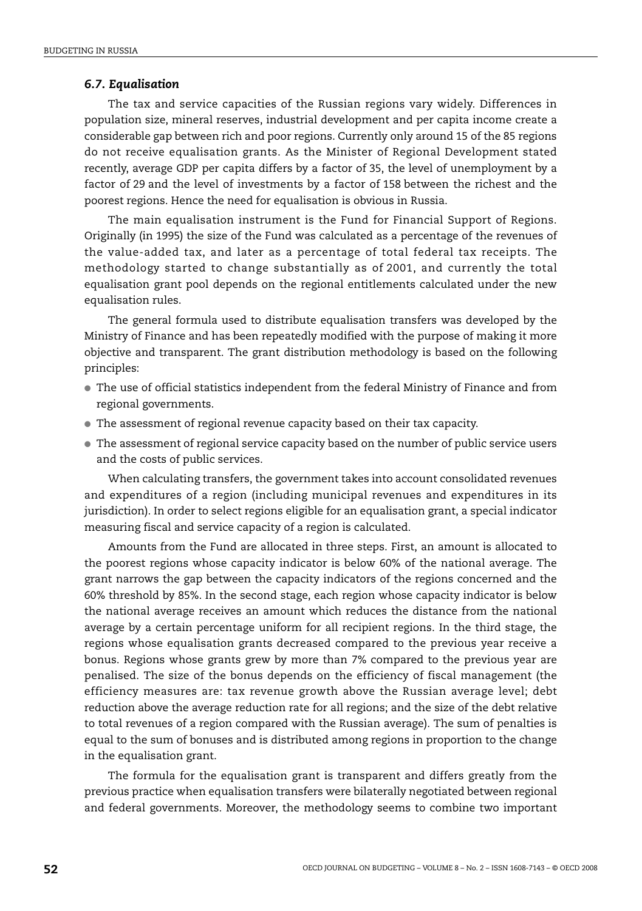### *6.7. Equalisation*

The tax and service capacities of the Russian regions vary widely. Differences in population size, mineral reserves, industrial development and per capita income create a considerable gap between rich and poor regions. Currently only around 15 of the 85 regions do not receive equalisation grants. As the Minister of Regional Development stated recently, average GDP per capita differs by a factor of 35, the level of unemployment by a factor of 29 and the level of investments by a factor of 158 between the richest and the poorest regions. Hence the need for equalisation is obvious in Russia.

The main equalisation instrument is the Fund for Financial Support of Regions. Originally (in 1995) the size of the Fund was calculated as a percentage of the revenues of the value-added tax, and later as a percentage of total federal tax receipts. The methodology started to change substantially as of 2001, and currently the total equalisation grant pool depends on the regional entitlements calculated under the new equalisation rules.

The general formula used to distribute equalisation transfers was developed by the Ministry of Finance and has been repeatedly modified with the purpose of making it more objective and transparent. The grant distribution methodology is based on the following principles:

- The use of official statistics independent from the federal Ministry of Finance and from regional governments.
- The assessment of regional revenue capacity based on their tax capacity.
- The assessment of regional service capacity based on the number of public service users and the costs of public services.

When calculating transfers, the government takes into account consolidated revenues and expenditures of a region (including municipal revenues and expenditures in its jurisdiction). In order to select regions eligible for an equalisation grant, a special indicator measuring fiscal and service capacity of a region is calculated.

Amounts from the Fund are allocated in three steps. First, an amount is allocated to the poorest regions whose capacity indicator is below 60% of the national average. The grant narrows the gap between the capacity indicators of the regions concerned and the 60% threshold by 85%. In the second stage, each region whose capacity indicator is below the national average receives an amount which reduces the distance from the national average by a certain percentage uniform for all recipient regions. In the third stage, the regions whose equalisation grants decreased compared to the previous year receive a bonus. Regions whose grants grew by more than 7% compared to the previous year are penalised. The size of the bonus depends on the efficiency of fiscal management (the efficiency measures are: tax revenue growth above the Russian average level; debt reduction above the average reduction rate for all regions; and the size of the debt relative to total revenues of a region compared with the Russian average). The sum of penalties is equal to the sum of bonuses and is distributed among regions in proportion to the change in the equalisation grant.

The formula for the equalisation grant is transparent and differs greatly from the previous practice when equalisation transfers were bilaterally negotiated between regional and federal governments. Moreover, the methodology seems to combine two important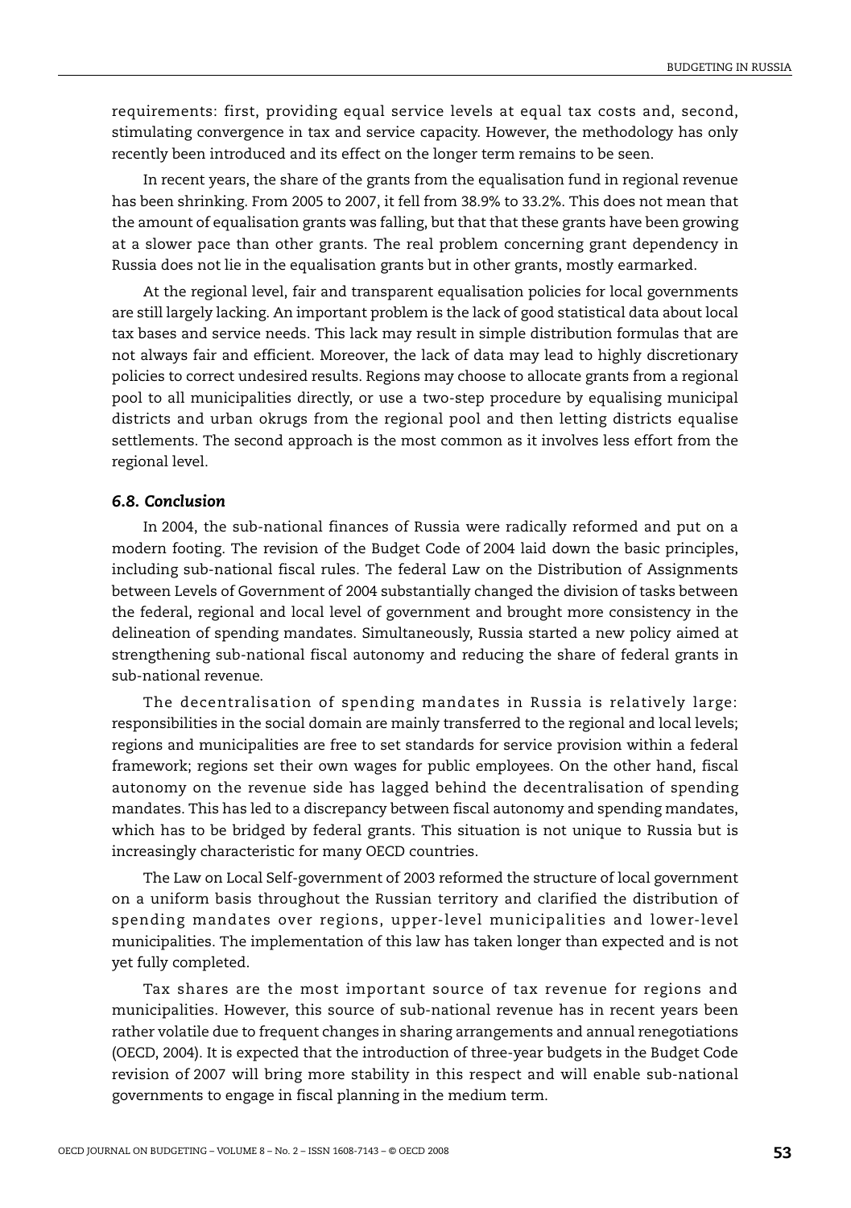requirements: first, providing equal service levels at equal tax costs and, second, stimulating convergence in tax and service capacity. However, the methodology has only recently been introduced and its effect on the longer term remains to be seen.

In recent years, the share of the grants from the equalisation fund in regional revenue has been shrinking. From 2005 to 2007, it fell from 38.9% to 33.2%. This does not mean that the amount of equalisation grants was falling, but that that these grants have been growing at a slower pace than other grants. The real problem concerning grant dependency in Russia does not lie in the equalisation grants but in other grants, mostly earmarked.

At the regional level, fair and transparent equalisation policies for local governments are still largely lacking. An important problem is the lack of good statistical data about local tax bases and service needs. This lack may result in simple distribution formulas that are not always fair and efficient. Moreover, the lack of data may lead to highly discretionary policies to correct undesired results. Regions may choose to allocate grants from a regional pool to all municipalities directly, or use a two-step procedure by equalising municipal districts and urban okrugs from the regional pool and then letting districts equalise settlements. The second approach is the most common as it involves less effort from the regional level.

### *6.8. Conclusion*

In 2004, the sub-national finances of Russia were radically reformed and put on a modern footing. The revision of the Budget Code of 2004 laid down the basic principles, including sub-national fiscal rules. The federal Law on the Distribution of Assignments between Levels of Government of 2004 substantially changed the division of tasks between the federal, regional and local level of government and brought more consistency in the delineation of spending mandates. Simultaneously, Russia started a new policy aimed at strengthening sub-national fiscal autonomy and reducing the share of federal grants in sub-national revenue.

The decentralisation of spending mandates in Russia is relatively large: responsibilities in the social domain are mainly transferred to the regional and local levels; regions and municipalities are free to set standards for service provision within a federal framework; regions set their own wages for public employees. On the other hand, fiscal autonomy on the revenue side has lagged behind the decentralisation of spending mandates. This has led to a discrepancy between fiscal autonomy and spending mandates, which has to be bridged by federal grants. This situation is not unique to Russia but is increasingly characteristic for many OECD countries.

The Law on Local Self-government of 2003 reformed the structure of local government on a uniform basis throughout the Russian territory and clarified the distribution of spending mandates over regions, upper-level municipalities and lower-level municipalities. The implementation of this law has taken longer than expected and is not yet fully completed.

Tax shares are the most important source of tax revenue for regions and municipalities. However, this source of sub-national revenue has in recent years been rather volatile due to frequent changes in sharing arrangements and annual renegotiations (OECD, 2004). It is expected that the introduction of three-year budgets in the Budget Code revision of 2007 will bring more stability in this respect and will enable sub-national governments to engage in fiscal planning in the medium term.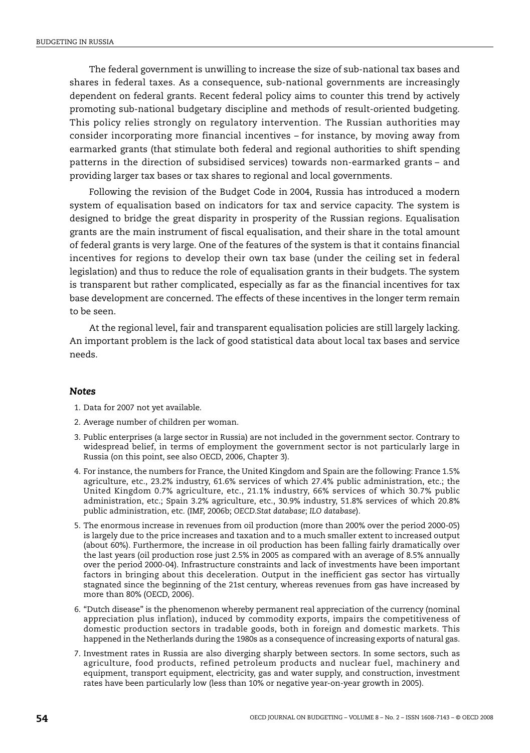The federal government is unwilling to increase the size of sub-national tax bases and shares in federal taxes. As a consequence, sub-national governments are increasingly dependent on federal grants. Recent federal policy aims to counter this trend by actively promoting sub-national budgetary discipline and methods of result-oriented budgeting. This policy relies strongly on regulatory intervention. The Russian authorities may consider incorporating more financial incentives – for instance, by moving away from earmarked grants (that stimulate both federal and regional authorities to shift spending patterns in the direction of subsidised services) towards non-earmarked grants – and providing larger tax bases or tax shares to regional and local governments.

Following the revision of the Budget Code in 2004, Russia has introduced a modern system of equalisation based on indicators for tax and service capacity. The system is designed to bridge the great disparity in prosperity of the Russian regions. Equalisation grants are the main instrument of fiscal equalisation, and their share in the total amount of federal grants is very large. One of the features of the system is that it contains financial incentives for regions to develop their own tax base (under the ceiling set in federal legislation) and thus to reduce the role of equalisation grants in their budgets. The system is transparent but rather complicated, especially as far as the financial incentives for tax base development are concerned. The effects of these incentives in the longer term remain to be seen.

At the regional level, fair and transparent equalisation policies are still largely lacking. An important problem is the lack of good statistical data about local tax bases and service needs.

### *Notes*

1. Data for 2007 not yet available.
2. Average number of children per woman.
3. Public enterprises (a large sector in Russia) are not included in the government sector. Contrary to widespread belief, in terms of employment the government sector is not particularly large in Russia (on this point, see also OECD, 2006, Chapter 3).
4. For instance, the numbers for France, the United Kingdom and Spain are the following: France 1.5% agriculture, etc., 23.2% industry, 61.6% services of which 27.4% public administration, etc.; the United Kingdom 0.7% agriculture, etc., 21.1% industry, 66% services of which 30.7% public administration, etc.; Spain 3.2% agriculture, etc., 30.9% industry, 51.8% services of which 20.8% public administration, etc. (IMF, 2006b; *OECD.Stat database*; *ILO database*).
5. The enormous increase in revenues from oil production (more than 200% over the period 2000-05) is largely due to the price increases and taxation and to a much smaller extent to increased output (about 60%). Furthermore, the increase in oil production has been falling fairly dramatically over the last years (oil production rose just 2.5% in 2005 as compared with an average of 8.5% annually over the period 2000-04). Infrastructure constraints and lack of investments have been important factors in bringing about this deceleration. Output in the inefficient gas sector has virtually stagnated since the beginning of the 21st century, whereas revenues from gas have increased by more than 80% (OECD, 2006).
6. "Dutch disease" is the phenomenon whereby permanent real appreciation of the currency (nominal appreciation plus inflation), induced by commodity exports, impairs the competitiveness of domestic production sectors in tradable goods, both in foreign and domestic markets. This happened in the Netherlands during the 1980s as a consequence of increasing exports of natural gas.
7. Investment rates in Russia are also diverging sharply between sectors. In some sectors, such as agriculture, food products, refined petroleum products and nuclear fuel, machinery and equipment, transport equipment, electricity, gas and water supply, and construction, investment rates have been particularly low (less than 10% or negative year-on-year growth in 2005).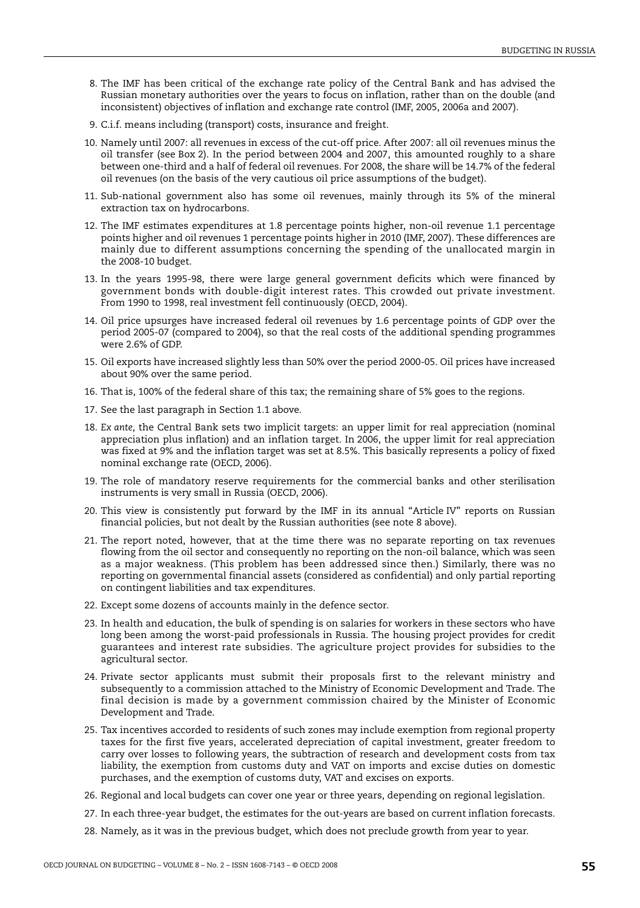8. The IMF has been critical of the exchange rate policy of the Central Bank and has advised the Russian monetary authorities over the years to focus on inflation, rather than on the double (and inconsistent) objectives of inflation and exchange rate control (IMF, 2005, 2006a and 2007).
9. C.i.f. means including (transport) costs, insurance and freight.
10. Namely until 2007: all revenues in excess of the cut-off price. After 2007: all oil revenues minus the oil transfer (see Box 2). In the period between 2004 and 2007, this amounted roughly to a share between one-third and a half of federal oil revenues. For 2008, the share will be 14.7% of the federal oil revenues (on the basis of the very cautious oil price assumptions of the budget).
11. Sub-national government also has some oil revenues, mainly through its 5% of the mineral extraction tax on hydrocarbons.
12. The IMF estimates expenditures at 1.8 percentage points higher, non-oil revenue 1.1 percentage points higher and oil revenues 1 percentage points higher in 2010 (IMF, 2007). These differences are mainly due to different assumptions concerning the spending of the unallocated margin in the 2008-10 budget.
13. In the years 1995-98, there were large general government deficits which were financed by government bonds with double-digit interest rates. This crowded out private investment. From 1990 to 1998, real investment fell continuously (OECD, 2004).
14. Oil price upsurges have increased federal oil revenues by 1.6 percentage points of GDP over the period 2005-07 (compared to 2004), so that the real costs of the additional spending programmes were 2.6% of GDP.
15. Oil exports have increased slightly less than 50% over the period 2000-05. Oil prices have increased about 90% over the same period.
16. That is, 100% of the federal share of this tax; the remaining share of 5% goes to the regions.
17. See the last paragraph in Section 1.1 above.
18. *Ex ante*, the Central Bank sets two implicit targets: an upper limit for real appreciation (nominal appreciation plus inflation) and an inflation target. In 2006, the upper limit for real appreciation was fixed at 9% and the inflation target was set at 8.5%. This basically represents a policy of fixed nominal exchange rate (OECD, 2006).
19. The role of mandatory reserve requirements for the commercial banks and other sterilisation instruments is very small in Russia (OECD, 2006).
20. This view is consistently put forward by the IMF in its annual "Article IV" reports on Russian financial policies, but not dealt by the Russian authorities (see note 8 above).
21. The report noted, however, that at the time there was no separate reporting on tax revenues flowing from the oil sector and consequently no reporting on the non-oil balance, which was seen as a major weakness. (This problem has been addressed since then.) Similarly, there was no reporting on governmental financial assets (considered as confidential) and only partial reporting on contingent liabilities and tax expenditures.
22. Except some dozens of accounts mainly in the defence sector.
23. In health and education, the bulk of spending is on salaries for workers in these sectors who have long been among the worst-paid professionals in Russia. The housing project provides for credit guarantees and interest rate subsidies. The agriculture project provides for subsidies to the agricultural sector.
24. Private sector applicants must submit their proposals first to the relevant ministry and subsequently to a commission attached to the Ministry of Economic Development and Trade. The final decision is made by a government commission chaired by the Minister of Economic Development and Trade.
25. Tax incentives accorded to residents of such zones may include exemption from regional property taxes for the first five years, accelerated depreciation of capital investment, greater freedom to carry over losses to following years, the subtraction of research and development costs from tax liability, the exemption from customs duty and VAT on imports and excise duties on domestic purchases, and the exemption of customs duty, VAT and excises on exports.
26. Regional and local budgets can cover one year or three years, depending on regional legislation.
27. In each three-year budget, the estimates for the out-years are based on current inflation forecasts.
28. Namely, as it was in the previous budget, which does not preclude growth from year to year.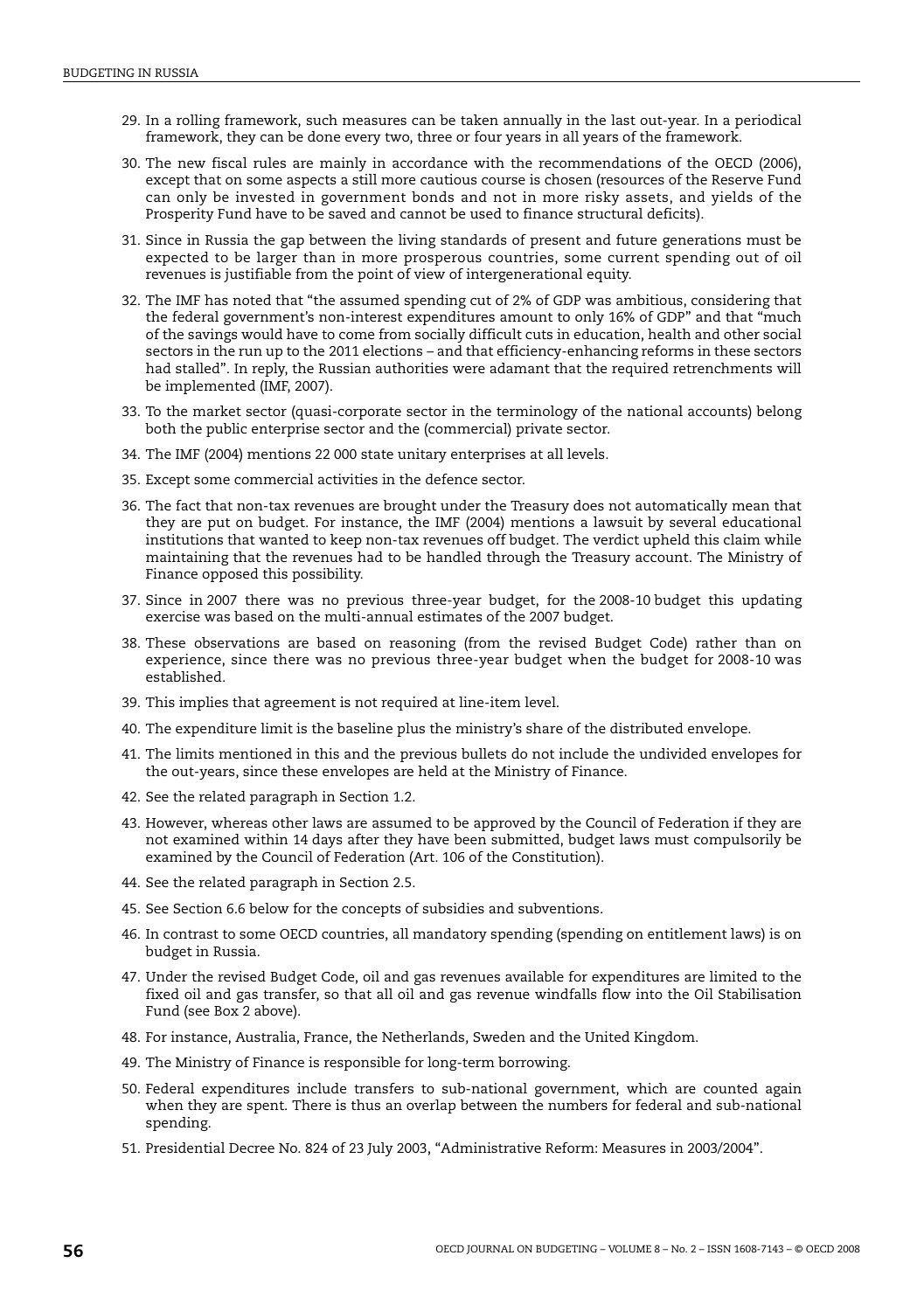29. In a rolling framework, such measures can be taken annually in the last out-year. In a periodical framework, they can be done every two, three or four years in all years of the framework.

30. The new fiscal rules are mainly in accordance with the recommendations of the OECD (2006), except that on some aspects a still more cautious course is chosen (resources of the Reserve Fund can only be invested in government bonds and not in more risky assets, and yields of the Prosperity Fund have to be saved and cannot be used to finance structural deficits).

31. Since in Russia the gap between the living standards of present and future generations must be expected to be larger than in more prosperous countries, some current spending out of oil revenues is justifiable from the point of view of intergenerational equity.

32. The IMF has noted that "the assumed spending cut of 2% of GDP was ambitious, considering that the federal government's non-interest expenditures amount to only 16% of GDP" and that "much of the savings would have to come from socially difficult cuts in education, health and other social sectors in the run up to the 2011 elections – and that efficiency-enhancing reforms in these sectors had stalled". In reply, the Russian authorities were adamant that the required retrenchments will be implemented (IMF, 2007).

33. To the market sector (quasi-corporate sector in the terminology of the national accounts) belong both the public enterprise sector and the (commercial) private sector.

34. The IMF (2004) mentions 22 000 state unitary enterprises at all levels.

35. Except some commercial activities in the defence sector.

36. The fact that non-tax revenues are brought under the Treasury does not automatically mean that they are put on budget. For instance, the IMF (2004) mentions a lawsuit by several educational institutions that wanted to keep non-tax revenues off budget. The verdict upheld this claim while maintaining that the revenues had to be handled through the Treasury account. The Ministry of Finance opposed this possibility.

37. Since in 2007 there was no previous three-year budget, for the 2008-10 budget this updating exercise was based on the multi-annual estimates of the 2007 budget.

38. These observations are based on reasoning (from the revised Budget Code) rather than on experience, since there was no previous three-year budget when the budget for 2008-10 was established.

39. This implies that agreement is not required at line-item level.

40. The expenditure limit is the baseline plus the ministry's share of the distributed envelope.

41. The limits mentioned in this and the previous bullets do not include the undivided envelopes for the out-years, since these envelopes are held at the Ministry of Finance.

42. See the related paragraph in Section 1.2.

43. However, whereas other laws are assumed to be approved by the Council of Federation if they are not examined within 14 days after they have been submitted, budget laws must compulsorily be examined by the Council of Federation (Art. 106 of the Constitution).

44. See the related paragraph in Section 2.5.

45. See Section 6.6 below for the concepts of subsidies and subventions.

46. In contrast to some OECD countries, all mandatory spending (spending on entitlement laws) is on budget in Russia.

47. Under the revised Budget Code, oil and gas revenues available for expenditures are limited to the fixed oil and gas transfer, so that all oil and gas revenue windfalls flow into the Oil Stabilisation Fund (see Box 2 above).

48. For instance, Australia, France, the Netherlands, Sweden and the United Kingdom.

49. The Ministry of Finance is responsible for long-term borrowing.

50. Federal expenditures include transfers to sub-national government, which are counted again when they are spent. There is thus an overlap between the numbers for federal and sub-national spending.

51. Presidential Decree No. 824 of 23 July 2003, "Administrative Reform: Measures in 2003/2004".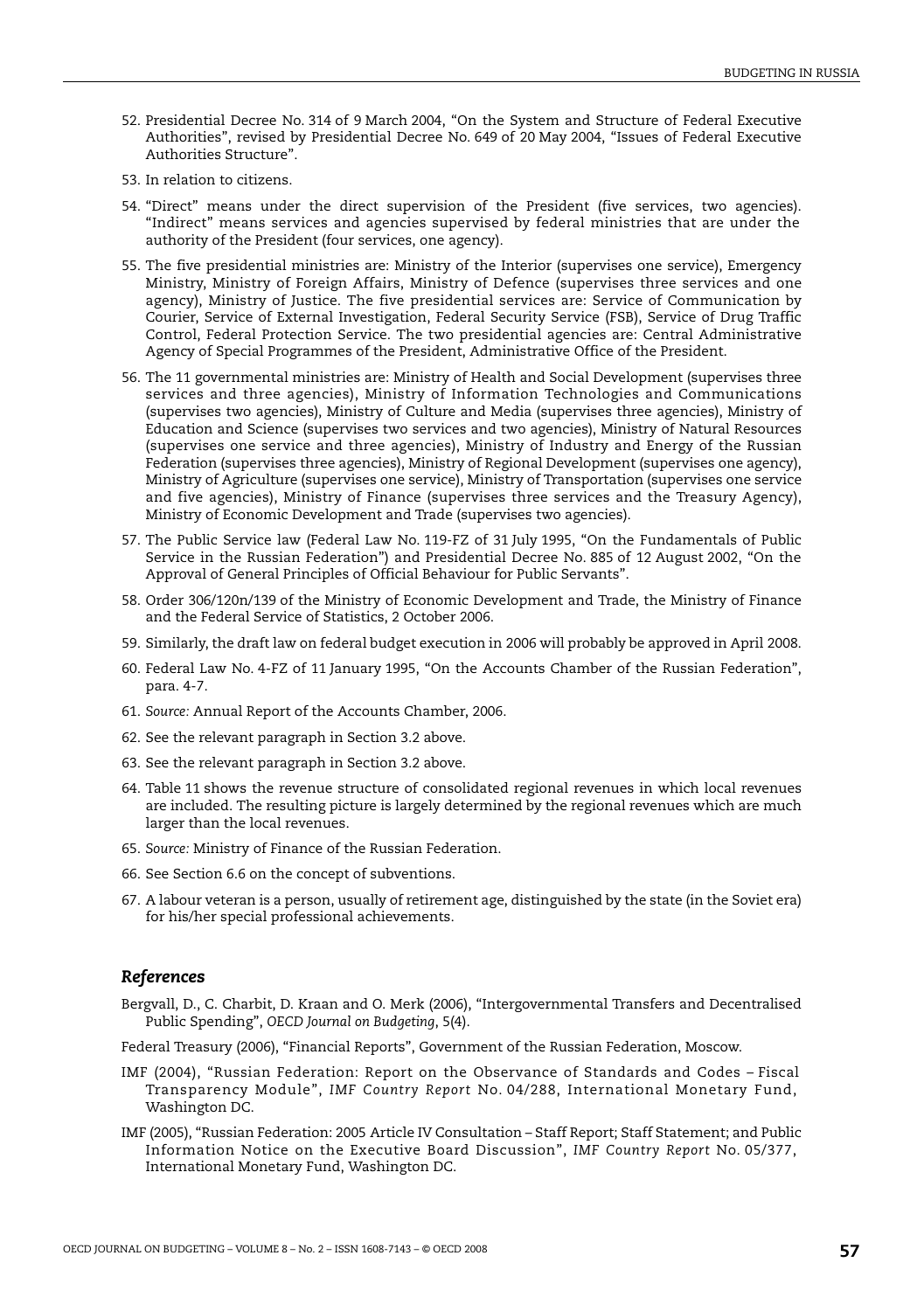52. Presidential Decree No. 314 of 9 March 2004, "On the System and Structure of Federal Executive Authorities", revised by Presidential Decree No. 649 of 20 May 2004, "Issues of Federal Executive Authorities Structure".

53. In relation to citizens.

54. "Direct" means under the direct supervision of the President (five services, two agencies). "Indirect" means services and agencies supervised by federal ministries that are under the authority of the President (four services, one agency).

55. The five presidential ministries are: Ministry of the Interior (supervises one service), Emergency Ministry, Ministry of Foreign Affairs, Ministry of Defence (supervises three services and one agency), Ministry of Justice. The five presidential services are: Service of Communication by Courier, Service of External Investigation, Federal Security Service (FSB), Service of Drug Traffic Control, Federal Protection Service. The two presidential agencies are: Central Administrative Agency of Special Programmes of the President, Administrative Office of the President.

56. The 11 governmental ministries are: Ministry of Health and Social Development (supervises three services and three agencies), Ministry of Information Technologies and Communications (supervises two agencies), Ministry of Culture and Media (supervises three agencies), Ministry of Education and Science (supervises two services and two agencies), Ministry of Natural Resources (supervises one service and three agencies), Ministry of Industry and Energy of the Russian Federation (supervises three agencies), Ministry of Regional Development (supervises one agency), Ministry of Agriculture (supervises one service), Ministry of Transportation (supervises one service and five agencies), Ministry of Finance (supervises three services and the Treasury Agency), Ministry of Economic Development and Trade (supervises two agencies).

57. The Public Service law (Federal Law No. 119-FZ of 31 July 1995, "On the Fundamentals of Public Service in the Russian Federation") and Presidential Decree No. 885 of 12 August 2002, "On the Approval of General Principles of Official Behaviour for Public Servants".

58. Order 306/120n/139 of the Ministry of Economic Development and Trade, the Ministry of Finance and the Federal Service of Statistics, 2 October 2006.

59. Similarly, the draft law on federal budget execution in 2006 will probably be approved in April 2008.

60. Federal Law No. 4-FZ of 11 January 1995, "On the Accounts Chamber of the Russian Federation", para. 4-7.

61. *Source:* Annual Report of the Accounts Chamber, 2006.

62. See the relevant paragraph in Section 3.2 above.

63. See the relevant paragraph in Section 3.2 above.

64. Table 11 shows the revenue structure of consolidated regional revenues in which local revenues are included. The resulting picture is largely determined by the regional revenues which are much larger than the local revenues.

65. *Source:* Ministry of Finance of the Russian Federation.

66. See Section 6.6 on the concept of subventions.

67. A labour veteran is a person, usually of retirement age, distinguished by the state (in the Soviet era) for his/her special professional achievements.

## References

Bergvall, D., C. Charbit, D. Kraan and O. Merk (2006), "Intergovernmental Transfers and Decentralised Public Spending", *OECD Journal on Budgeting*, 5(4).

Federal Treasury (2006), "Financial Reports", Government of the Russian Federation, Moscow.

IMF (2004), "Russian Federation: Report on the Observance of Standards and Codes – Fiscal Transparency Module", *IMF Country Report* No. 04/288, International Monetary Fund, Washington DC.

IMF (2005), "Russian Federation: 2005 Article IV Consultation – Staff Report; Staff Statement; and Public Information Notice on the Executive Board Discussion", *IMF Country Report* No. 05/377, International Monetary Fund, Washington DC.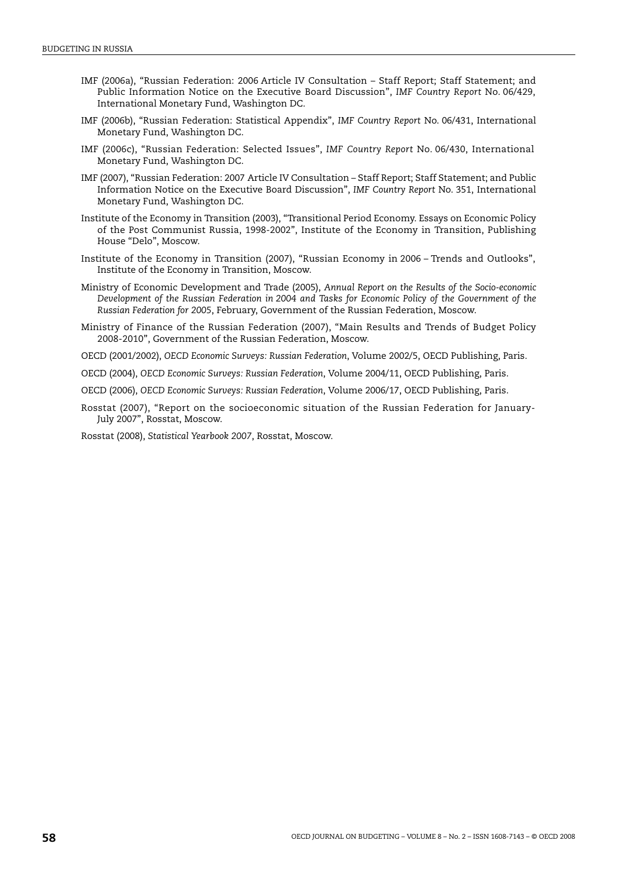IMF (2006a), "Russian Federation: 2006 Article IV Consultation – Staff Report; Staff Statement; and Public Information Notice on the Executive Board Discussion", *IMF Country Report* No. 06/429, International Monetary Fund, Washington DC.

IMF (2006b), "Russian Federation: Statistical Appendix", *IMF Country Report* No. 06/431, International Monetary Fund, Washington DC.

IMF (2006c), "Russian Federation: Selected Issues", *IMF Country Report* No. 06/430, International Monetary Fund, Washington DC.

IMF (2007), "Russian Federation: 2007 Article IV Consultation – Staff Report; Staff Statement; and Public Information Notice on the Executive Board Discussion", *IMF Country Report* No. 351, International Monetary Fund, Washington DC.

Institute of the Economy in Transition (2003), "Transitional Period Economy. Essays on Economic Policy of the Post Communist Russia, 1998-2002", Institute of the Economy in Transition, Publishing House "Delo", Moscow.

Institute of the Economy in Transition (2007), "Russian Economy in 2006 – Trends and Outlooks", Institute of the Economy in Transition, Moscow.

Ministry of Economic Development and Trade (2005), *Annual Report on the Results of the Socio-economic Development of the Russian Federation in 2004 and Tasks for Economic Policy of the Government of the Russian Federation for 2005*, February, Government of the Russian Federation, Moscow.

Ministry of Finance of the Russian Federation (2007), "Main Results and Trends of Budget Policy 2008-2010", Government of the Russian Federation, Moscow.

OECD (2001/2002), *OECD Economic Surveys: Russian Federation*, Volume 2002/5, OECD Publishing, Paris.

OECD (2004), *OECD Economic Surveys: Russian Federation*, Volume 2004/11, OECD Publishing, Paris.

OECD (2006), *OECD Economic Surveys: Russian Federation*, Volume 2006/17, OECD Publishing, Paris.

Rosstat (2007), "Report on the socioeconomic situation of the Russian Federation for January-July 2007", Rosstat, Moscow.

Rosstat (2008), *Statistical Yearbook 2007*, Rosstat, Moscow.